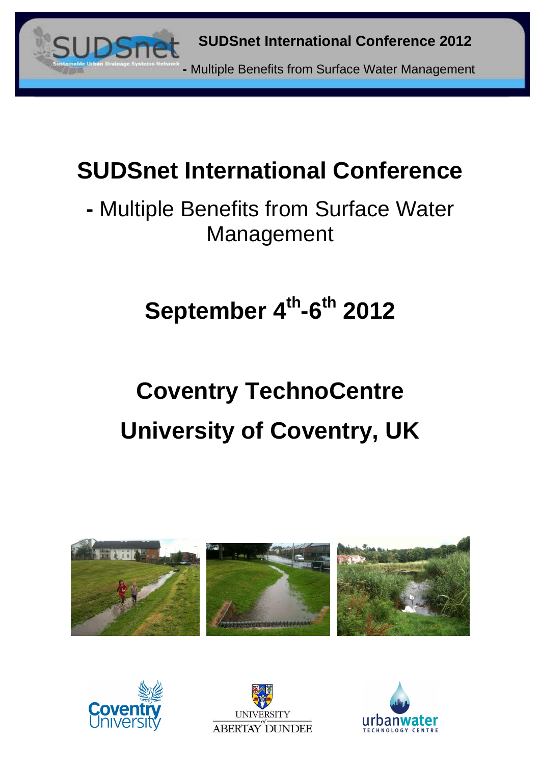# SUDSnet International Conference

## - Multiple Benefits from Surface Water Management

## September 4th-6th 2012

## Coventry TechnoCentre

## University of Coventry, UK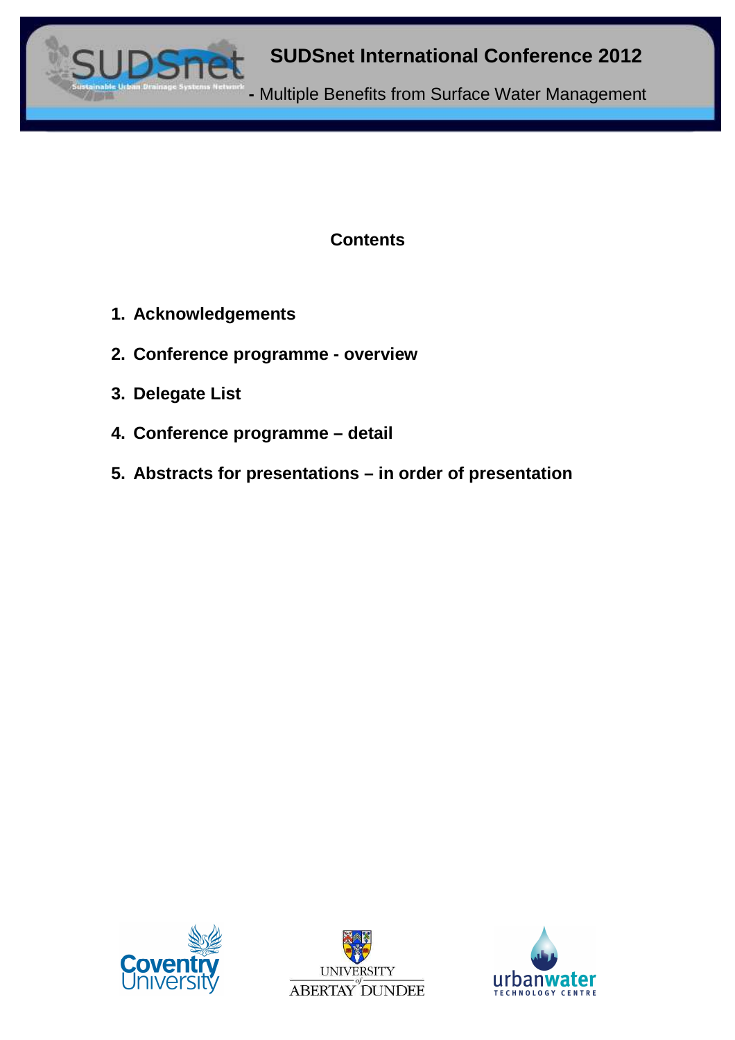## Contents

1. **Acknowledgements**
2. **Conference programme - overview**
3. **Delegate List**
4. **Conference programme – detail**
5. **Abstracts for presentations – in order of presentation**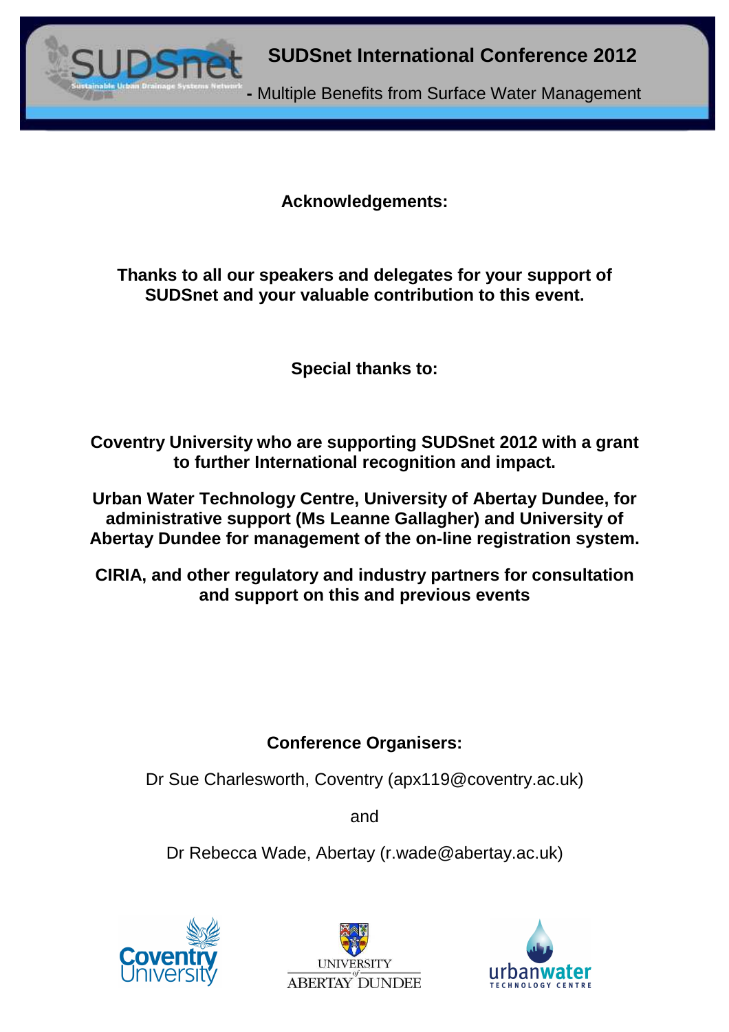**Acknowledgements:**

**Thanks to all our speakers and delegates for your support of SUDSnet and your valuable contribution to this event.**

**Special thanks to:**

**Coventry University who are supporting SUDSnet 2012 with a grant to further International recognition and impact.**

**Urban Water Technology Centre, University of Abertay Dundee, for administrative support (Ms Leanne Gallagher) and University of Abertay Dundee for management of the on-line registration system.**

**CIRIA, and other regulatory and industry partners for consultation and support on this and previous events**

**Conference Organisers:**

Dr Sue Charlesworth, Coventry (apx119@coventry.ac.uk)

and

Dr Rebecca Wade, Abertay (r.wade@abertay.ac.uk)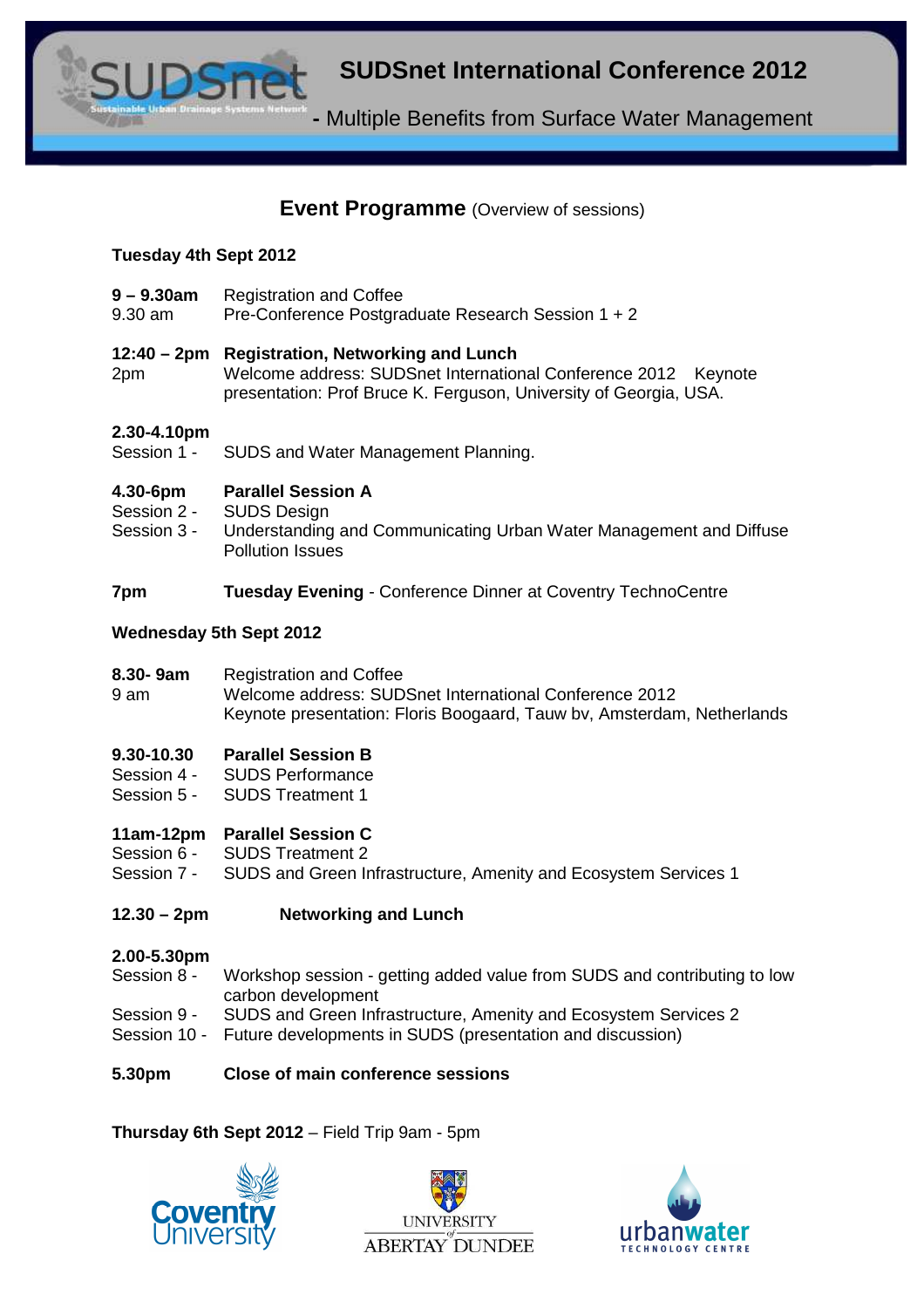# SUDSnet International Conference 2012

**- Multiple Benefits from Surface Water Management**

## Event Programme (Overview of sessions)

### Tuesday 4th Sept 2012

**9 – 9.30am** Registration and Coffee
9.30 am Pre-Conference Postgraduate Research Session 1 + 2

**12:40 – 2pm** **Registration, Networking and Lunch**
2pm Welcome address: SUDSnet International Conference 2012 Keynote presentation: Prof Bruce K. Ferguson, University of Georgia, USA.

**2.30-4.10pm**
Session 1 - SUDS and Water Management Planning.

**4.30-6pm** **Parallel Session A**
Session 2 - SUDS Design
Session 3 - Understanding and Communicating Urban Water Management and Diffuse Pollution Issues

**7pm** **Tuesday Evening** - Conference Dinner at Coventry TechnoCentre

### Wednesday 5th Sept 2012

**8.30- 9am** Registration and Coffee
9 am Welcome address: SUDSnet International Conference 2012
Keynote presentation: Floris Boogaard, Tauw bv, Amsterdam, Netherlands

**9.30-10.30** **Parallel Session B**
Session 4 - SUDS Performance
Session 5 - SUDS Treatment 1

**11am-12pm** **Parallel Session C**
Session 6 - SUDS Treatment 2
Session 7 - SUDS and Green Infrastructure, Amenity and Ecosystem Services 1

**12.30 – 2pm** **Networking and Lunch**

**2.00-5.30pm**
Session 8 - Workshop session - getting added value from SUDS and contributing to low carbon development
Session 9 - SUDS and Green Infrastructure, Amenity and Ecosystem Services 2
Session 10 - Future developments in SUDS (presentation and discussion)

**5.30pm** **Close of main conference sessions**

**Thursday 6th Sept 2012** – Field Trip 9am - 5pm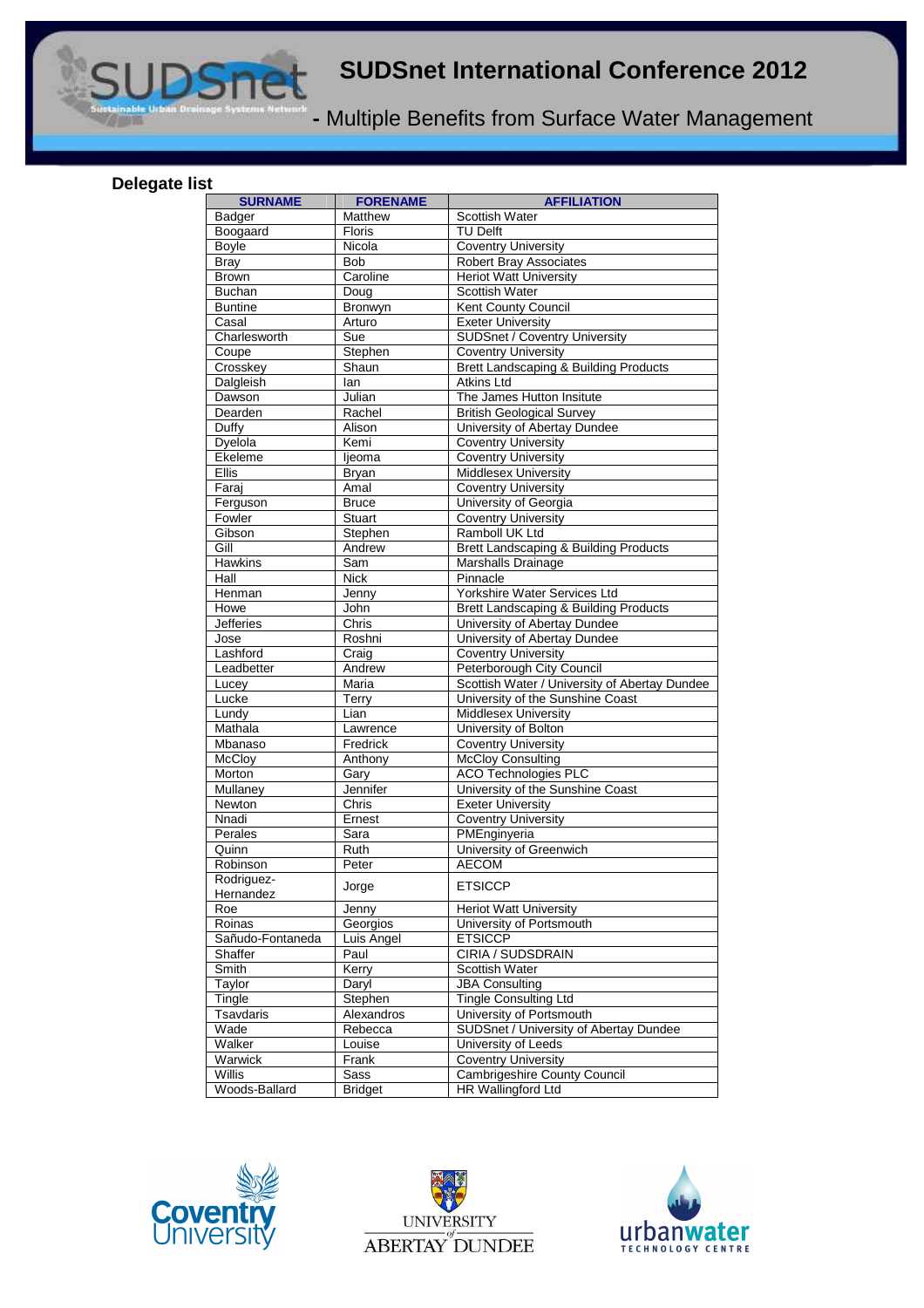# SUDSnet International Conference 2012

## - Multiple Benefits from Surface Water Management

### Delegate list

| SURNAME | FORENAME | AFFILIATION |
|---|---|---|
| Badger | Matthew | Scottish Water |
| Boogaard | Floris | TU Delft |
| Boyle | Nicola | Coventry University |
| Bray | Bob | Robert Bray Associates |
| Brown | Caroline | Heriot Watt University |
| Buchan | Doug | Scottish Water |
| Buntine | Bronwyn | Kent County Council |
| Casal | Arturo | Exeter University |
| Charlesworth | Sue | SUDSnet / Coventry University |
| Coupe | Stephen | Coventry University |
| Crosskey | Shaun | Brett Landscaping & Building Products |
| Dalgleish | Ian | Atkins Ltd |
| Dawson | Julian | The James Hutton Insitute |
| Dearden | Rachel | British Geological Survey |
| Duffy | Alison | University of Abertay Dundee |
| Dyelola | Kemi | Coventry University |
| Ekeleme | Ijeoma | Coventry University |
| Ellis | Bryan | Middlesex University |
| Faraj | Amal | Coventry University |
| Ferguson | Bruce | University of Georgia |
| Fowler | Stuart | Coventry University |
| Gibson | Stephen | Ramboll UK Ltd |
| Gill | Andrew | Brett Landscaping & Building Products |
| Hawkins | Sam | Marshalls Drainage |
| Hall | Nick | Pinnacle |
| Henman | Jenny | Yorkshire Water Services Ltd |
| Howe | John | Brett Landscaping & Building Products |
| Jefferies | Chris | University of Abertay Dundee |
| Jose | Roshni | University of Abertay Dundee |
| Lashford | Craig | Coventry University |
| Leadbetter | Andrew | Peterborough City Council |
| Lucey | Maria | Scottish Water / University of Abertay Dundee |
| Lucke | Terry | University of the Sunshine Coast |
| Lundy | Lian | Middlesex University |
| Mathala | Lawrence | University of Bolton |
| Mbanaso | Fredrick | Coventry University |
| McCloy | Anthony | McCloy Consulting |
| Morton | Gary | ACO Technologies PLC |
| Mullaney | Jennifer | University of the Sunshine Coast |
| Newton | Chris | Exeter University |
| Nnadi | Ernest | Coventry University |
| Perales | Sara | PMEnginyeria |
| Quinn | Ruth | University of Greenwich |
| Robinson | Peter | AECOM |
| Rodriguez-Hernandez | Jorge | ETSICCP |
| Roe | Jenny | Heriot Watt University |
| Roinas | Georgios | University of Portsmouth |
| Sañudo-Fontaneda | Luis Angel | ETSICCP |
| Shaffer | Paul | CIRIA / SUDSDRAIN |
| Smith | Kerry | Scottish Water |
| Taylor | Daryl | JBA Consulting |
| Tingle | Stephen | Tingle Consulting Ltd |
| Tsavdaris | Alexandros | University of Portsmouth |
| Wade | Rebecca | SUDSnet / University of Abertay Dundee |
| Walker | Louise | University of Leeds |
| Warwick | Frank | Coventry University |
| Willis | Sass | Cambrigeshire County Council |
| Woods-Ballard | Bridget | HR Wallingford Ltd |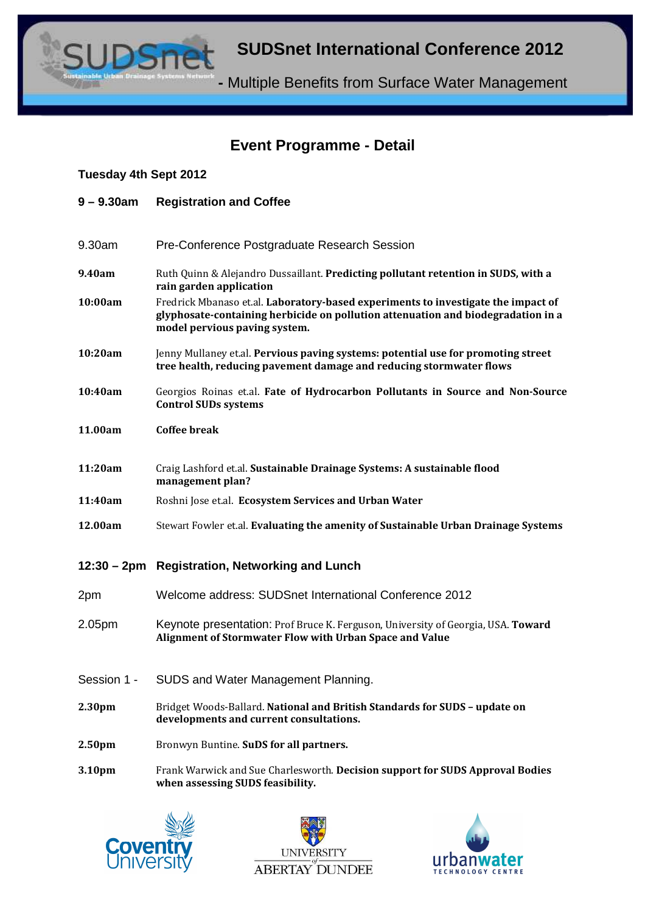# SUDSnet International Conference 2012

**- Multiple Benefits from Surface Water Management**

## Event Programme - Detail

### Tuesday 4th Sept 2012

| | |
|---|---|
| **9 – 9.30am** | **Registration and Coffee** |
| 9.30am | Pre-Conference Postgraduate Research Session |
| **9.40am** | Ruth Quinn & Alejandro Dussaillant. **Predicting pollutant retention in SUDS, with a rain garden application** |
| **10:00am** | Fredrick Mbanaso et.al. **Laboratory-based experiments to investigate the impact of glyphosate-containing herbicide on pollution attenuation and biodegradation in a model pervious paving system.** |
| **10:20am** | Jenny Mullaney et.al. **Pervious paving systems: potential use for promoting street tree health, reducing pavement damage and reducing stormwater flows** |
| **10:40am** | Georgios Roinas et.al. **Fate of Hydrocarbon Pollutants in Source and Non-Source Control SUDs systems** |
| **11.00am** | **Coffee break** |
| **11:20am** | Craig Lashford et.al. **Sustainable Drainage Systems: A sustainable flood management plan?** |
| **11:40am** | Roshni Jose et.al. **Ecosystem Services and Urban Water** |
| **12.00am** | Stewart Fowler et.al. **Evaluating the amenity of Sustainable Urban Drainage Systems** |
| **12:30 – 2pm** | **Registration, Networking and Lunch** |
| 2pm | Welcome address: SUDSnet International Conference 2012 |
| 2.05pm | Keynote presentation: Prof Bruce K. Ferguson, University of Georgia, USA. **Toward Alignment of Stormwater Flow with Urban Space and Value** |
| Session 1 - | SUDS and Water Management Planning. |
| **2.30pm** | Bridget Woods-Ballard. **National and British Standards for SUDS – update on developments and current consultations.** |
| **2.50pm** | Bronwyn Buntine. **SuDS for all partners.** |
| **3.10pm** | Frank Warwick and Sue Charlesworth. **Decision support for SUDS Approval Bodies when assessing SUDS feasibility.** |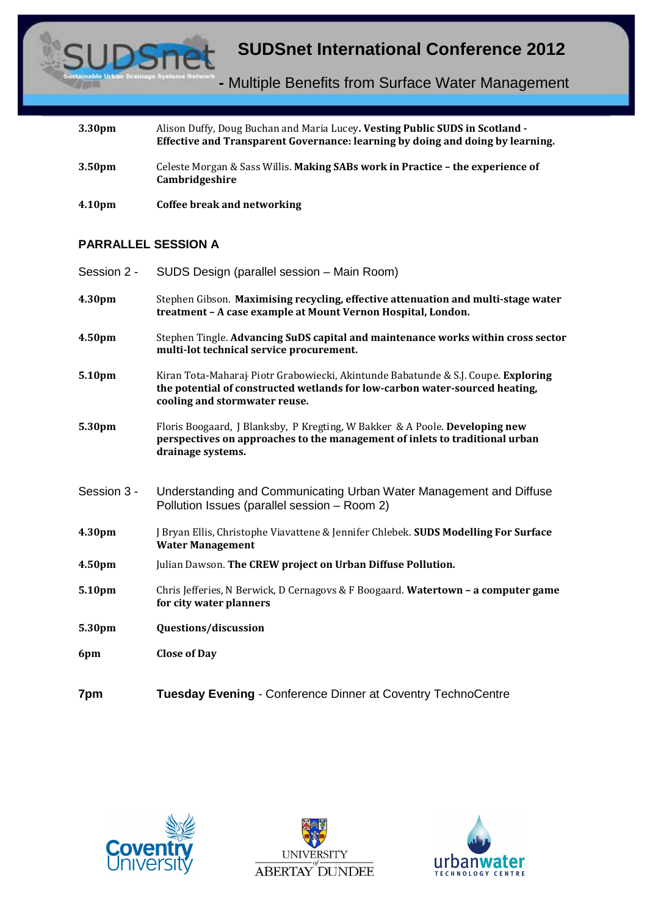3.30pm Alison Duffy, Doug Buchan and Maria Lucey. **Vesting Public SUDS in Scotland - Effective and Transparent Governance: learning by doing and doing by learning.**

3.50pm Celeste Morgan & Sass Willis. **Making SABs work in Practice – the experience of Cambridgeshire**

**4.10pm Coffee break and networking**

## PARRALLEL SESSION A

Session 2 - SUDS Design (parallel session – Main Room)

**4.30pm** Stephen Gibson. **Maximising recycling, effective attenuation and multi-stage water treatment – A case example at Mount Vernon Hospital, London.**

**4.50pm** Stephen Tingle. **Advancing SuDS capital and maintenance works within cross sector multi-lot technical service procurement.**

**5.10pm** Kiran Tota-Maharaj, Piotr Grabowiecki, Akintunde Babatunde & S.J. Coupe. **Exploring the potential of constructed wetlands for low-carbon water-sourced heating, cooling and stormwater reuse.**

**5.30pm** Floris Boogaard, J Blanksby, P Kregting, W Bakker & A Poole. **Developing new perspectives on approaches to the management of inlets to traditional urban drainage systems.**

Session 3 - Understanding and Communicating Urban Water Management and Diffuse Pollution Issues (parallel session – Room 2)

**4.30pm** J Bryan Ellis, Christophe Viavattene & Jennifer Chlebek. **SUDS Modelling For Surface Water Management**

**4.50pm** Julian Dawson. **The CREW project on Urban Diffuse Pollution.**

**5.10pm** Chris Jefferies, N Berwick, D Cernagovs & F Boogaard. **Watertown – a computer game for city water planners**

**5.30pm Questions/discussion**

**6pm Close of Day**

**7pm Tuesday Evening** - Conference Dinner at Coventry TechnoCentre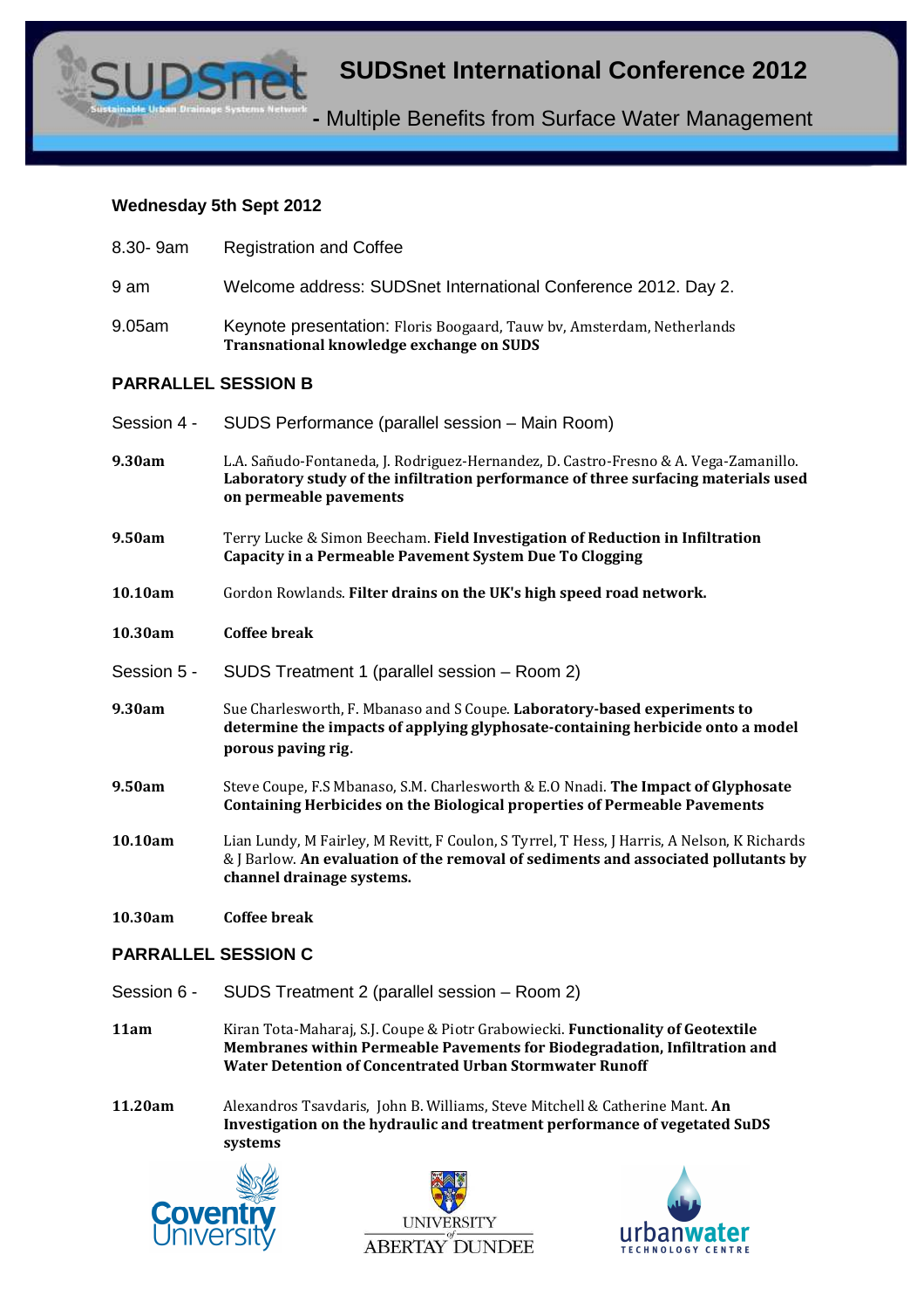# SUDSnet International Conference 2012

**- Multiple Benefits from Surface Water Management**

### Wednesday 5th Sept 2012

8.30- 9am Registration and Coffee

9 am Welcome address: SUDSnet International Conference 2012. Day 2.

9.05am Keynote presentation: Floris Boogaard, Tauw bv, Amsterdam, Netherlands **Transnational knowledge exchange on SUDS**

### PARRALLEL SESSION B

Session 4 - SUDS Performance (parallel session – Main Room)

**9.30am** L.A. Sañudo-Fontaneda, J. Rodriguez-Hernandez, D. Castro-Fresno & A. Vega-Zamanillo. **Laboratory study of the infiltration performance of three surfacing materials used on permeable pavements**

**9.50am** Terry Lucke & Simon Beecham. **Field Investigation of Reduction in Infiltration Capacity in a Permeable Pavement System Due To Clogging**

**10.10am** Gordon Rowlands. **Filter drains on the UK's high speed road network.**

**10.30am Coffee break**

Session 5 - SUDS Treatment 1 (parallel session – Room 2)

**9.30am** Sue Charlesworth, F. Mbanaso and S Coupe. **Laboratory-based experiments to determine the impacts of applying glyphosate-containing herbicide onto a model porous paving rig.**

**9.50am** Steve Coupe, F.S Mbanaso, S.M. Charlesworth & E.O Nnadi. **The Impact of Glyphosate Containing Herbicides on the Biological properties of Permeable Pavements**

**10.10am** Lian Lundy, M Fairley, M Revitt, F Coulon, S Tyrrel, T Hess, J Harris, A Nelson, K Richards & J Barlow. **An evaluation of the removal of sediments and associated pollutants by channel drainage systems.**

**10.30am Coffee break**

### PARRALLEL SESSION C

Session 6 - SUDS Treatment 2 (parallel session – Room 2)

**11am** Kiran Tota-Maharaj, S.J. Coupe & Piotr Grabowiecki. **Functionality of Geotextile Membranes within Permeable Pavements for Biodegradation, Infiltration and Water Detention of Concentrated Urban Stormwater Runoff**

**11.20am** Alexandros Tsavdaris, John B. Williams, Steve Mitchell & Catherine Mant. **An Investigation on the hydraulic and treatment performance of vegetated SuDS systems**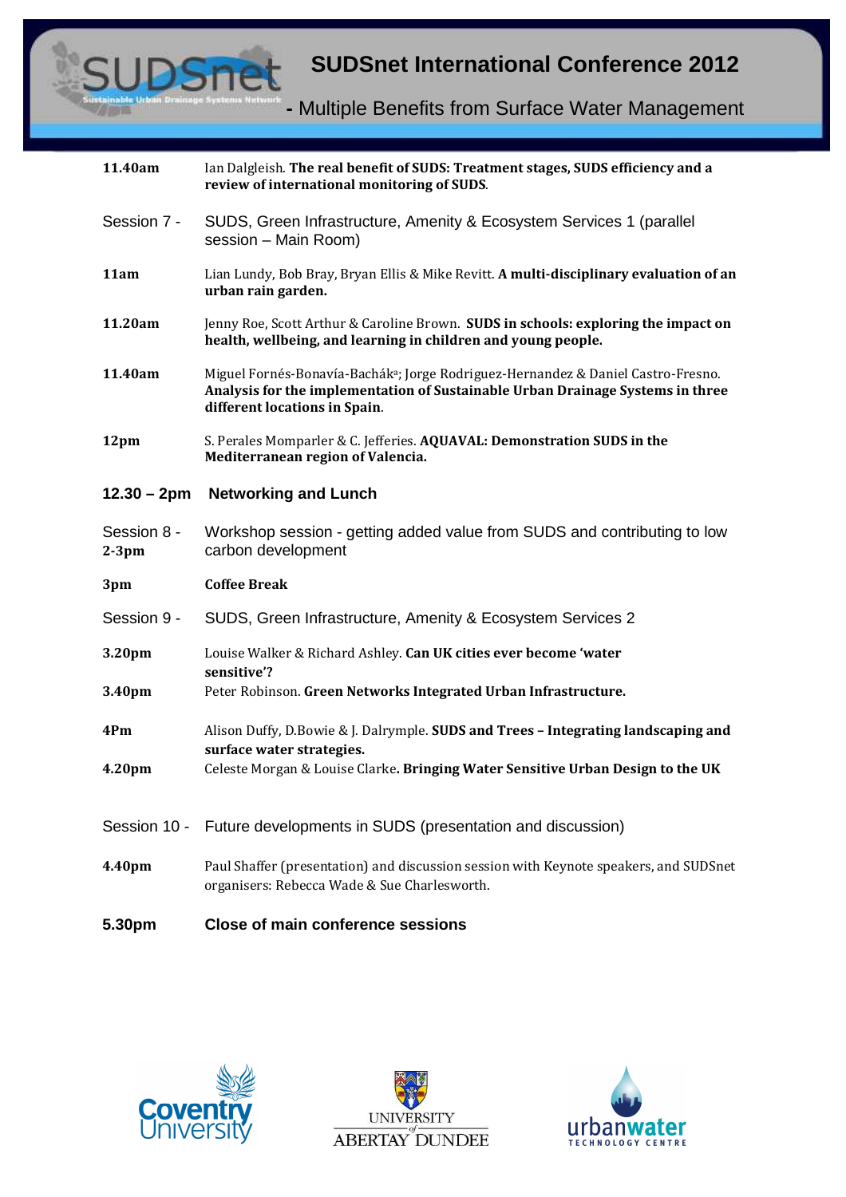**11.40am** Ian Dalgleish. **The real benefit of SUDS: Treatment stages, SUDS efficiency and a review of international monitoring of SUDS**.

Session 7 - SUDS, Green Infrastructure, Amenity & Ecosystem Services 1 (parallel session – Main Room)

**11am** Lian Lundy, Bob Bray, Bryan Ellis & Mike Revitt. **A multi-disciplinary evaluation of an urban rain garden.**

**11.20am** Jenny Roe, Scott Arthur & Caroline Brown. **SUDS in schools: exploring the impact on health, wellbeing, and learning in children and young people.**

**11.40am** Miguel Fornés-Bonavía-Bachák[a]; Jorge Rodriguez-Hernandez & Daniel Castro-Fresno. **Analysis for the implementation of Sustainable Urban Drainage Systems in three different locations in Spain**.

**12pm** S. Perales Momparler & C. Jefferies. **AQUAVAL: Demonstration SUDS in the Mediterranean region of Valencia.**

**12.30 – 2pm Networking and Lunch**

Session 8 - **2-3pm** Workshop session - getting added value from SUDS and contributing to low carbon development

**3pm** **Coffee Break**

Session 9 - SUDS, Green Infrastructure, Amenity & Ecosystem Services 2

**3.20pm** Louise Walker & Richard Ashley. **Can UK cities ever become 'water sensitive'?**

**3.40pm** Peter Robinson. **Green Networks Integrated Urban Infrastructure.**

**4Pm** Alison Duffy, D.Bowie & J. Dalrymple. **SUDS and Trees – Integrating landscaping and surface water strategies.**

**4.20pm** Celeste Morgan & Louise Clarke**. Bringing Water Sensitive Urban Design to the UK**

Session 10 - Future developments in SUDS (presentation and discussion)

**4.40pm** Paul Shaffer (presentation) and discussion session with Keynote speakers, and SUDSnet organisers: Rebecca Wade & Sue Charlesworth.

**5.30pm Close of main conference sessions**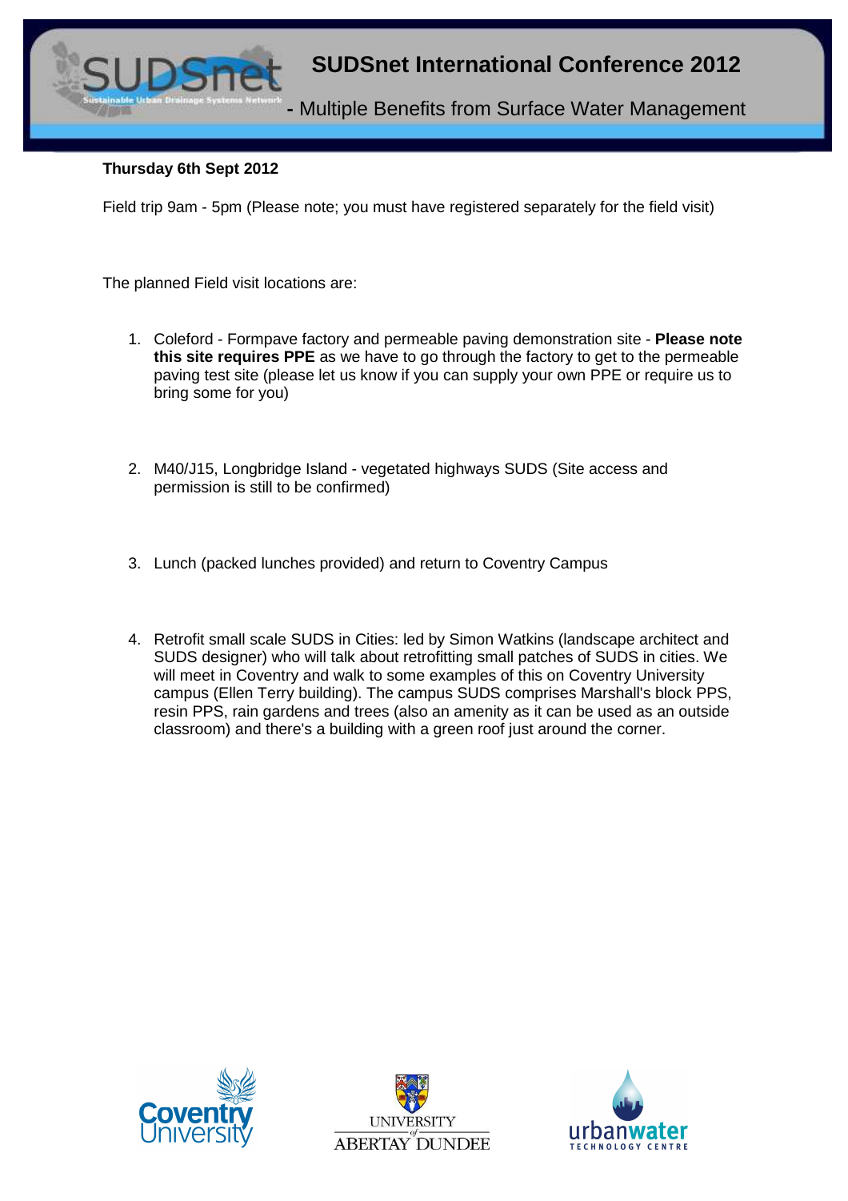**Thursday 6th Sept 2012**

Field trip 9am - 5pm (Please note; you must have registered separately for the field visit)

The planned Field visit locations are:

1. Coleford - Formpave factory and permeable paving demonstration site - **Please note this site requires PPE** as we have to go through the factory to get to the permeable paving test site (please let us know if you can supply your own PPE or require us to bring some for you)

2. M40/J15, Longbridge Island - vegetated highways SUDS (Site access and permission is still to be confirmed)

3. Lunch (packed lunches provided) and return to Coventry Campus

4. Retrofit small scale SUDS in Cities: led by Simon Watkins (landscape architect and SUDS designer) who will talk about retrofitting small patches of SUDS in cities. We will meet in Coventry and walk to some examples of this on Coventry University campus (Ellen Terry building). The campus SUDS comprises Marshall's block PPS, resin PPS, rain gardens and trees (also an amenity as it can be used as an outside classroom) and there's a building with a green roof just around the corner.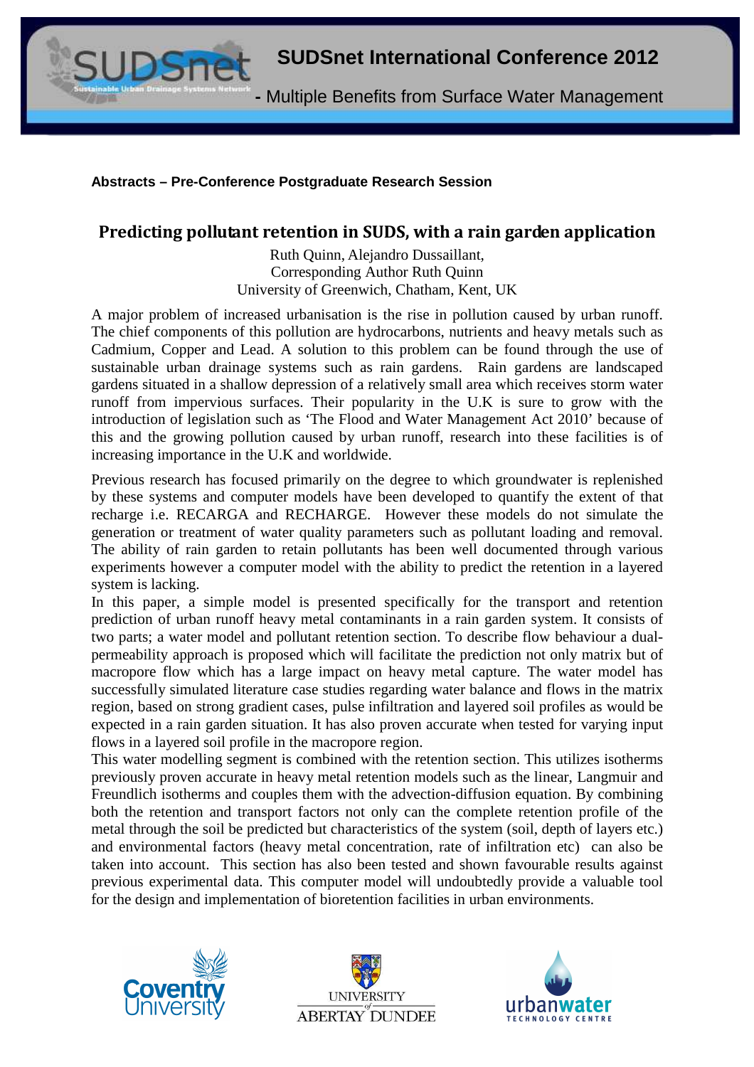**Abstracts – Pre-Conference Postgraduate Research Session**

## Predicting pollutant retention in SUDS, with a rain garden application

Ruth Quinn, Alejandro Dussaillant,
Corresponding Author Ruth Quinn
University of Greenwich, Chatham, Kent, UK

A major problem of increased urbanisation is the rise in pollution caused by urban runoff. The chief components of this pollution are hydrocarbons, nutrients and heavy metals such as Cadmium, Copper and Lead. A solution to this problem can be found through the use of sustainable urban drainage systems such as rain gardens. Rain gardens are landscaped gardens situated in a shallow depression of a relatively small area which receives storm water runoff from impervious surfaces. Their popularity in the U.K is sure to grow with the introduction of legislation such as 'The Flood and Water Management Act 2010' because of this and the growing pollution caused by urban runoff, research into these facilities is of increasing importance in the U.K and worldwide.

Previous research has focused primarily on the degree to which groundwater is replenished by these systems and computer models have been developed to quantify the extent of that recharge i.e. RECARGA and RECHARGE. However these models do not simulate the generation or treatment of water quality parameters such as pollutant loading and removal. The ability of rain garden to retain pollutants has been well documented through various experiments however a computer model with the ability to predict the retention in a layered system is lacking.

In this paper, a simple model is presented specifically for the transport and retention prediction of urban runoff heavy metal contaminants in a rain garden system. It consists of two parts; a water model and pollutant retention section. To describe flow behaviour a dual-permeability approach is proposed which will facilitate the prediction not only matrix but of macropore flow which has a large impact on heavy metal capture. The water model has successfully simulated literature case studies regarding water balance and flows in the matrix region, based on strong gradient cases, pulse infiltration and layered soil profiles as would be expected in a rain garden situation. It has also proven accurate when tested for varying input flows in a layered soil profile in the macropore region.

This water modelling segment is combined with the retention section. This utilizes isotherms previously proven accurate in heavy metal retention models such as the linear, Langmuir and Freundlich isotherms and couples them with the advection-diffusion equation. By combining both the retention and transport factors not only can the complete retention profile of the metal through the soil be predicted but characteristics of the system (soil, depth of layers etc.) and environmental factors (heavy metal concentration, rate of infiltration etc) can also be taken into account. This section has also been tested and shown favourable results against previous experimental data. This computer model will undoubtedly provide a valuable tool for the design and implementation of bioretention facilities in urban environments.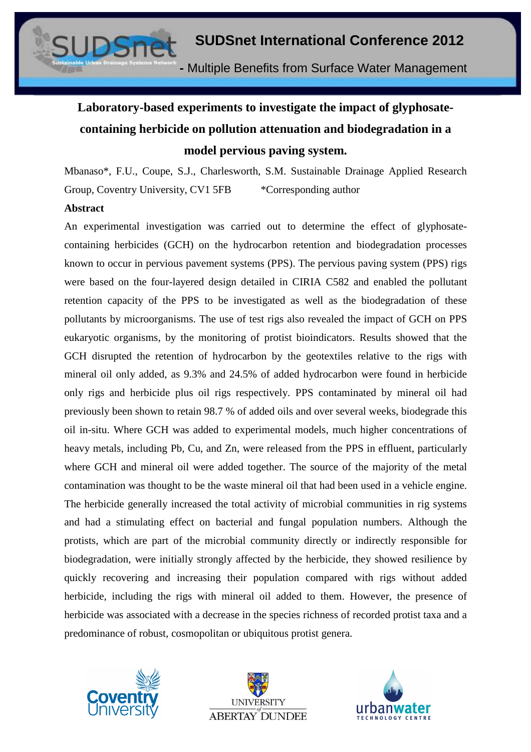# Laboratory-based experiments to investigate the impact of glyphosate-containing herbicide on pollution attenuation and biodegradation in a model pervious paving system.

Mbanaso*, F.U., Coupe, S.J., Charlesworth, S.M. Sustainable Drainage Applied Research Group, Coventry University, CV1 5FB *Corresponding author

**Abstract**

An experimental investigation was carried out to determine the effect of glyphosate-containing herbicides (GCH) on the hydrocarbon retention and biodegradation processes known to occur in pervious pavement systems (PPS). The pervious paving system (PPS) rigs were based on the four-layered design detailed in CIRIA C582 and enabled the pollutant retention capacity of the PPS to be investigated as well as the biodegradation of these pollutants by microorganisms. The use of test rigs also revealed the impact of GCH on PPS eukaryotic organisms, by the monitoring of protist bioindicators. Results showed that the GCH disrupted the retention of hydrocarbon by the geotextiles relative to the rigs with mineral oil only added, as 9.3% and 24.5% of added hydrocarbon were found in herbicide only rigs and herbicide plus oil rigs respectively. PPS contaminated by mineral oil had previously been shown to retain 98.7 % of added oils and over several weeks, biodegrade this oil in-situ. Where GCH was added to experimental models, much higher concentrations of heavy metals, including Pb, Cu, and Zn, were released from the PPS in effluent, particularly where GCH and mineral oil were added together. The source of the majority of the metal contamination was thought to be the waste mineral oil that had been used in a vehicle engine. The herbicide generally increased the total activity of microbial communities in rig systems and had a stimulating effect on bacterial and fungal population numbers. Although the protists, which are part of the microbial community directly or indirectly responsible for biodegradation, were initially strongly affected by the herbicide, they showed resilience by quickly recovering and increasing their population compared with rigs without added herbicide, including the rigs with mineral oil added to them. However, the presence of herbicide was associated with a decrease in the species richness of recorded protist taxa and a predominance of robust, cosmopolitan or ubiquitous protist genera.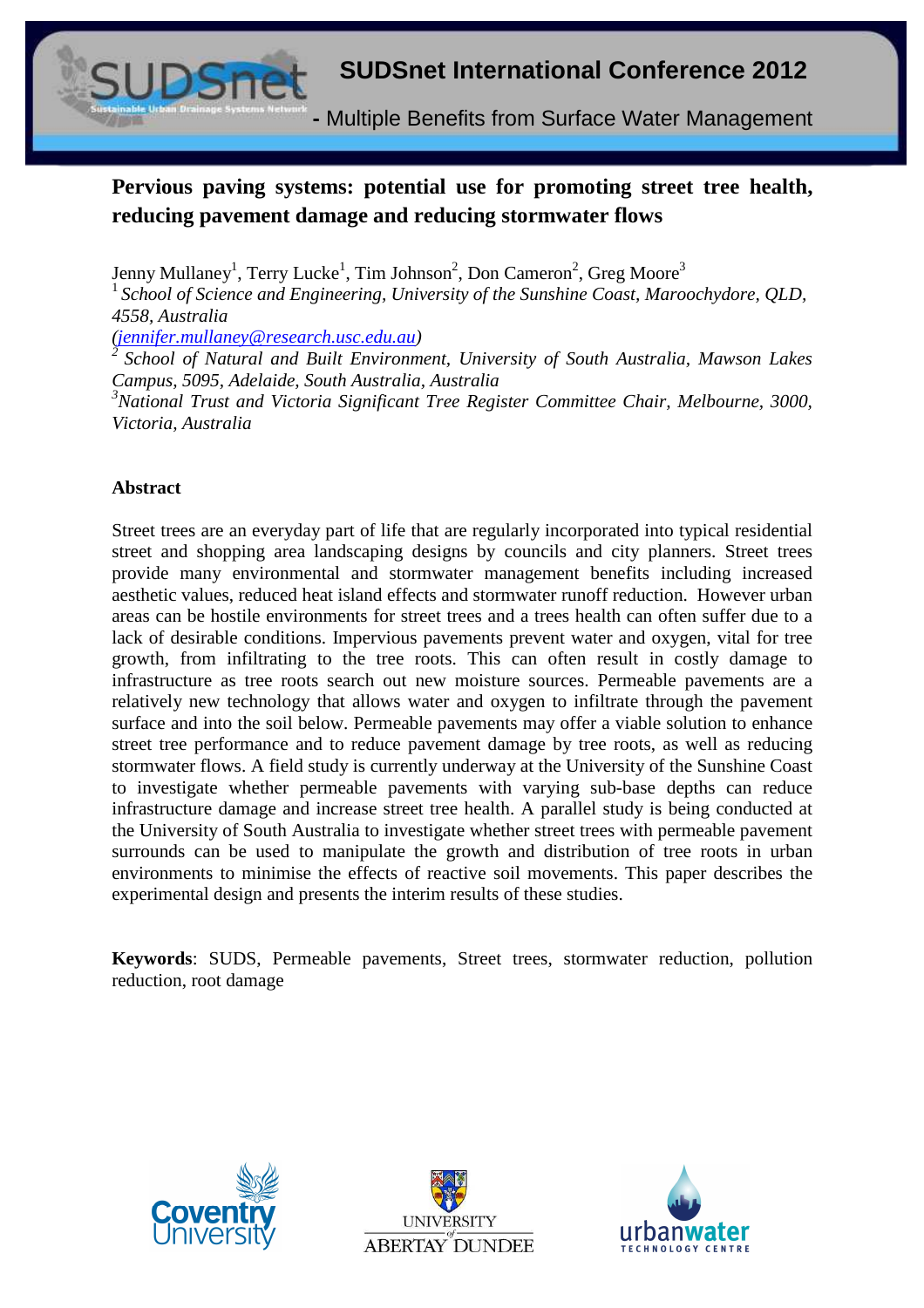# Pervious paving systems: potential use for promoting street tree health, reducing pavement damage and reducing stormwater flows

Jenny Mullaney[1], Terry Lucke[1], Tim Johnson[2], Don Cameron[2], Greg Moore[3]

[1] *School of Science and Engineering, University of the Sunshine Coast, Maroochydore, QLD, 4558, Australia*

*(jennifer.mullaney@research.usc.edu.au)*

[2] *School of Natural and Built Environment, University of South Australia, Mawson Lakes Campus, 5095, Adelaide, South Australia, Australia*

[3] *National Trust and Victoria Significant Tree Register Committee Chair, Melbourne, 3000, Victoria, Australia*

## Abstract

Street trees are an everyday part of life that are regularly incorporated into typical residential street and shopping area landscaping designs by councils and city planners. Street trees provide many environmental and stormwater management benefits including increased aesthetic values, reduced heat island effects and stormwater runoff reduction. However urban areas can be hostile environments for street trees and a trees health can often suffer due to a lack of desirable conditions. Impervious pavements prevent water and oxygen, vital for tree growth, from infiltrating to the tree roots. This can often result in costly damage to infrastructure as tree roots search out new moisture sources. Permeable pavements are a relatively new technology that allows water and oxygen to infiltrate through the pavement surface and into the soil below. Permeable pavements may offer a viable solution to enhance street tree performance and to reduce pavement damage by tree roots, as well as reducing stormwater flows. A field study is currently underway at the University of the Sunshine Coast to investigate whether permeable pavements with varying sub-base depths can reduce infrastructure damage and increase street tree health. A parallel study is being conducted at the University of South Australia to investigate whether street trees with permeable pavement surrounds can be used to manipulate the growth and distribution of tree roots in urban environments to minimise the effects of reactive soil movements. This paper describes the experimental design and presents the interim results of these studies.

**Keywords**: SUDS, Permeable pavements, Street trees, stormwater reduction, pollution reduction, root damage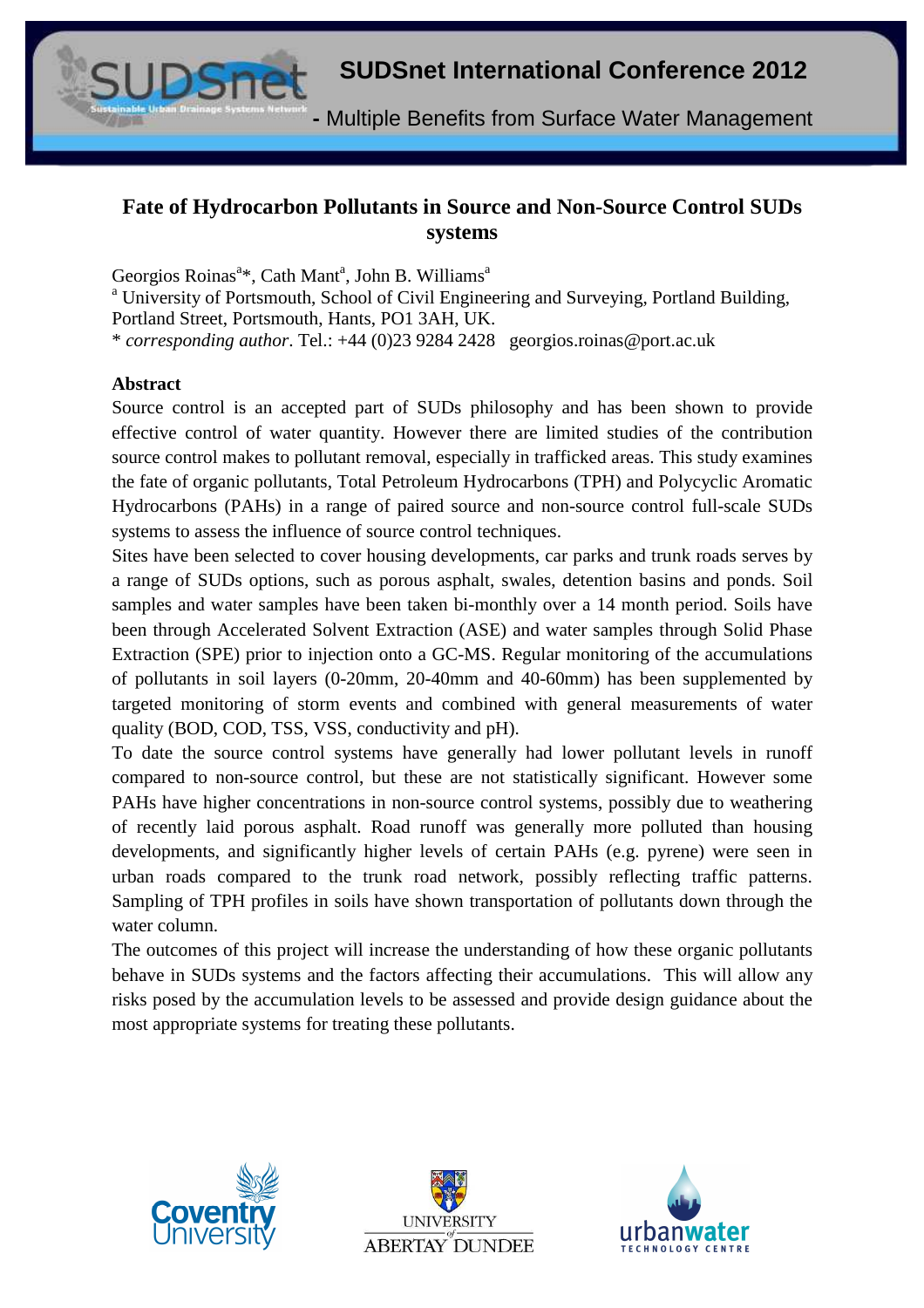# Fate of Hydrocarbon Pollutants in Source and Non-Source Control SUDs systems

Georgios Roinas[a]*, Cath Mant[a], John B. Williams[a]

[a] University of Portsmouth, School of Civil Engineering and Surveying, Portland Building, Portland Street, Portsmouth, Hants, PO1 3AH, UK.

* *corresponding author*. Tel.: +44 (0)23 9284 2428 georgios.roinas@port.ac.uk

## Abstract

Source control is an accepted part of SUDs philosophy and has been shown to provide effective control of water quantity. However there are limited studies of the contribution source control makes to pollutant removal, especially in trafficked areas. This study examines the fate of organic pollutants, Total Petroleum Hydrocarbons (TPH) and Polycyclic Aromatic Hydrocarbons (PAHs) in a range of paired source and non-source control full-scale SUDs systems to assess the influence of source control techniques.

Sites have been selected to cover housing developments, car parks and trunk roads serves by a range of SUDs options, such as porous asphalt, swales, detention basins and ponds. Soil samples and water samples have been taken bi-monthly over a 14 month period. Soils have been through Accelerated Solvent Extraction (ASE) and water samples through Solid Phase Extraction (SPE) prior to injection onto a GC-MS. Regular monitoring of the accumulations of pollutants in soil layers (0-20mm, 20-40mm and 40-60mm) has been supplemented by targeted monitoring of storm events and combined with general measurements of water quality (BOD, COD, TSS, VSS, conductivity and pH).

To date the source control systems have generally had lower pollutant levels in runoff compared to non-source control, but these are not statistically significant. However some PAHs have higher concentrations in non-source control systems, possibly due to weathering of recently laid porous asphalt. Road runoff was generally more polluted than housing developments, and significantly higher levels of certain PAHs (e.g. pyrene) were seen in urban roads compared to the trunk road network, possibly reflecting traffic patterns. Sampling of TPH profiles in soils have shown transportation of pollutants down through the water column.

The outcomes of this project will increase the understanding of how these organic pollutants behave in SUDs systems and the factors affecting their accumulations. This will allow any risks posed by the accumulation levels to be assessed and provide design guidance about the most appropriate systems for treating these pollutants.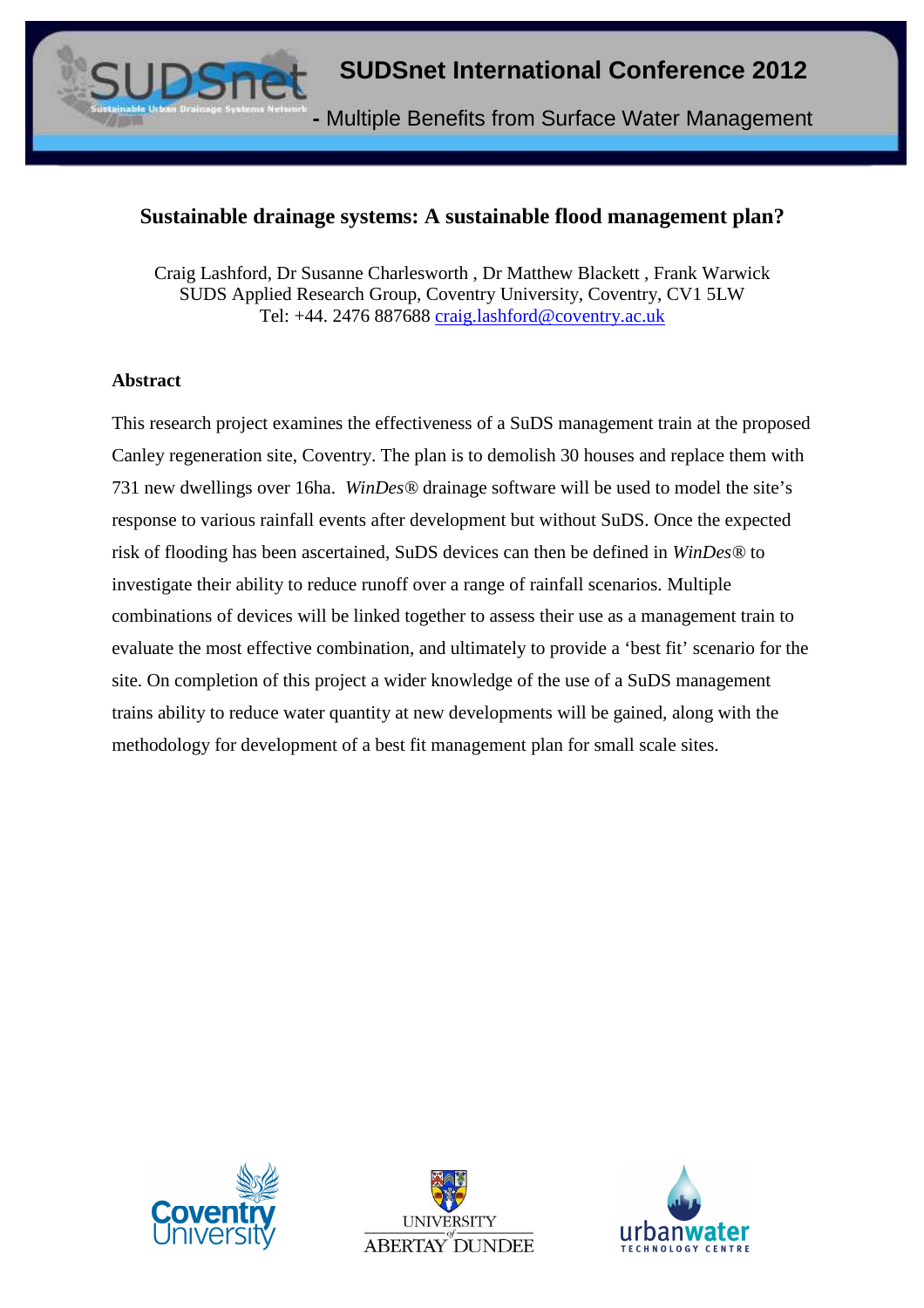# Sustainable drainage systems: A sustainable flood management plan?

Craig Lashford, Dr Susanne Charlesworth , Dr Matthew Blackett , Frank Warwick
SUDS Applied Research Group, Coventry University, Coventry, CV1 5LW
Tel: +44. 2476 887688 craig.lashford@coventry.ac.uk

## Abstract

This research project examines the effectiveness of a SuDS management train at the proposed Canley regeneration site, Coventry. The plan is to demolish 30 houses and replace them with 731 new dwellings over 16ha. *WinDes®* drainage software will be used to model the site's response to various rainfall events after development but without SuDS. Once the expected risk of flooding has been ascertained, SuDS devices can then be defined in *WinDes®* to investigate their ability to reduce runoff over a range of rainfall scenarios. Multiple combinations of devices will be linked together to assess their use as a management train to evaluate the most effective combination, and ultimately to provide a 'best fit' scenario for the site. On completion of this project a wider knowledge of the use of a SuDS management trains ability to reduce water quantity at new developments will be gained, along with the methodology for development of a best fit management plan for small scale sites.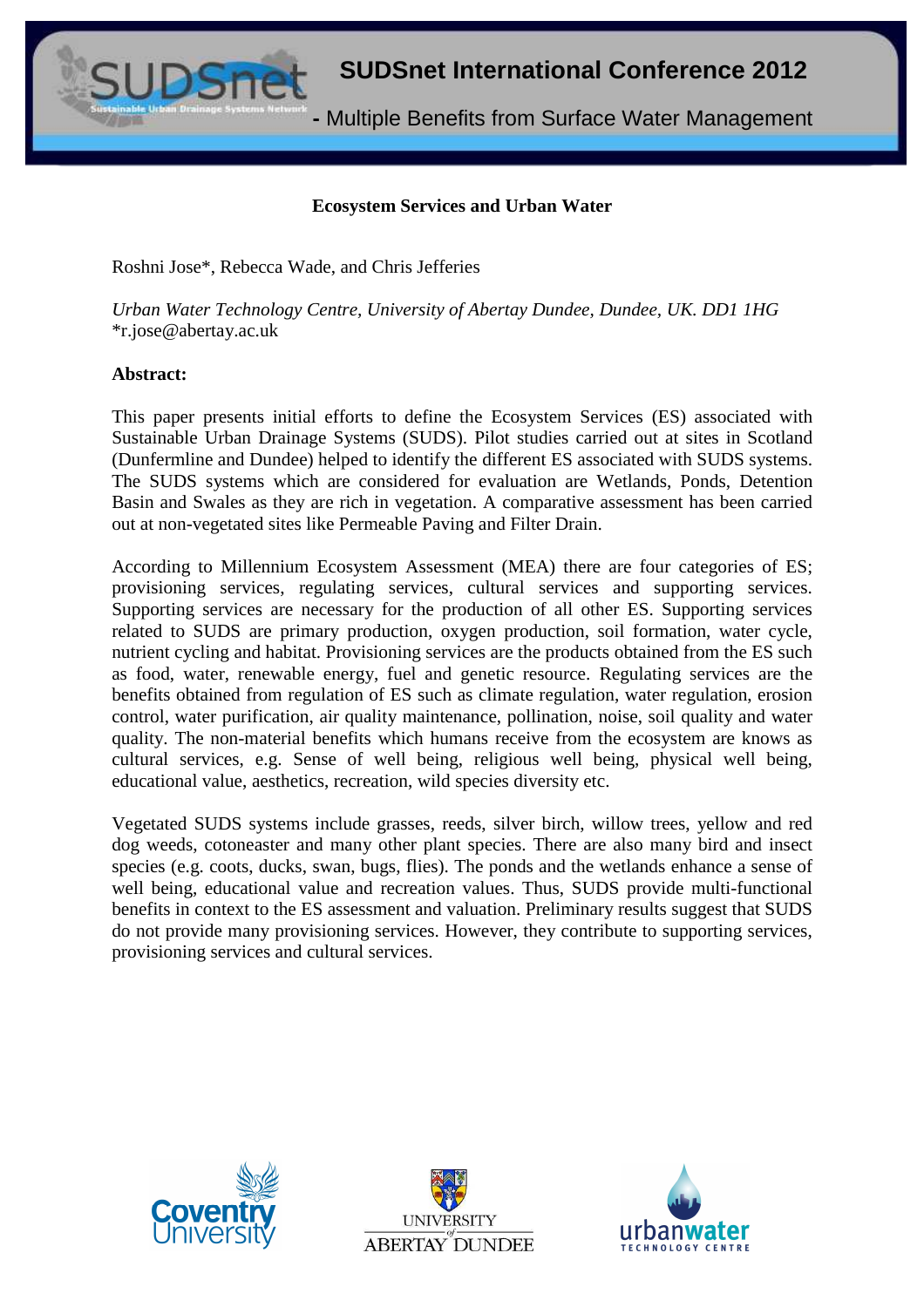# Ecosystem Services and Urban Water

Roshni Jose*, Rebecca Wade, and Chris Jefferies

*Urban Water Technology Centre, University of Abertay Dundee, Dundee, UK. DD1 1HG*
*r.jose@abertay.ac.uk

**Abstract:**

This paper presents initial efforts to define the Ecosystem Services (ES) associated with Sustainable Urban Drainage Systems (SUDS). Pilot studies carried out at sites in Scotland (Dunfermline and Dundee) helped to identify the different ES associated with SUDS systems. The SUDS systems which are considered for evaluation are Wetlands, Ponds, Detention Basin and Swales as they are rich in vegetation. A comparative assessment has been carried out at non-vegetated sites like Permeable Paving and Filter Drain.

According to Millennium Ecosystem Assessment (MEA) there are four categories of ES; provisioning services, regulating services, cultural services and supporting services. Supporting services are necessary for the production of all other ES. Supporting services related to SUDS are primary production, oxygen production, soil formation, water cycle, nutrient cycling and habitat. Provisioning services are the products obtained from the ES such as food, water, renewable energy, fuel and genetic resource. Regulating services are the benefits obtained from regulation of ES such as climate regulation, water regulation, erosion control, water purification, air quality maintenance, pollination, noise, soil quality and water quality. The non-material benefits which humans receive from the ecosystem are knows as cultural services, e.g. Sense of well being, religious well being, physical well being, educational value, aesthetics, recreation, wild species diversity etc.

Vegetated SUDS systems include grasses, reeds, silver birch, willow trees, yellow and red dog weeds, cotoneaster and many other plant species. There are also many bird and insect species (e.g. coots, ducks, swan, bugs, flies). The ponds and the wetlands enhance a sense of well being, educational value and recreation values. Thus, SUDS provide multi-functional benefits in context to the ES assessment and valuation. Preliminary results suggest that SUDS do not provide many provisioning services. However, they contribute to supporting services, provisioning services and cultural services.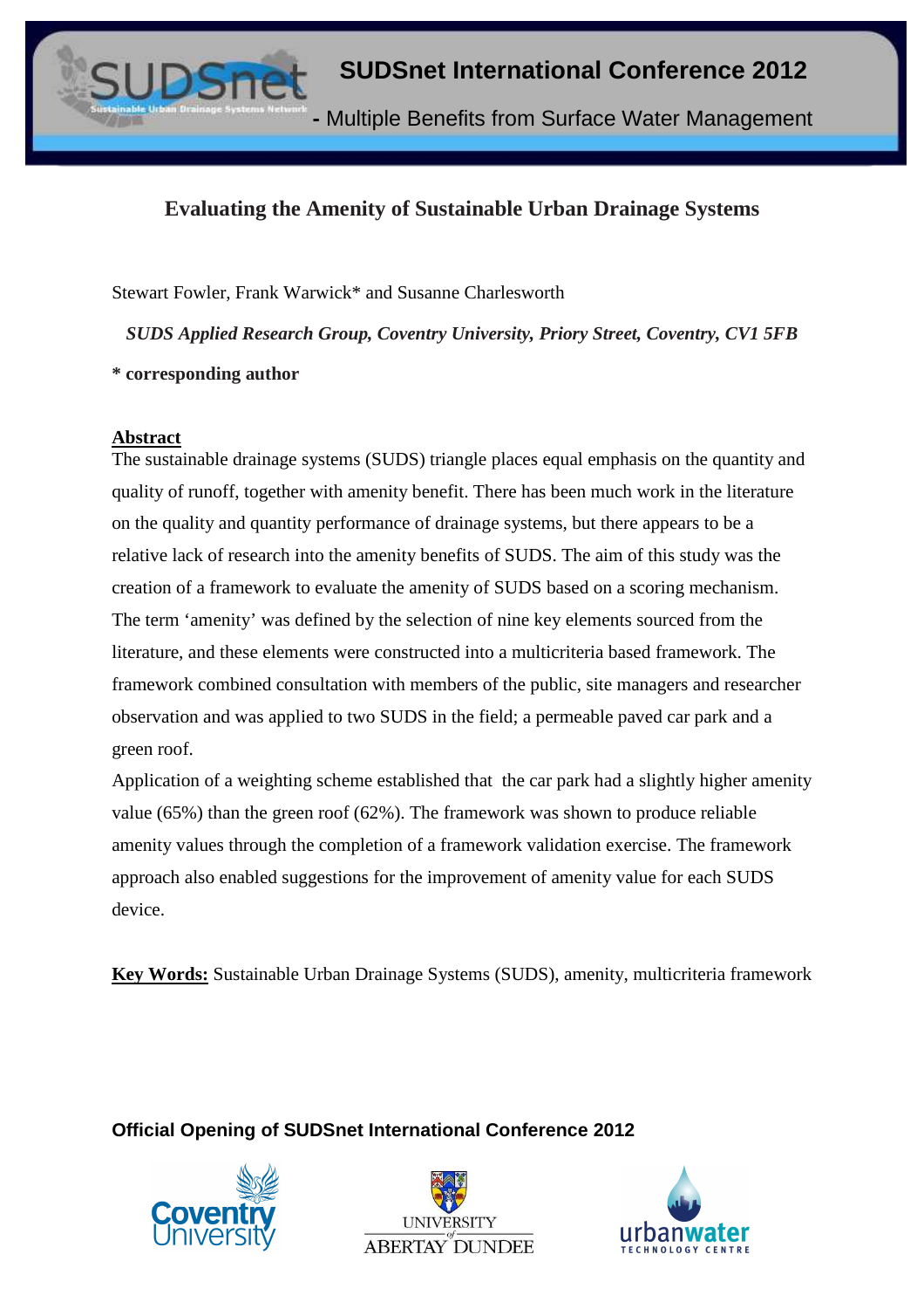# Evaluating the Amenity of Sustainable Urban Drainage Systems

Stewart Fowler, Frank Warwick* and Susanne Charlesworth

*SUDS Applied Research Group, Coventry University, Priory Street, Coventry, CV1 5FB*

**\* corresponding author**

## Abstract

The sustainable drainage systems (SUDS) triangle places equal emphasis on the quantity and quality of runoff, together with amenity benefit. There has been much work in the literature on the quality and quantity performance of drainage systems, but there appears to be a relative lack of research into the amenity benefits of SUDS. The aim of this study was the creation of a framework to evaluate the amenity of SUDS based on a scoring mechanism. The term 'amenity' was defined by the selection of nine key elements sourced from the literature, and these elements were constructed into a multicriteria based framework. The framework combined consultation with members of the public, site managers and researcher observation and was applied to two SUDS in the field; a permeable paved car park and a green roof.

Application of a weighting scheme established that the car park had a slightly higher amenity value (65%) than the green roof (62%). The framework was shown to produce reliable amenity values through the completion of a framework validation exercise. The framework approach also enabled suggestions for the improvement of amenity value for each SUDS device.

**Key Words:** Sustainable Urban Drainage Systems (SUDS), amenity, multicriteria framework

**Official Opening of SUDSnet International Conference 2012**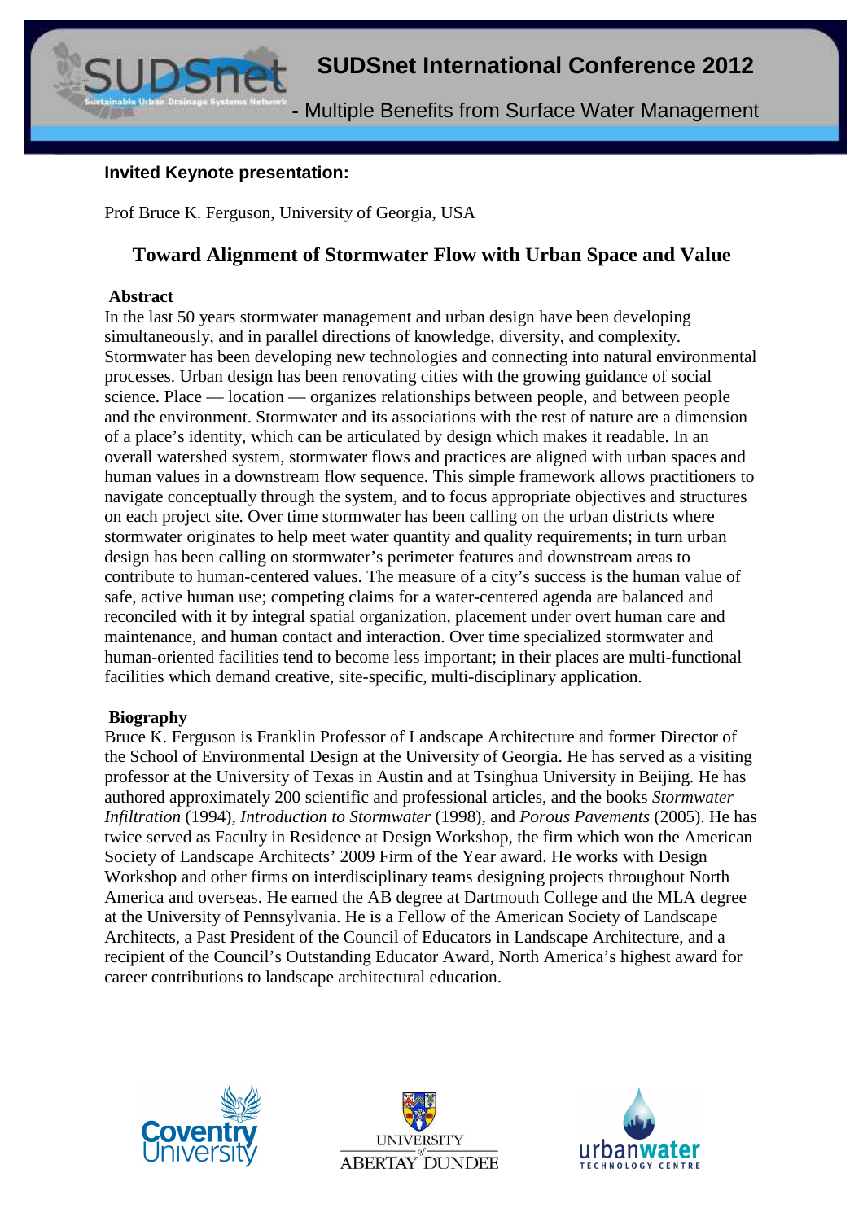**Invited Keynote presentation:**

Prof Bruce K. Ferguson, University of Georgia, USA

## Toward Alignment of Stormwater Flow with Urban Space and Value

### Abstract

In the last 50 years stormwater management and urban design have been developing simultaneously, and in parallel directions of knowledge, diversity, and complexity. Stormwater has been developing new technologies and connecting into natural environmental processes. Urban design has been renovating cities with the growing guidance of social science. Place — location — organizes relationships between people, and between people and the environment. Stormwater and its associations with the rest of nature are a dimension of a place's identity, which can be articulated by design which makes it readable. In an overall watershed system, stormwater flows and practices are aligned with urban spaces and human values in a downstream flow sequence. This simple framework allows practitioners to navigate conceptually through the system, and to focus appropriate objectives and structures on each project site. Over time stormwater has been calling on the urban districts where stormwater originates to help meet water quantity and quality requirements; in turn urban design has been calling on stormwater's perimeter features and downstream areas to contribute to human-centered values. The measure of a city's success is the human value of safe, active human use; competing claims for a water-centered agenda are balanced and reconciled with it by integral spatial organization, placement under overt human care and maintenance, and human contact and interaction. Over time specialized stormwater and human-oriented facilities tend to become less important; in their places are multi-functional facilities which demand creative, site-specific, multi-disciplinary application.

### Biography

Bruce K. Ferguson is Franklin Professor of Landscape Architecture and former Director of the School of Environmental Design at the University of Georgia. He has served as a visiting professor at the University of Texas in Austin and at Tsinghua University in Beijing. He has authored approximately 200 scientific and professional articles, and the books *Stormwater Infiltration* (1994), *Introduction to Stormwater* (1998), and *Porous Pavements* (2005). He has twice served as Faculty in Residence at Design Workshop, the firm which won the American Society of Landscape Architects' 2009 Firm of the Year award. He works with Design Workshop and other firms on interdisciplinary teams designing projects throughout North America and overseas. He earned the AB degree at Dartmouth College and the MLA degree at the University of Pennsylvania. He is a Fellow of the American Society of Landscape Architects, a Past President of the Council of Educators in Landscape Architecture, and a recipient of the Council's Outstanding Educator Award, North America's highest award for career contributions to landscape architectural education.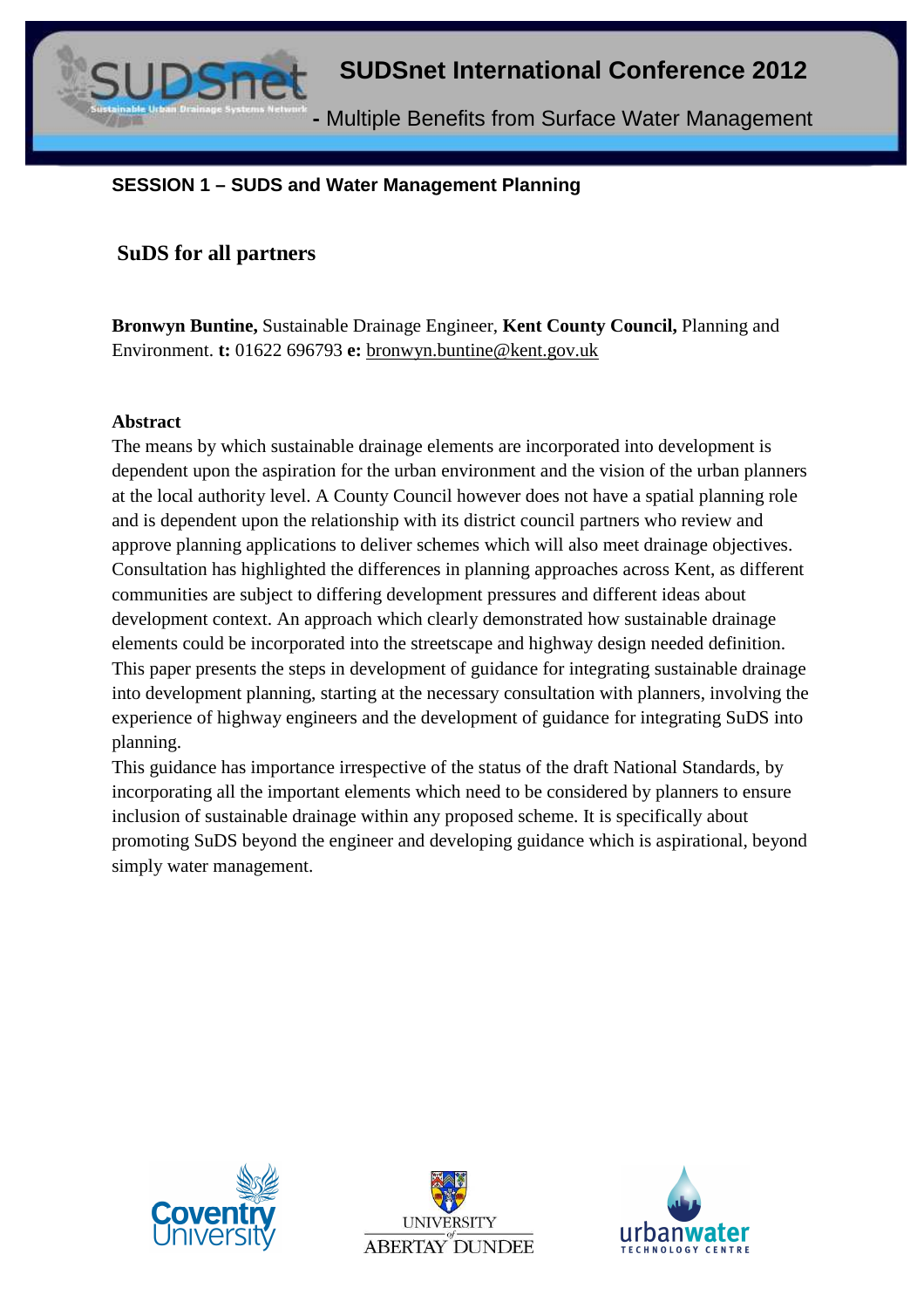**SESSION 1 – SUDS and Water Management Planning**

## SuDS for all partners

**Bronwyn Buntine,** Sustainable Drainage Engineer, **Kent County Council,** Planning and Environment. **t:** 01622 696793 **e:** bronwyn.buntine@kent.gov.uk

### Abstract

The means by which sustainable drainage elements are incorporated into development is dependent upon the aspiration for the urban environment and the vision of the urban planners at the local authority level. A County Council however does not have a spatial planning role and is dependent upon the relationship with its district council partners who review and approve planning applications to deliver schemes which will also meet drainage objectives. Consultation has highlighted the differences in planning approaches across Kent, as different communities are subject to differing development pressures and different ideas about development context. An approach which clearly demonstrated how sustainable drainage elements could be incorporated into the streetscape and highway design needed definition. This paper presents the steps in development of guidance for integrating sustainable drainage into development planning, starting at the necessary consultation with planners, involving the experience of highway engineers and the development of guidance for integrating SuDS into planning.

This guidance has importance irrespective of the status of the draft National Standards, by incorporating all the important elements which need to be considered by planners to ensure inclusion of sustainable drainage within any proposed scheme. It is specifically about promoting SuDS beyond the engineer and developing guidance which is aspirational, beyond simply water management.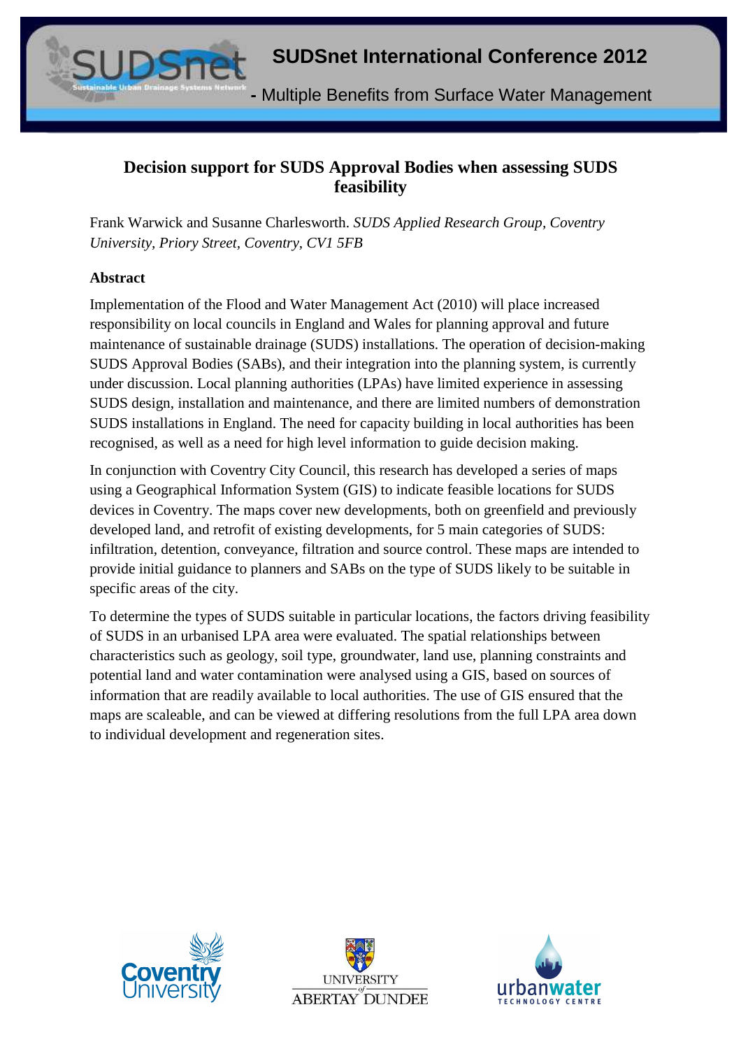# Decision support for SUDS Approval Bodies when assessing SUDS feasibility

Frank Warwick and Susanne Charlesworth. *SUDS Applied Research Group, Coventry University, Priory Street, Coventry, CV1 5FB*

## Abstract

Implementation of the Flood and Water Management Act (2010) will place increased responsibility on local councils in England and Wales for planning approval and future maintenance of sustainable drainage (SUDS) installations. The operation of decision-making SUDS Approval Bodies (SABs), and their integration into the planning system, is currently under discussion. Local planning authorities (LPAs) have limited experience in assessing SUDS design, installation and maintenance, and there are limited numbers of demonstration SUDS installations in England. The need for capacity building in local authorities has been recognised, as well as a need for high level information to guide decision making.

In conjunction with Coventry City Council, this research has developed a series of maps using a Geographical Information System (GIS) to indicate feasible locations for SUDS devices in Coventry. The maps cover new developments, both on greenfield and previously developed land, and retrofit of existing developments, for 5 main categories of SUDS: infiltration, detention, conveyance, filtration and source control. These maps are intended to provide initial guidance to planners and SABs on the type of SUDS likely to be suitable in specific areas of the city.

To determine the types of SUDS suitable in particular locations, the factors driving feasibility of SUDS in an urbanised LPA area were evaluated. The spatial relationships between characteristics such as geology, soil type, groundwater, land use, planning constraints and potential land and water contamination were analysed using a GIS, based on sources of information that are readily available to local authorities. The use of GIS ensured that the maps are scaleable, and can be viewed at differing resolutions from the full LPA area down to individual development and regeneration sites.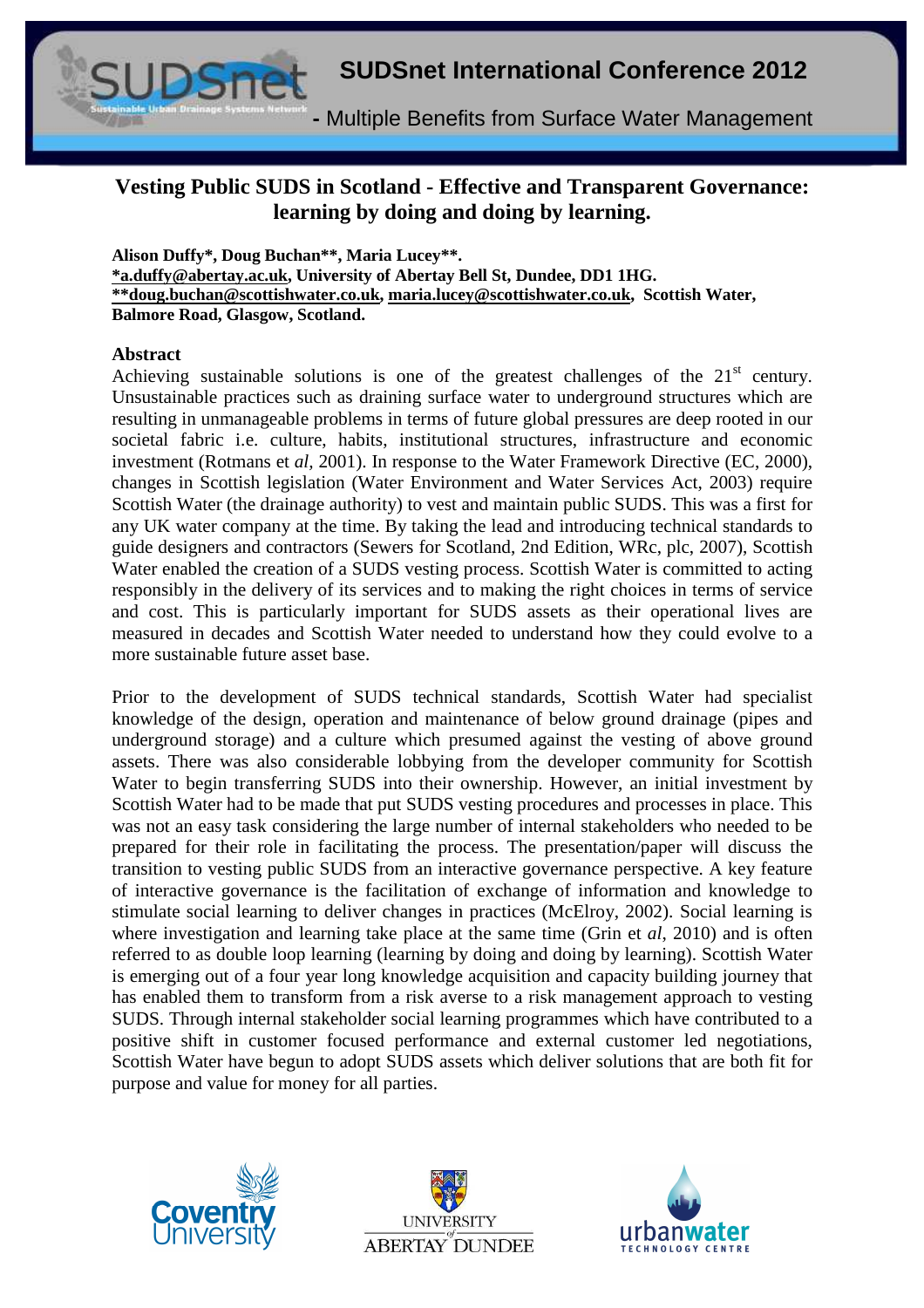# Vesting Public SUDS in Scotland - Effective and Transparent Governance: learning by doing and doing by learning.

**Alison Duffy\*, Doug Buchan\*\*, Maria Lucey\*\*.**
**\*a.duffy@abertay.ac.uk, University of Abertay Bell St, Dundee, DD1 1HG.**
**\*\*doug.buchan@scottishwater.co.uk, maria.lucey@scottishwater.co.uk, Scottish Water, Balmore Road, Glasgow, Scotland.**

## Abstract

Achieving sustainable solutions is one of the greatest challenges of the 21st century. Unsustainable practices such as draining surface water to underground structures which are resulting in unmanageable problems in terms of future global pressures are deep rooted in our societal fabric i.e. culture, habits, institutional structures, infrastructure and economic investment (Rotmans et *al*, 2001). In response to the Water Framework Directive (EC, 2000), changes in Scottish legislation (Water Environment and Water Services Act, 2003) require Scottish Water (the drainage authority) to vest and maintain public SUDS. This was a first for any UK water company at the time. By taking the lead and introducing technical standards to guide designers and contractors (Sewers for Scotland, 2nd Edition, WRc, plc, 2007), Scottish Water enabled the creation of a SUDS vesting process. Scottish Water is committed to acting responsibly in the delivery of its services and to making the right choices in terms of service and cost. This is particularly important for SUDS assets as their operational lives are measured in decades and Scottish Water needed to understand how they could evolve to a more sustainable future asset base.

Prior to the development of SUDS technical standards, Scottish Water had specialist knowledge of the design, operation and maintenance of below ground drainage (pipes and underground storage) and a culture which presumed against the vesting of above ground assets. There was also considerable lobbying from the developer community for Scottish Water to begin transferring SUDS into their ownership. However, an initial investment by Scottish Water had to be made that put SUDS vesting procedures and processes in place. This was not an easy task considering the large number of internal stakeholders who needed to be prepared for their role in facilitating the process. The presentation/paper will discuss the transition to vesting public SUDS from an interactive governance perspective. A key feature of interactive governance is the facilitation of exchange of information and knowledge to stimulate social learning to deliver changes in practices (McElroy, 2002). Social learning is where investigation and learning take place at the same time (Grin et *al*, 2010) and is often referred to as double loop learning (learning by doing and doing by learning). Scottish Water is emerging out of a four year long knowledge acquisition and capacity building journey that has enabled them to transform from a risk averse to a risk management approach to vesting SUDS. Through internal stakeholder social learning programmes which have contributed to a positive shift in customer focused performance and external customer led negotiations, Scottish Water have begun to adopt SUDS assets which deliver solutions that are both fit for purpose and value for money for all parties.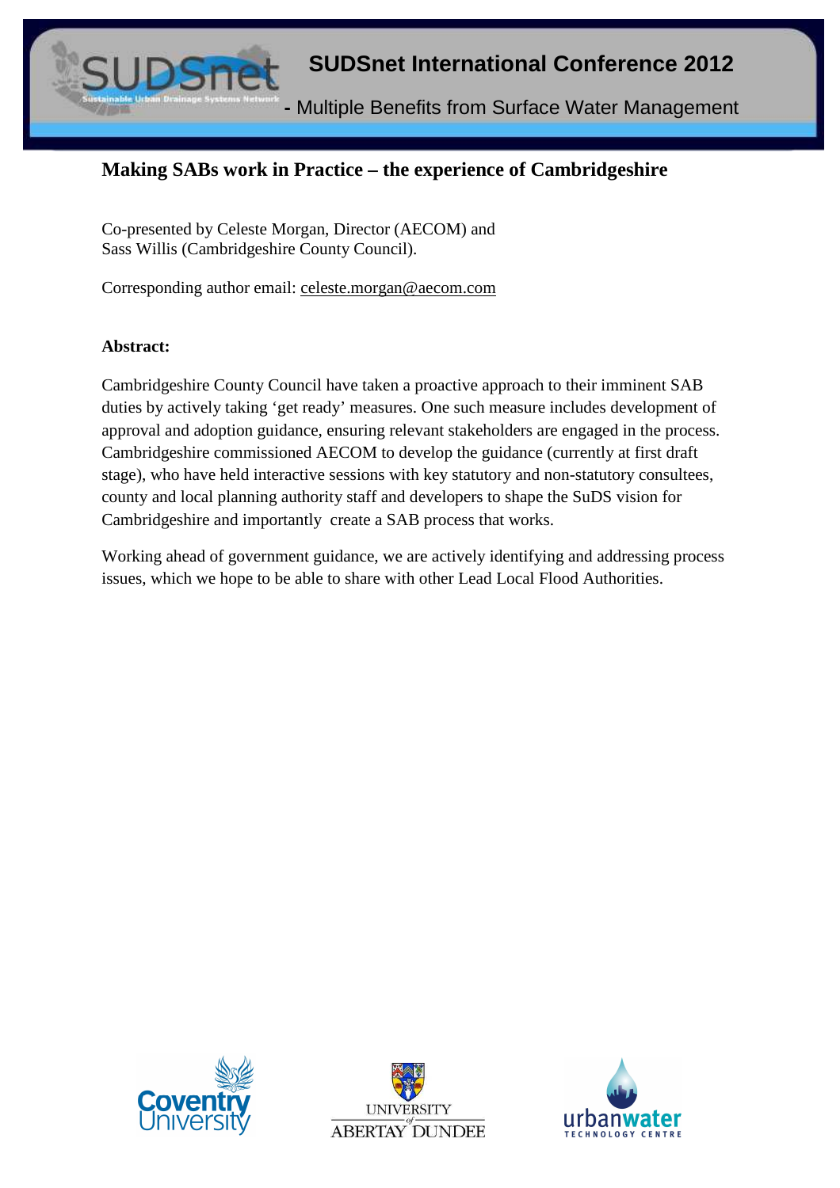## Making SABs work in Practice – the experience of Cambridgeshire

Co-presented by Celeste Morgan, Director (AECOM) and
Sass Willis (Cambridgeshire County Council).

Corresponding author email: celeste.morgan@aecom.com

**Abstract:**

Cambridgeshire County Council have taken a proactive approach to their imminent SAB duties by actively taking 'get ready' measures. One such measure includes development of approval and adoption guidance, ensuring relevant stakeholders are engaged in the process. Cambridgeshire commissioned AECOM to develop the guidance (currently at first draft stage), who have held interactive sessions with key statutory and non-statutory consultees, county and local planning authority staff and developers to shape the SuDS vision for Cambridgeshire and importantly create a SAB process that works.

Working ahead of government guidance, we are actively identifying and addressing process issues, which we hope to be able to share with other Lead Local Flood Authorities.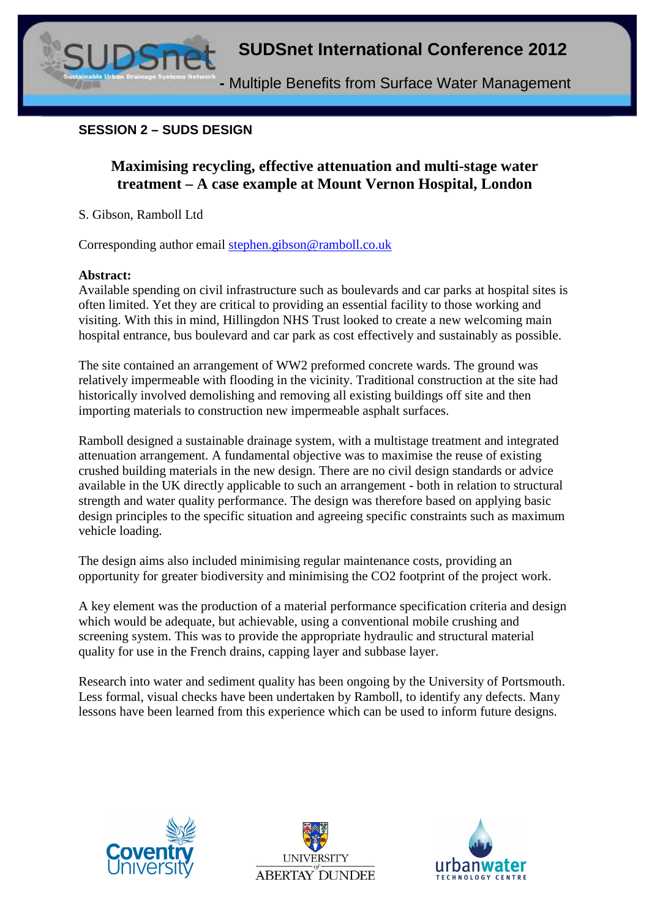## SESSION 2 – SUDS DESIGN

# Maximising recycling, effective attenuation and multi-stage water treatment – A case example at Mount Vernon Hospital, London

S. Gibson, Ramboll Ltd

Corresponding author email stephen.gibson@ramboll.co.uk

**Abstract:**

Available spending on civil infrastructure such as boulevards and car parks at hospital sites is often limited. Yet they are critical to providing an essential facility to those working and visiting. With this in mind, Hillingdon NHS Trust looked to create a new welcoming main hospital entrance, bus boulevard and car park as cost effectively and sustainably as possible.

The site contained an arrangement of WW2 preformed concrete wards. The ground was relatively impermeable with flooding in the vicinity. Traditional construction at the site had historically involved demolishing and removing all existing buildings off site and then importing materials to construction new impermeable asphalt surfaces.

Ramboll designed a sustainable drainage system, with a multistage treatment and integrated attenuation arrangement. A fundamental objective was to maximise the reuse of existing crushed building materials in the new design. There are no civil design standards or advice available in the UK directly applicable to such an arrangement - both in relation to structural strength and water quality performance. The design was therefore based on applying basic design principles to the specific situation and agreeing specific constraints such as maximum vehicle loading.

The design aims also included minimising regular maintenance costs, providing an opportunity for greater biodiversity and minimising the CO2 footprint of the project work.

A key element was the production of a material performance specification criteria and design which would be adequate, but achievable, using a conventional mobile crushing and screening system. This was to provide the appropriate hydraulic and structural material quality for use in the French drains, capping layer and subbase layer.

Research into water and sediment quality has been ongoing by the University of Portsmouth. Less formal, visual checks have been undertaken by Ramboll, to identify any defects. Many lessons have been learned from this experience which can be used to inform future designs.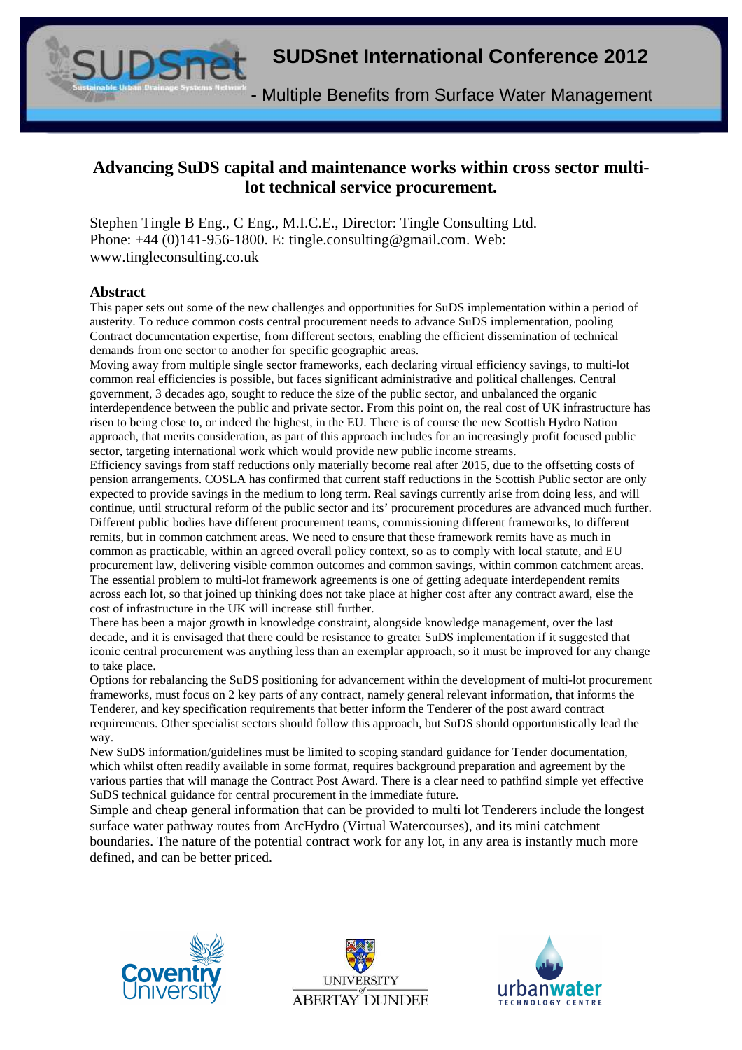# Advancing SuDS capital and maintenance works within cross sector multi-lot technical service procurement.

Stephen Tingle B Eng., C Eng., M.I.C.E., Director: Tingle Consulting Ltd.
Phone: +44 (0)141-956-1800. E: tingle.consulting@gmail.com. Web: www.tingleconsulting.co.uk

## Abstract

This paper sets out some of the new challenges and opportunities for SuDS implementation within a period of austerity. To reduce common costs central procurement needs to advance SuDS implementation, pooling Contract documentation expertise, from different sectors, enabling the efficient dissemination of technical demands from one sector to another for specific geographic areas.

Moving away from multiple single sector frameworks, each declaring virtual efficiency savings, to multi-lot common real efficiencies is possible, but faces significant administrative and political challenges. Central government, 3 decades ago, sought to reduce the size of the public sector, and unbalanced the organic interdependence between the public and private sector. From this point on, the real cost of UK infrastructure has risen to being close to, or indeed the highest, in the EU. There is of course the new Scottish Hydro Nation approach, that merits consideration, as part of this approach includes for an increasingly profit focused public sector, targeting international work which would provide new public income streams.

Efficiency savings from staff reductions only materially become real after 2015, due to the offsetting costs of pension arrangements. COSLA has confirmed that current staff reductions in the Scottish Public sector are only expected to provide savings in the medium to long term. Real savings currently arise from doing less, and will continue, until structural reform of the public sector and its' procurement procedures are advanced much further. Different public bodies have different procurement teams, commissioning different frameworks, to different remits, but in common catchment areas. We need to ensure that these framework remits have as much in common as practicable, within an agreed overall policy context, so as to comply with local statute, and EU procurement law, delivering visible common outcomes and common savings, within common catchment areas. The essential problem to multi-lot framework agreements is one of getting adequate interdependent remits across each lot, so that joined up thinking does not take place at higher cost after any contract award, else the cost of infrastructure in the UK will increase still further.

There has been a major growth in knowledge constraint, alongside knowledge management, over the last decade, and it is envisaged that there could be resistance to greater SuDS implementation if it suggested that iconic central procurement was anything less than an exemplar approach, so it must be improved for any change to take place.

Options for rebalancing the SuDS positioning for advancement within the development of multi-lot procurement frameworks, must focus on 2 key parts of any contract, namely general relevant information, that informs the Tenderer, and key specification requirements that better inform the Tenderer of the post award contract requirements. Other specialist sectors should follow this approach, but SuDS should opportunistically lead the way.

New SuDS information/guidelines must be limited to scoping standard guidance for Tender documentation, which whilst often readily available in some format, requires background preparation and agreement by the various parties that will manage the Contract Post Award. There is a clear need to pathfind simple yet effective SuDS technical guidance for central procurement in the immediate future.

Simple and cheap general information that can be provided to multi lot Tenderers include the longest surface water pathway routes from ArcHydro (Virtual Watercourses), and its mini catchment boundaries. The nature of the potential contract work for any lot, in any area is instantly much more defined, and can be better priced.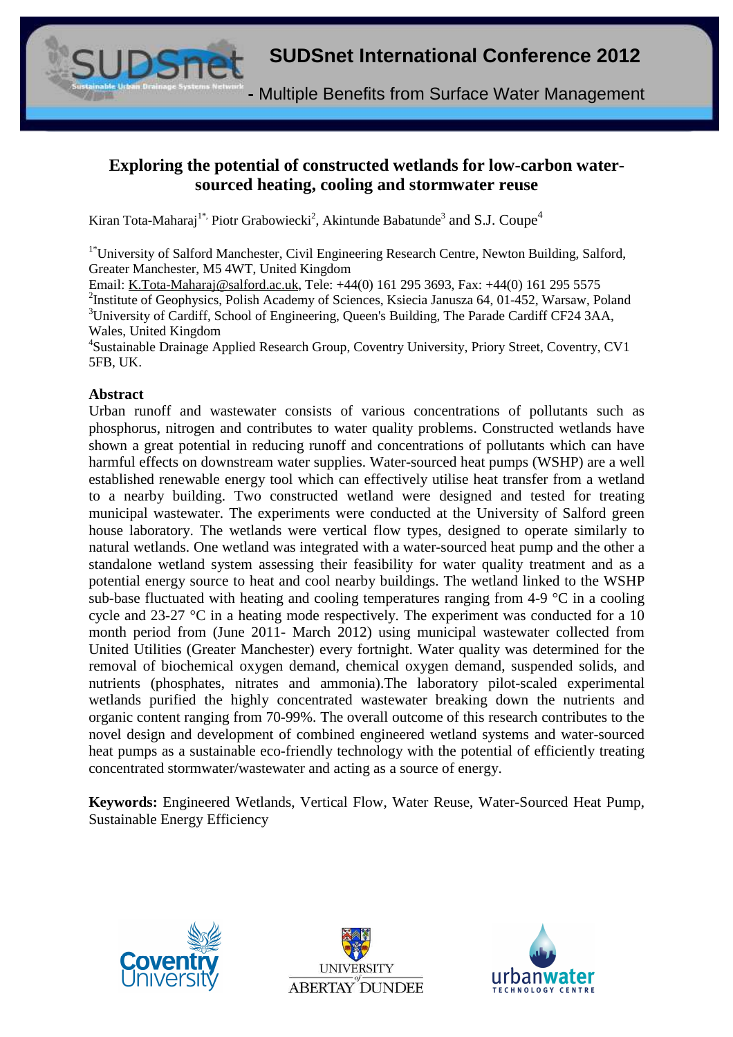# Exploring the potential of constructed wetlands for low-carbon water-sourced heating, cooling and stormwater reuse

Kiran Tota-Maharaj[1*], Piotr Grabowiecki[2], Akintunde Babatunde[3] and S.J. Coupe[4]

[1*]University of Salford Manchester, Civil Engineering Research Centre, Newton Building, Salford, Greater Manchester, M5 4WT, United Kingdom
Email: K.Tota-Maharaj@salford.ac.uk, Tele: +44(0) 161 295 3693, Fax: +44(0) 161 295 5575
[2]Institute of Geophysics, Polish Academy of Sciences, Ksiecia Janusza 64, 01-452, Warsaw, Poland
[3]University of Cardiff, School of Engineering, Queen's Building, The Parade Cardiff CF24 3AA, Wales, United Kingdom
[4]Sustainable Drainage Applied Research Group, Coventry University, Priory Street, Coventry, CV1 5FB, UK.

## Abstract

Urban runoff and wastewater consists of various concentrations of pollutants such as phosphorus, nitrogen and contributes to water quality problems. Constructed wetlands have shown a great potential in reducing runoff and concentrations of pollutants which can have harmful effects on downstream water supplies. Water-sourced heat pumps (WSHP) are a well established renewable energy tool which can effectively utilise heat transfer from a wetland to a nearby building. Two constructed wetland were designed and tested for treating municipal wastewater. The experiments were conducted at the University of Salford green house laboratory. The wetlands were vertical flow types, designed to operate similarly to natural wetlands. One wetland was integrated with a water-sourced heat pump and the other a standalone wetland system assessing their feasibility for water quality treatment and as a potential energy source to heat and cool nearby buildings. The wetland linked to the WSHP sub-base fluctuated with heating and cooling temperatures ranging from 4-9 °C in a cooling cycle and 23-27 °C in a heating mode respectively. The experiment was conducted for a 10 month period from (June 2011- March 2012) using municipal wastewater collected from United Utilities (Greater Manchester) every fortnight. Water quality was determined for the removal of biochemical oxygen demand, chemical oxygen demand, suspended solids, and nutrients (phosphates, nitrates and ammonia).The laboratory pilot-scaled experimental wetlands purified the highly concentrated wastewater breaking down the nutrients and organic content ranging from 70-99%. The overall outcome of this research contributes to the novel design and development of combined engineered wetland systems and water-sourced heat pumps as a sustainable eco-friendly technology with the potential of efficiently treating concentrated stormwater/wastewater and acting as a source of energy.

**Keywords:** Engineered Wetlands, Vertical Flow, Water Reuse, Water-Sourced Heat Pump, Sustainable Energy Efficiency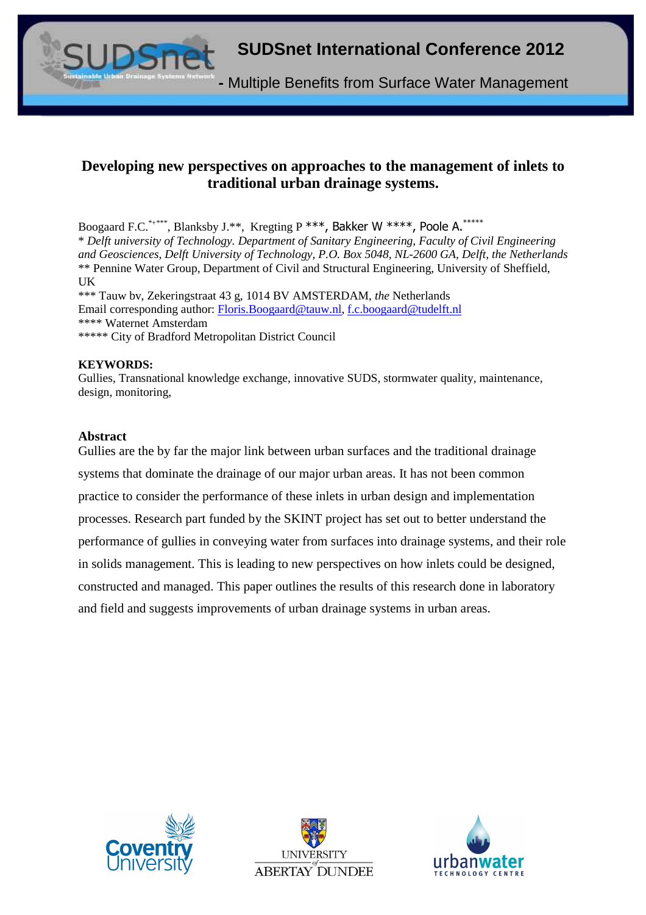# Developing new perspectives on approaches to the management of inlets to traditional urban drainage systems.

Boogaard F.C.[*,***], Blanksby J.**, Kregting P ***, Bakker W ****, Poole A.[*****]

\* *Delft university of Technology. Department of Sanitary Engineering, Faculty of Civil Engineering and Geosciences, Delft University of Technology, P.O. Box 5048, NL-2600 GA, Delft, the Netherlands*

\** Pennine Water Group, Department of Civil and Structural Engineering, University of Sheffield, UK

\*** Tauw bv, Zekeringstraat 43 g, 1014 BV AMSTERDAM, *the* Netherlands

Email corresponding author: Floris.Boogaard@tauw.nl, f.c.boogaard@tudelft.nl

\**** Waternet Amsterdam

\***** City of Bradford Metropolitan District Council

**KEYWORDS:**
Gullies, Transnational knowledge exchange, innovative SUDS, stormwater quality, maintenance, design, monitoring,

## Abstract

Gullies are the by far the major link between urban surfaces and the traditional drainage systems that dominate the drainage of our major urban areas. It has not been common practice to consider the performance of these inlets in urban design and implementation processes. Research part funded by the SKINT project has set out to better understand the performance of gullies in conveying water from surfaces into drainage systems, and their role in solids management. This is leading to new perspectives on how inlets could be designed, constructed and managed. This paper outlines the results of this research done in laboratory and field and suggests improvements of urban drainage systems in urban areas.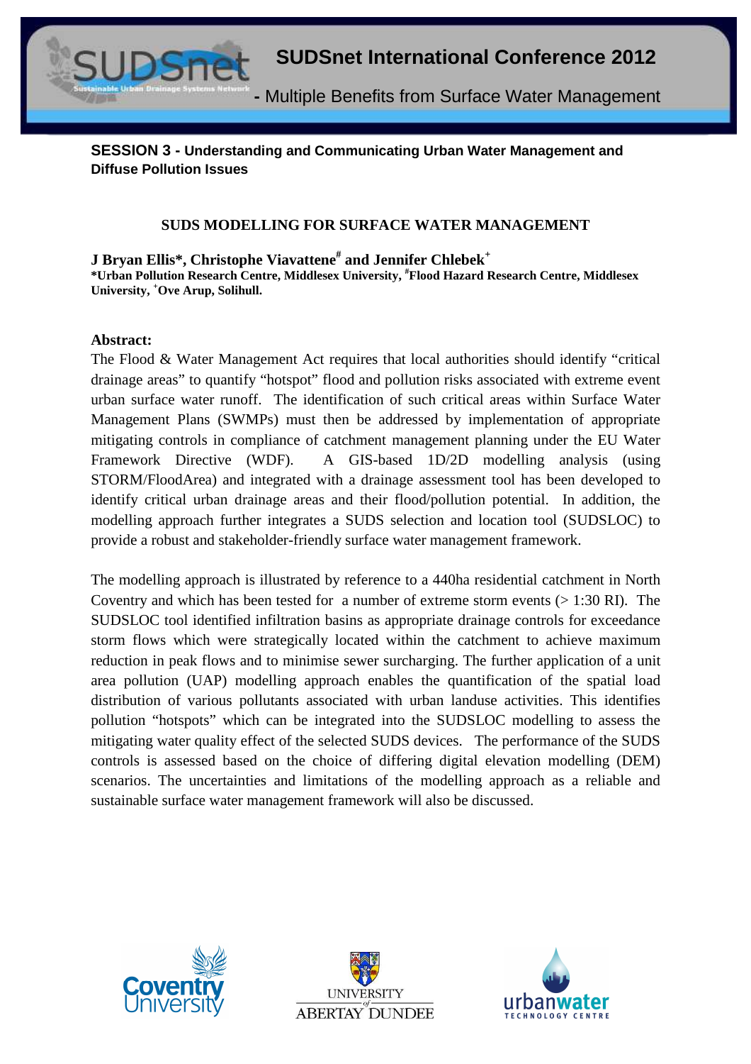**SESSION 3 - Understanding and Communicating Urban Water Management and Diffuse Pollution Issues**

## SUDS MODELLING FOR SURFACE WATER MANAGEMENT

**J Bryan Ellis*, Christophe Viavattene[#] and Jennifer Chlebek[+]**
**\*Urban Pollution Research Centre, Middlesex University, [#]Flood Hazard Research Centre, Middlesex University, [+]Ove Arup, Solihull.**

**Abstract:**
The Flood & Water Management Act requires that local authorities should identify "critical drainage areas" to quantify "hotspot" flood and pollution risks associated with extreme event urban surface water runoff. The identification of such critical areas within Surface Water Management Plans (SWMPs) must then be addressed by implementation of appropriate mitigating controls in compliance of catchment management planning under the EU Water Framework Directive (WDF). A GIS-based 1D/2D modelling analysis (using STORM/FloodArea) and integrated with a drainage assessment tool has been developed to identify critical urban drainage areas and their flood/pollution potential. In addition, the modelling approach further integrates a SUDS selection and location tool (SUDSLOC) to provide a robust and stakeholder-friendly surface water management framework.

The modelling approach is illustrated by reference to a 440ha residential catchment in North Coventry and which has been tested for a number of extreme storm events (> 1:30 RI). The SUDSLOC tool identified infiltration basins as appropriate drainage controls for exceedance storm flows which were strategically located within the catchment to achieve maximum reduction in peak flows and to minimise sewer surcharging. The further application of a unit area pollution (UAP) modelling approach enables the quantification of the spatial load distribution of various pollutants associated with urban landuse activities. This identifies pollution "hotspots" which can be integrated into the SUDSLOC modelling to assess the mitigating water quality effect of the selected SUDS devices. The performance of the SUDS controls is assessed based on the choice of differing digital elevation modelling (DEM) scenarios. The uncertainties and limitations of the modelling approach as a reliable and sustainable surface water management framework will also be discussed.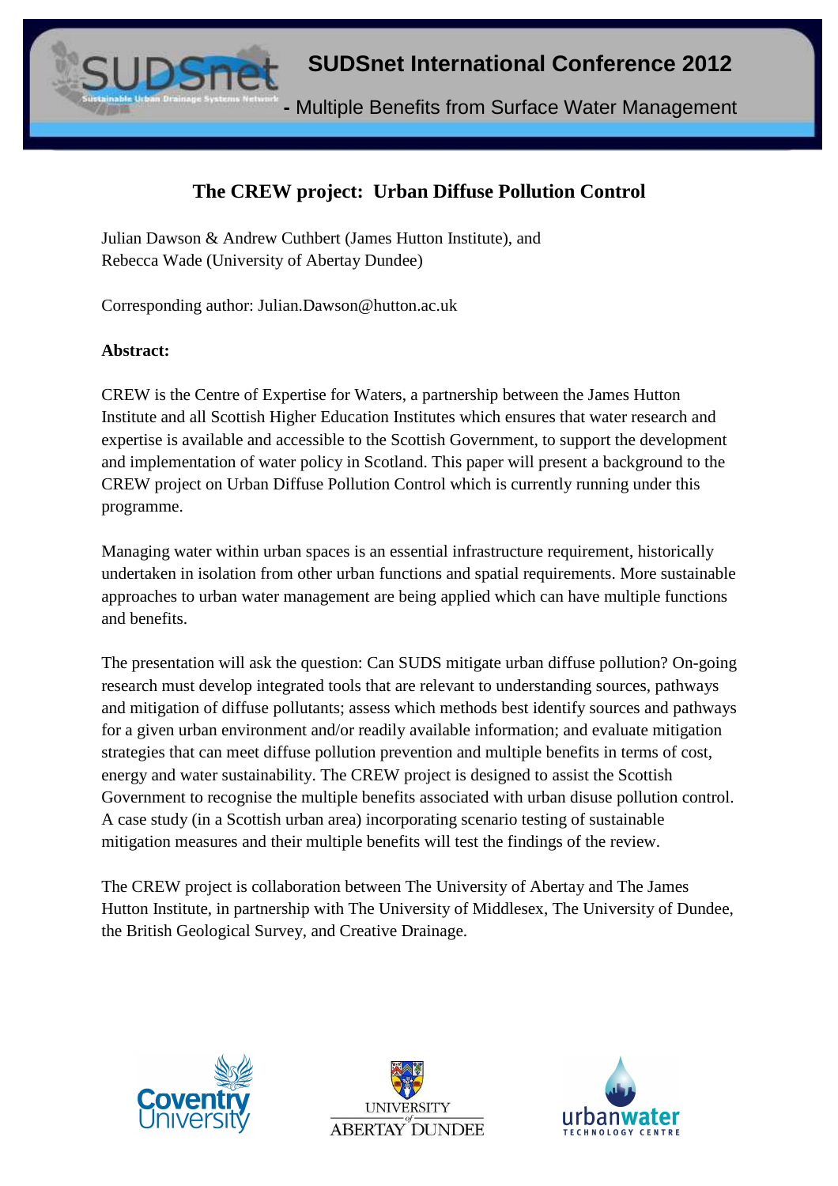# The CREW project: Urban Diffuse Pollution Control

Julian Dawson & Andrew Cuthbert (James Hutton Institute), and
Rebecca Wade (University of Abertay Dundee)

Corresponding author: Julian.Dawson@hutton.ac.uk

**Abstract:**

CREW is the Centre of Expertise for Waters, a partnership between the James Hutton Institute and all Scottish Higher Education Institutes which ensures that water research and expertise is available and accessible to the Scottish Government, to support the development and implementation of water policy in Scotland. This paper will present a background to the CREW project on Urban Diffuse Pollution Control which is currently running under this programme.

Managing water within urban spaces is an essential infrastructure requirement, historically undertaken in isolation from other urban functions and spatial requirements. More sustainable approaches to urban water management are being applied which can have multiple functions and benefits.

The presentation will ask the question: Can SUDS mitigate urban diffuse pollution? On-going research must develop integrated tools that are relevant to understanding sources, pathways and mitigation of diffuse pollutants; assess which methods best identify sources and pathways for a given urban environment and/or readily available information; and evaluate mitigation strategies that can meet diffuse pollution prevention and multiple benefits in terms of cost, energy and water sustainability. The CREW project is designed to assist the Scottish Government to recognise the multiple benefits associated with urban disuse pollution control. A case study (in a Scottish urban area) incorporating scenario testing of sustainable mitigation measures and their multiple benefits will test the findings of the review.

The CREW project is collaboration between The University of Abertay and The James Hutton Institute, in partnership with The University of Middlesex, The University of Dundee, the British Geological Survey, and Creative Drainage.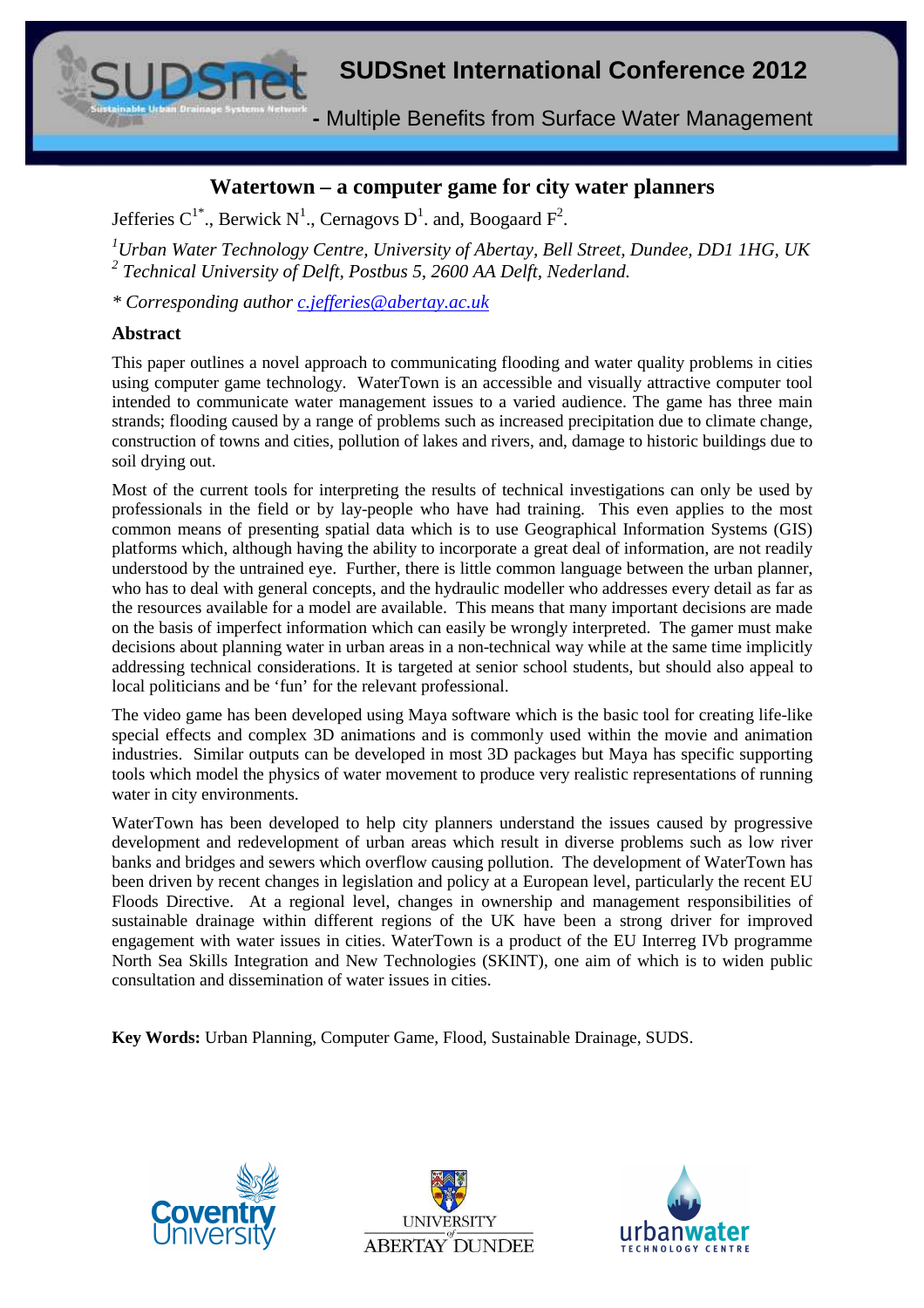# Watertown – a computer game for city water planners

Jefferies C[1*]., Berwick N[1]., Cernagovs D[1]. and, Boogaard F[2].

*[1]Urban Water Technology Centre, University of Abertay, Bell Street, Dundee, DD1 1HG, UK*
*[2] Technical University of Delft, Postbus 5, 2600 AA Delft, Nederland.*

*\* Corresponding author c.jefferies@abertay.ac.uk*

## Abstract

This paper outlines a novel approach to communicating flooding and water quality problems in cities using computer game technology. WaterTown is an accessible and visually attractive computer tool intended to communicate water management issues to a varied audience. The game has three main strands; flooding caused by a range of problems such as increased precipitation due to climate change, construction of towns and cities, pollution of lakes and rivers, and, damage to historic buildings due to soil drying out.

Most of the current tools for interpreting the results of technical investigations can only be used by professionals in the field or by lay-people who have had training. This even applies to the most common means of presenting spatial data which is to use Geographical Information Systems (GIS) platforms which, although having the ability to incorporate a great deal of information, are not readily understood by the untrained eye. Further, there is little common language between the urban planner, who has to deal with general concepts, and the hydraulic modeller who addresses every detail as far as the resources available for a model are available. This means that many important decisions are made on the basis of imperfect information which can easily be wrongly interpreted. The gamer must make decisions about planning water in urban areas in a non-technical way while at the same time implicitly addressing technical considerations. It is targeted at senior school students, but should also appeal to local politicians and be 'fun' for the relevant professional.

The video game has been developed using Maya software which is the basic tool for creating life-like special effects and complex 3D animations and is commonly used within the movie and animation industries. Similar outputs can be developed in most 3D packages but Maya has specific supporting tools which model the physics of water movement to produce very realistic representations of running water in city environments.

WaterTown has been developed to help city planners understand the issues caused by progressive development and redevelopment of urban areas which result in diverse problems such as low river banks and bridges and sewers which overflow causing pollution. The development of WaterTown has been driven by recent changes in legislation and policy at a European level, particularly the recent EU Floods Directive. At a regional level, changes in ownership and management responsibilities of sustainable drainage within different regions of the UK have been a strong driver for improved engagement with water issues in cities. WaterTown is a product of the EU Interreg IVb programme North Sea Skills Integration and New Technologies (SKINT), one aim of which is to widen public consultation and dissemination of water issues in cities.

**Key Words:** Urban Planning, Computer Game, Flood, Sustainable Drainage, SUDS.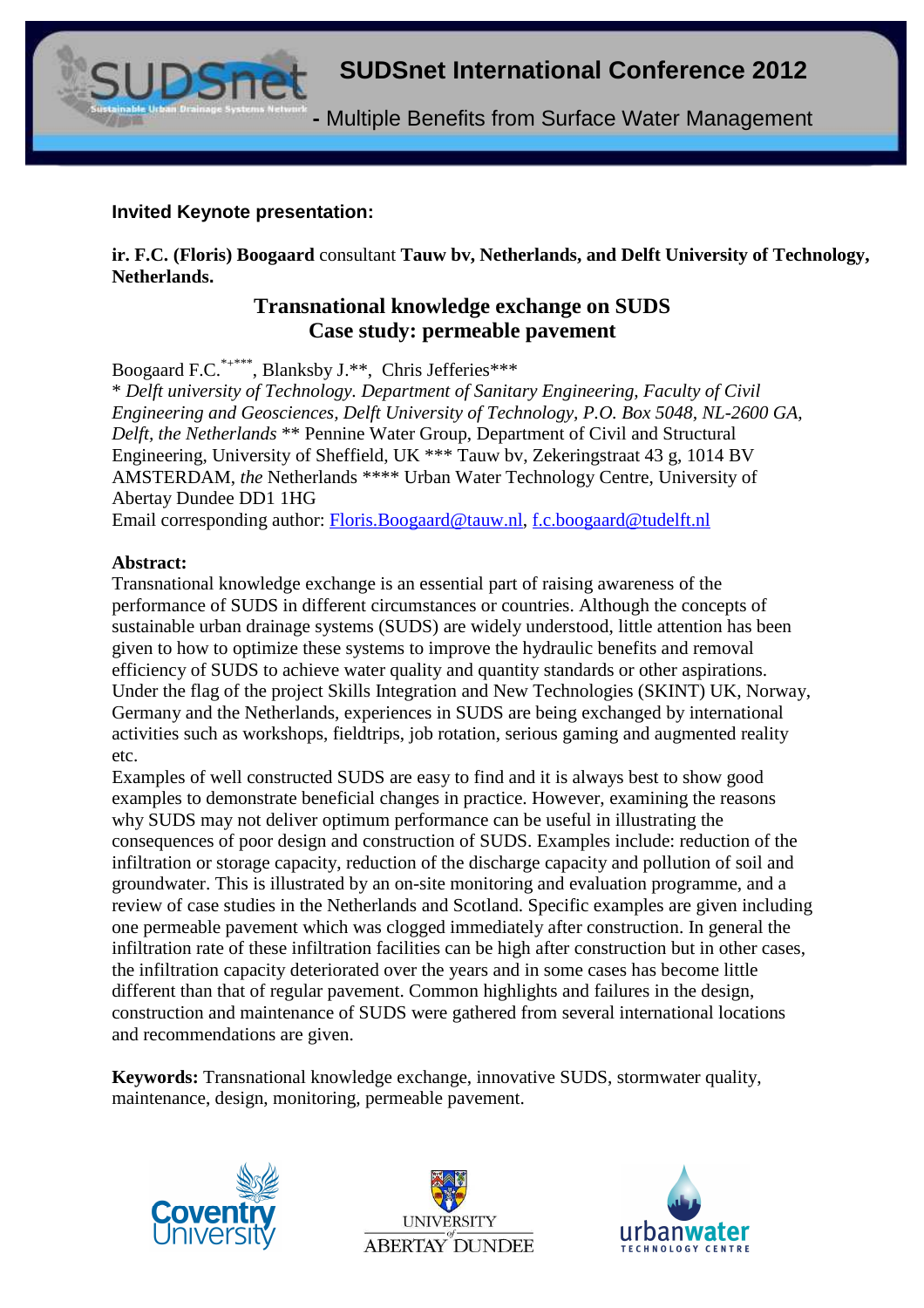**Invited Keynote presentation:**

**ir. F.C. (Floris) Boogaard** consultant **Tauw bv, Netherlands, and Delft University of Technology, Netherlands.**

## Transnational knowledge exchange on SUDS
## Case study: permeable pavement

Boogaard F.C.[*+***], Blanksby J.**, Chris Jefferies***

\* *Delft university of Technology. Department of Sanitary Engineering, Faculty of Civil Engineering and Geosciences, Delft University of Technology, P.O. Box 5048, NL-2600 GA, Delft, the Netherlands* ** Pennine Water Group, Department of Civil and Structural Engineering, University of Sheffield, UK *** Tauw bv, Zekeringstraat 43 g, 1014 BV AMSTERDAM, *the* Netherlands **** Urban Water Technology Centre, University of Abertay Dundee DD1 1HG

Email corresponding author: Floris.Boogaard@tauw.nl, f.c.boogaard@tudelft.nl

**Abstract:**

Transnational knowledge exchange is an essential part of raising awareness of the performance of SUDS in different circumstances or countries. Although the concepts of sustainable urban drainage systems (SUDS) are widely understood, little attention has been given to how to optimize these systems to improve the hydraulic benefits and removal efficiency of SUDS to achieve water quality and quantity standards or other aspirations. Under the flag of the project Skills Integration and New Technologies (SKINT) UK, Norway, Germany and the Netherlands, experiences in SUDS are being exchanged by international activities such as workshops, fieldtrips, job rotation, serious gaming and augmented reality etc.

Examples of well constructed SUDS are easy to find and it is always best to show good examples to demonstrate beneficial changes in practice. However, examining the reasons why SUDS may not deliver optimum performance can be useful in illustrating the consequences of poor design and construction of SUDS. Examples include: reduction of the infiltration or storage capacity, reduction of the discharge capacity and pollution of soil and groundwater. This is illustrated by an on-site monitoring and evaluation programme, and a review of case studies in the Netherlands and Scotland. Specific examples are given including one permeable pavement which was clogged immediately after construction. In general the infiltration rate of these infiltration facilities can be high after construction but in other cases, the infiltration capacity deteriorated over the years and in some cases has become little different than that of regular pavement. Common highlights and failures in the design, construction and maintenance of SUDS were gathered from several international locations and recommendations are given.

**Keywords:** Transnational knowledge exchange, innovative SUDS, stormwater quality, maintenance, design, monitoring, permeable pavement.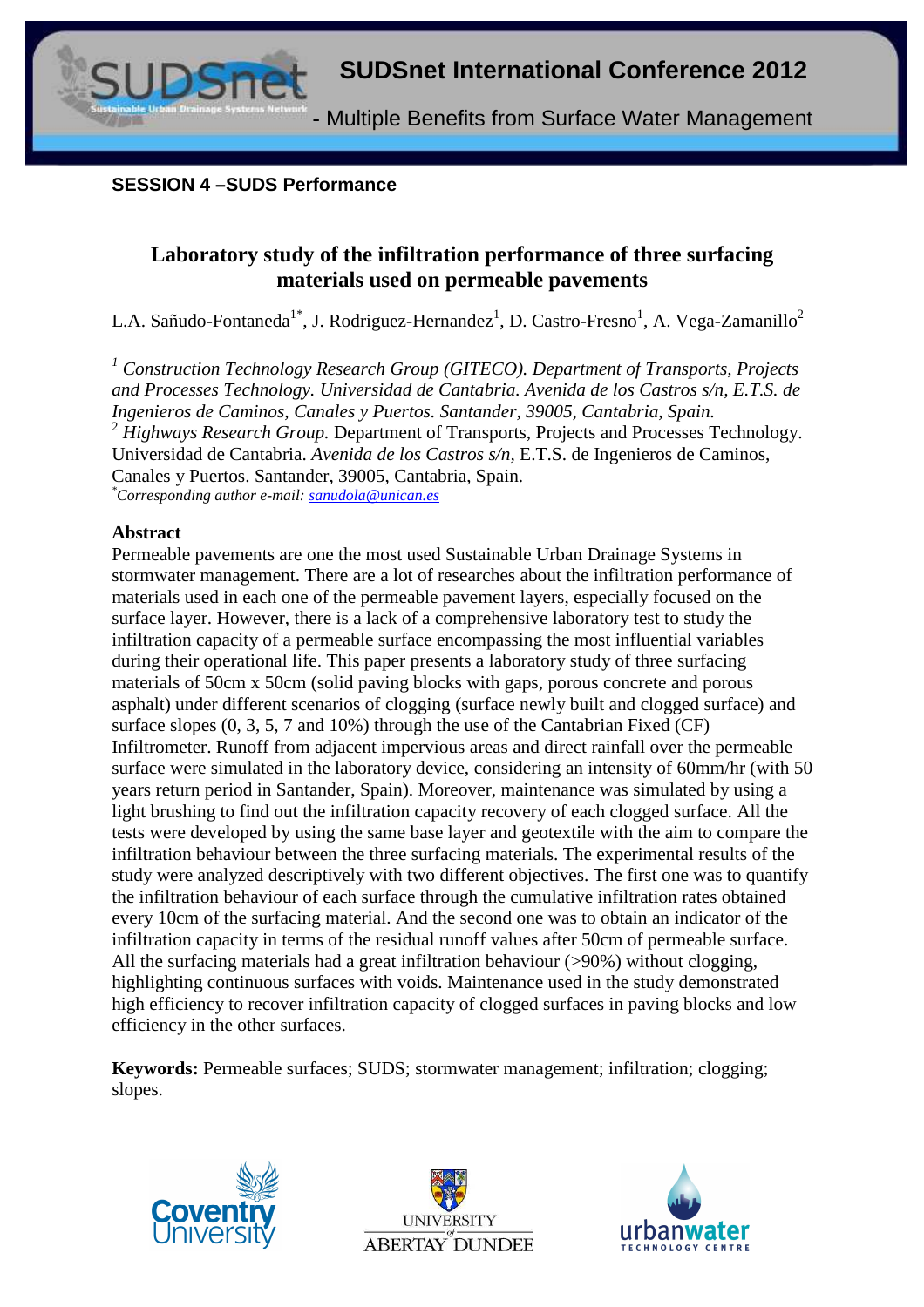**SESSION 4 –SUDS Performance**

# Laboratory study of the infiltration performance of three surfacing materials used on permeable pavements

L.A. Sañudo-Fontaneda[1*], J. Rodriguez-Hernandez[1], D. Castro-Fresno[1], A. Vega-Zamanillo[2]

[1] *Construction Technology Research Group (GITECO). Department of Transports, Projects and Processes Technology. Universidad de Cantabria. Avenida de los Castros s/n, E.T.S. de Ingenieros de Caminos, Canales y Puertos. Santander, 39005, Cantabria, Spain.*
[2] *Highways Research Group.* Department of Transports, Projects and Processes Technology. Universidad de Cantabria. *Avenida de los Castros s/n*, E.T.S. de Ingenieros de Caminos, Canales y Puertos. Santander, 39005, Cantabria, Spain.
[*] *Corresponding author e-mail: sanudola@unican.es*

## Abstract

Permeable pavements are one the most used Sustainable Urban Drainage Systems in stormwater management. There are a lot of researches about the infiltration performance of materials used in each one of the permeable pavement layers, especially focused on the surface layer. However, there is a lack of a comprehensive laboratory test to study the infiltration capacity of a permeable surface encompassing the most influential variables during their operational life. This paper presents a laboratory study of three surfacing materials of 50cm x 50cm (solid paving blocks with gaps, porous concrete and porous asphalt) under different scenarios of clogging (surface newly built and clogged surface) and surface slopes (0, 3, 5, 7 and 10%) through the use of the Cantabrian Fixed (CF) Infiltrometer. Runoff from adjacent impervious areas and direct rainfall over the permeable surface were simulated in the laboratory device, considering an intensity of 60mm/hr (with 50 years return period in Santander, Spain). Moreover, maintenance was simulated by using a light brushing to find out the infiltration capacity recovery of each clogged surface. All the tests were developed by using the same base layer and geotextile with the aim to compare the infiltration behaviour between the three surfacing materials. The experimental results of the study were analyzed descriptively with two different objectives. The first one was to quantify the infiltration behaviour of each surface through the cumulative infiltration rates obtained every 10cm of the surfacing material. And the second one was to obtain an indicator of the infiltration capacity in terms of the residual runoff values after 50cm of permeable surface. All the surfacing materials had a great infiltration behaviour (>90%) without clogging, highlighting continuous surfaces with voids. Maintenance used in the study demonstrated high efficiency to recover infiltration capacity of clogged surfaces in paving blocks and low efficiency in the other surfaces.

**Keywords:** Permeable surfaces; SUDS; stormwater management; infiltration; clogging; slopes.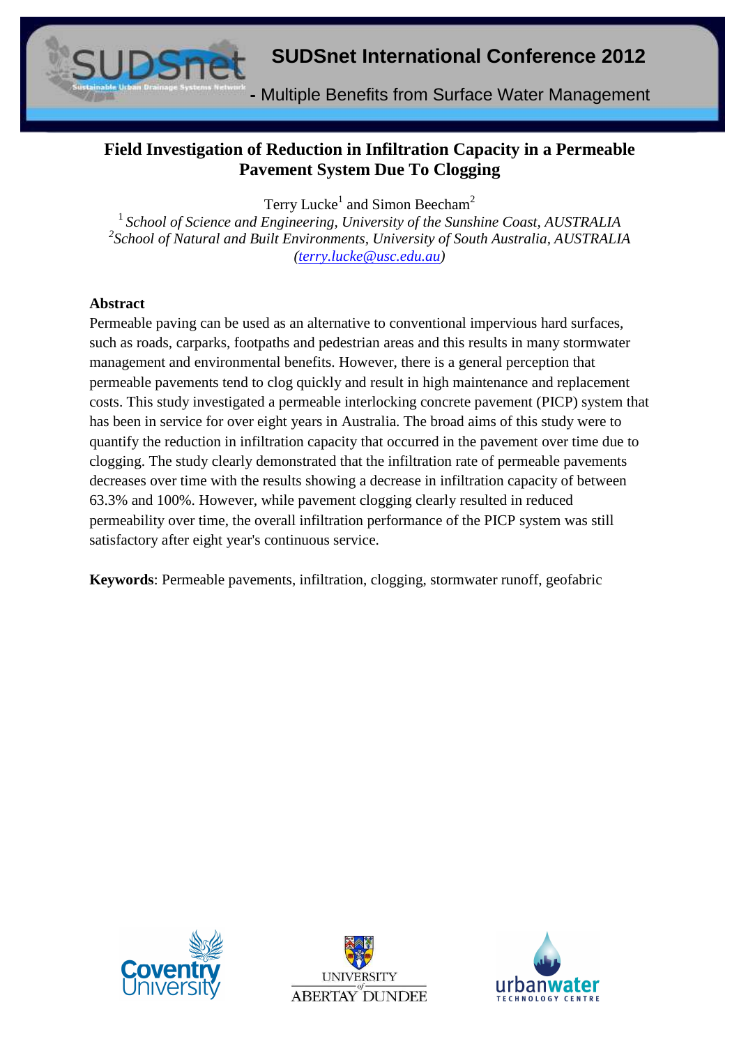# Field Investigation of Reduction in Infiltration Capacity in a Permeable Pavement System Due To Clogging

Terry Lucke[1] and Simon Beecham[2]

[1] *School of Science and Engineering, University of the Sunshine Coast, AUSTRALIA*

[2] *School of Natural and Built Environments, University of South Australia, AUSTRALIA*

*(terry.lucke@usc.edu.au)*

## Abstract

Permeable paving can be used as an alternative to conventional impervious hard surfaces, such as roads, carparks, footpaths and pedestrian areas and this results in many stormwater management and environmental benefits. However, there is a general perception that permeable pavements tend to clog quickly and result in high maintenance and replacement costs. This study investigated a permeable interlocking concrete pavement (PICP) system that has been in service for over eight years in Australia. The broad aims of this study were to quantify the reduction in infiltration capacity that occurred in the pavement over time due to clogging. The study clearly demonstrated that the infiltration rate of permeable pavements decreases over time with the results showing a decrease in infiltration capacity of between 63.3% and 100%. However, while pavement clogging clearly resulted in reduced permeability over time, the overall infiltration performance of the PICP system was still satisfactory after eight year's continuous service.

**Keywords**: Permeable pavements, infiltration, clogging, stormwater runoff, geofabric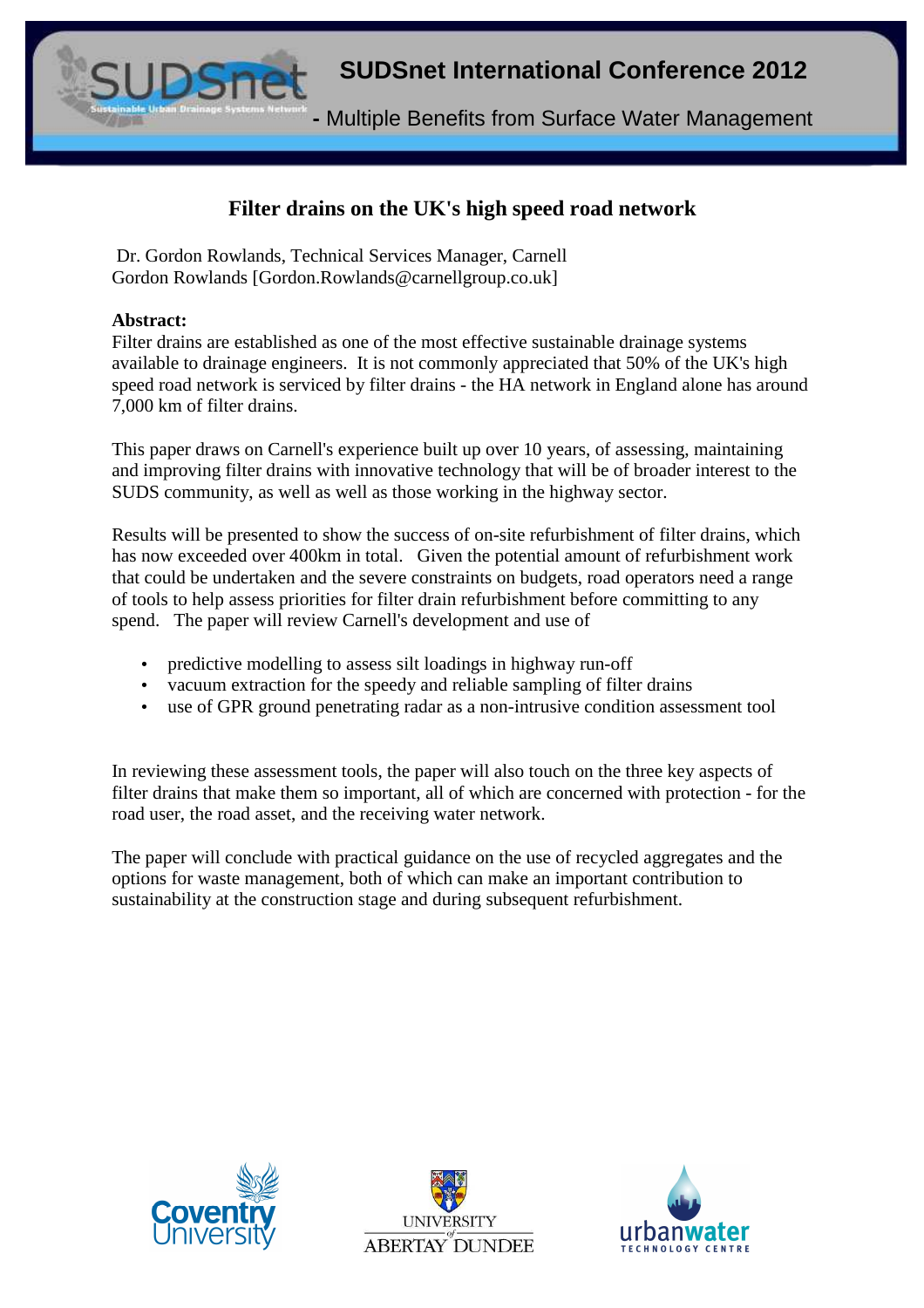# Filter drains on the UK's high speed road network

Dr. Gordon Rowlands, Technical Services Manager, Carnell
Gordon Rowlands [Gordon.Rowlands@carnellgroup.co.uk]

**Abstract:**
Filter drains are established as one of the most effective sustainable drainage systems available to drainage engineers. It is not commonly appreciated that 50% of the UK's high speed road network is serviced by filter drains - the HA network in England alone has around 7,000 km of filter drains.

This paper draws on Carnell's experience built up over 10 years, of assessing, maintaining and improving filter drains with innovative technology that will be of broader interest to the SUDS community, as well as well as those working in the highway sector.

Results will be presented to show the success of on-site refurbishment of filter drains, which has now exceeded over 400km in total. Given the potential amount of refurbishment work that could be undertaken and the severe constraints on budgets, road operators need a range of tools to help assess priorities for filter drain refurbishment before committing to any spend. The paper will review Carnell's development and use of

- predictive modelling to assess silt loadings in highway run-off
- vacuum extraction for the speedy and reliable sampling of filter drains
- use of GPR ground penetrating radar as a non-intrusive condition assessment tool

In reviewing these assessment tools, the paper will also touch on the three key aspects of filter drains that make them so important, all of which are concerned with protection - for the road user, the road asset, and the receiving water network.

The paper will conclude with practical guidance on the use of recycled aggregates and the options for waste management, both of which can make an important contribution to sustainability at the construction stage and during subsequent refurbishment.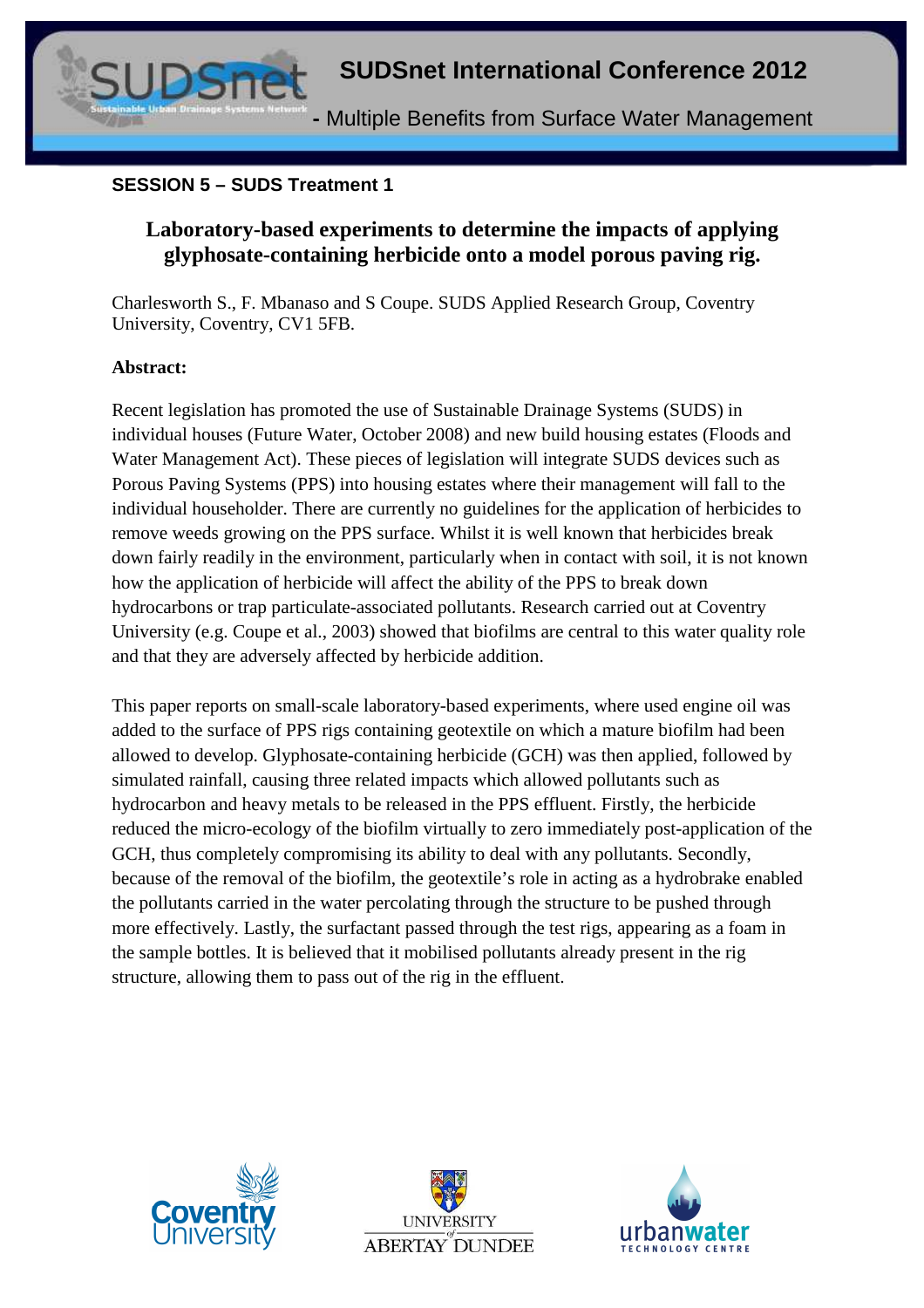**SESSION 5 – SUDS Treatment 1**

## Laboratory-based experiments to determine the impacts of applying glyphosate-containing herbicide onto a model porous paving rig.

Charlesworth S., F. Mbanaso and S Coupe. SUDS Applied Research Group, Coventry University, Coventry, CV1 5FB.

**Abstract:**

Recent legislation has promoted the use of Sustainable Drainage Systems (SUDS) in individual houses (Future Water, October 2008) and new build housing estates (Floods and Water Management Act). These pieces of legislation will integrate SUDS devices such as Porous Paving Systems (PPS) into housing estates where their management will fall to the individual householder. There are currently no guidelines for the application of herbicides to remove weeds growing on the PPS surface. Whilst it is well known that herbicides break down fairly readily in the environment, particularly when in contact with soil, it is not known how the application of herbicide will affect the ability of the PPS to break down hydrocarbons or trap particulate-associated pollutants. Research carried out at Coventry University (e.g. Coupe et al., 2003) showed that biofilms are central to this water quality role and that they are adversely affected by herbicide addition.

This paper reports on small-scale laboratory-based experiments, where used engine oil was added to the surface of PPS rigs containing geotextile on which a mature biofilm had been allowed to develop. Glyphosate-containing herbicide (GCH) was then applied, followed by simulated rainfall, causing three related impacts which allowed pollutants such as hydrocarbon and heavy metals to be released in the PPS effluent. Firstly, the herbicide reduced the micro-ecology of the biofilm virtually to zero immediately post-application of the GCH, thus completely compromising its ability to deal with any pollutants. Secondly, because of the removal of the biofilm, the geotextile's role in acting as a hydrobrake enabled the pollutants carried in the water percolating through the structure to be pushed through more effectively. Lastly, the surfactant passed through the test rigs, appearing as a foam in the sample bottles. It is believed that it mobilised pollutants already present in the rig structure, allowing them to pass out of the rig in the effluent.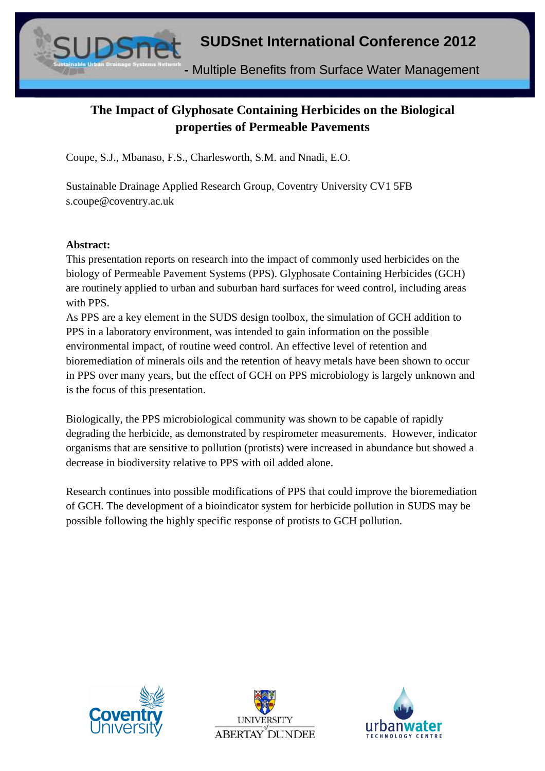# The Impact of Glyphosate Containing Herbicides on the Biological properties of Permeable Pavements

Coupe, S.J., Mbanaso, F.S., Charlesworth, S.M. and Nnadi, E.O.

Sustainable Drainage Applied Research Group, Coventry University CV1 5FB
s.coupe@coventry.ac.uk

**Abstract:**

This presentation reports on research into the impact of commonly used herbicides on the biology of Permeable Pavement Systems (PPS). Glyphosate Containing Herbicides (GCH) are routinely applied to urban and suburban hard surfaces for weed control, including areas with PPS.

As PPS are a key element in the SUDS design toolbox, the simulation of GCH addition to PPS in a laboratory environment, was intended to gain information on the possible environmental impact, of routine weed control. An effective level of retention and bioremediation of minerals oils and the retention of heavy metals have been shown to occur in PPS over many years, but the effect of GCH on PPS microbiology is largely unknown and is the focus of this presentation.

Biologically, the PPS microbiological community was shown to be capable of rapidly degrading the herbicide, as demonstrated by respirometer measurements. However, indicator organisms that are sensitive to pollution (protists) were increased in abundance but showed a decrease in biodiversity relative to PPS with oil added alone.

Research continues into possible modifications of PPS that could improve the bioremediation of GCH. The development of a bioindicator system for herbicide pollution in SUDS may be possible following the highly specific response of protists to GCH pollution.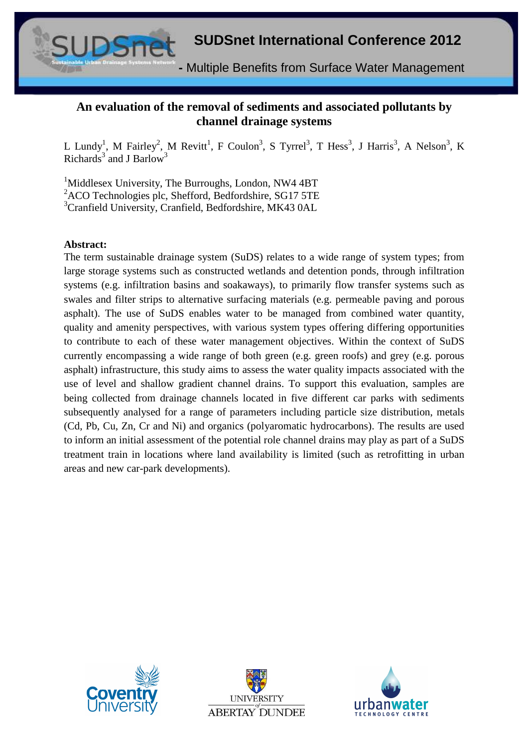# An evaluation of the removal of sediments and associated pollutants by channel drainage systems

L Lundy[1], M Fairley[2], M Revitt[1], F Coulon[3], S Tyrrel[3], T Hess[3], J Harris[3], A Nelson[3], K Richards[3] and J Barlow[3]

[1]Middlesex University, The Burroughs, London, NW4 4BT
[2]ACO Technologies plc, Shefford, Bedfordshire, SG17 5TE
[3]Cranfield University, Cranfield, Bedfordshire, MK43 0AL

**Abstract:**

The term sustainable drainage system (SuDS) relates to a wide range of system types; from large storage systems such as constructed wetlands and detention ponds, through infiltration systems (e.g. infiltration basins and soakaways), to primarily flow transfer systems such as swales and filter strips to alternative surfacing materials (e.g. permeable paving and porous asphalt). The use of SuDS enables water to be managed from combined water quantity, quality and amenity perspectives, with various system types offering differing opportunities to contribute to each of these water management objectives. Within the context of SuDS currently encompassing a wide range of both green (e.g. green roofs) and grey (e.g. porous asphalt) infrastructure, this study aims to assess the water quality impacts associated with the use of level and shallow gradient channel drains. To support this evaluation, samples are being collected from drainage channels located in five different car parks with sediments subsequently analysed for a range of parameters including particle size distribution, metals (Cd, Pb, Cu, Zn, Cr and Ni) and organics (polyaromatic hydrocarbons). The results are used to inform an initial assessment of the potential role channel drains may play as part of a SuDS treatment train in locations where land availability is limited (such as retrofitting in urban areas and new car-park developments).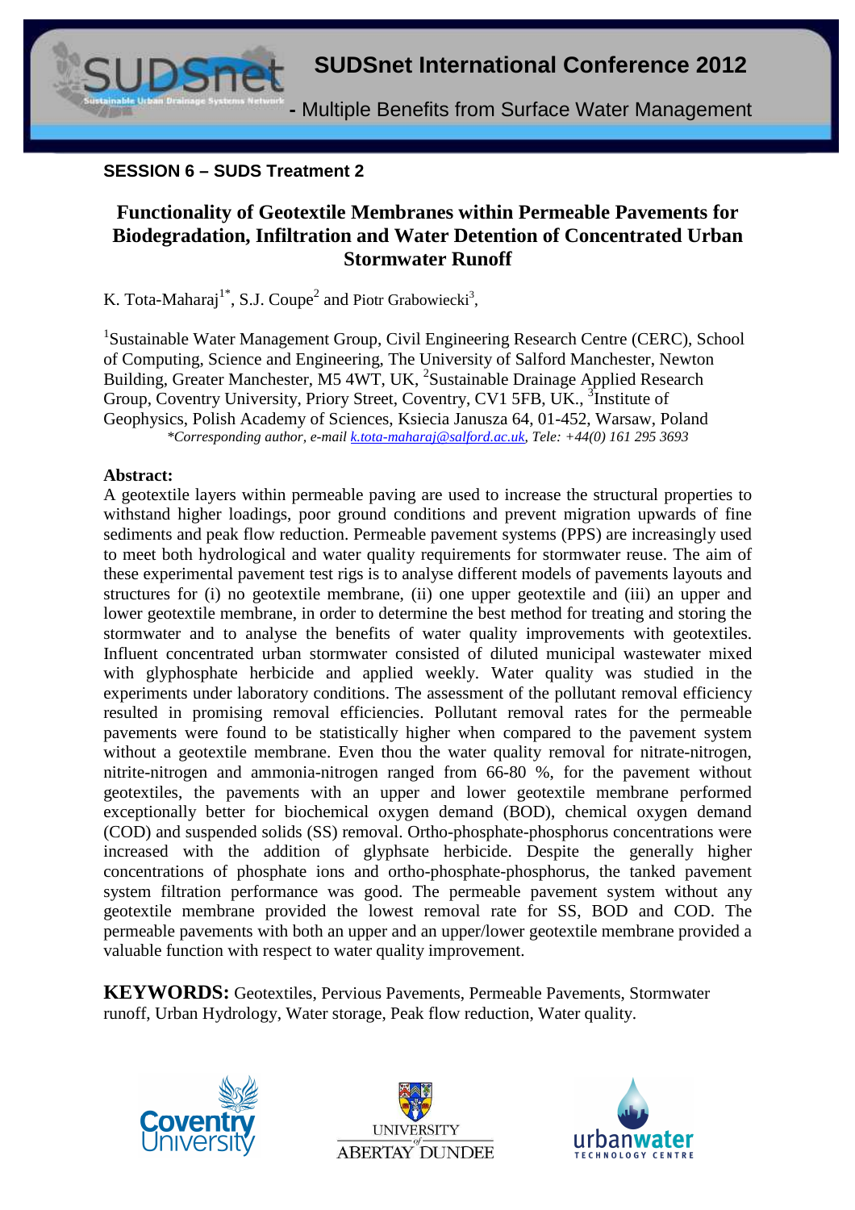**SESSION 6 – SUDS Treatment 2**

# Functionality of Geotextile Membranes within Permeable Pavements for Biodegradation, Infiltration and Water Detention of Concentrated Urban Stormwater Runoff

K. Tota-Maharaj[1*], S.J. Coupe[2] and Piotr Grabowiecki[3],

[1]Sustainable Water Management Group, Civil Engineering Research Centre (CERC), School of Computing, Science and Engineering, The University of Salford Manchester, Newton Building, Greater Manchester, M5 4WT, UK, [2]Sustainable Drainage Applied Research Group, Coventry University, Priory Street, Coventry, CV1 5FB, UK., [3]Institute of Geophysics, Polish Academy of Sciences, Ksiecia Janusza 64, 01-452, Warsaw, Poland

*\*Corresponding author, e-mail k.tota-maharaj@salford.ac.uk, Tele: +44(0) 161 295 3693*

**Abstract:**

A geotextile layers within permeable paving are used to increase the structural properties to withstand higher loadings, poor ground conditions and prevent migration upwards of fine sediments and peak flow reduction. Permeable pavement systems (PPS) are increasingly used to meet both hydrological and water quality requirements for stormwater reuse. The aim of these experimental pavement test rigs is to analyse different models of pavements layouts and structures for (i) no geotextile membrane, (ii) one upper geotextile and (iii) an upper and lower geotextile membrane, in order to determine the best method for treating and storing the stormwater and to analyse the benefits of water quality improvements with geotextiles. Influent concentrated urban stormwater consisted of diluted municipal wastewater mixed with glyphosphate herbicide and applied weekly. Water quality was studied in the experiments under laboratory conditions. The assessment of the pollutant removal efficiency resulted in promising removal efficiencies. Pollutant removal rates for the permeable pavements were found to be statistically higher when compared to the pavement system without a geotextile membrane. Even thou the water quality removal for nitrate-nitrogen, nitrite-nitrogen and ammonia-nitrogen ranged from 66-80 %, for the pavement without geotextiles, the pavements with an upper and lower geotextile membrane performed exceptionally better for biochemical oxygen demand (BOD), chemical oxygen demand (COD) and suspended solids (SS) removal. Ortho-phosphate-phosphorus concentrations were increased with the addition of glyphsate herbicide. Despite the generally higher concentrations of phosphate ions and ortho-phosphate-phosphorus, the tanked pavement system filtration performance was good. The permeable pavement system without any geotextile membrane provided the lowest removal rate for SS, BOD and COD. The permeable pavements with both an upper and an upper/lower geotextile membrane provided a valuable function with respect to water quality improvement.

**KEYWORDS:** Geotextiles, Pervious Pavements, Permeable Pavements, Stormwater runoff, Urban Hydrology, Water storage, Peak flow reduction, Water quality.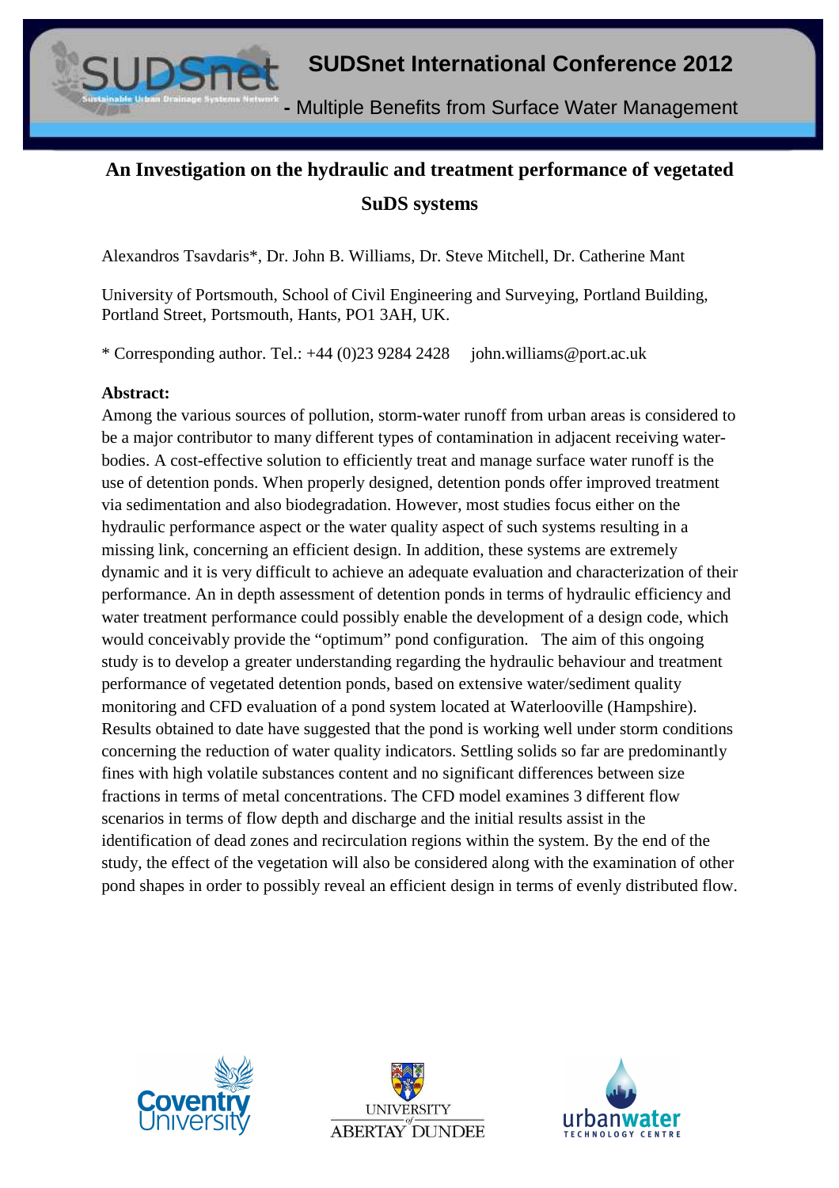# An Investigation on the hydraulic and treatment performance of vegetated SuDS systems

Alexandros Tsavdaris*, Dr. John B. Williams, Dr. Steve Mitchell, Dr. Catherine Mant

University of Portsmouth, School of Civil Engineering and Surveying, Portland Building, Portland Street, Portsmouth, Hants, PO1 3AH, UK.

* Corresponding author. Tel.: +44 (0)23 9284 2428 john.williams@port.ac.uk

**Abstract:**

Among the various sources of pollution, storm-water runoff from urban areas is considered to be a major contributor to many different types of contamination in adjacent receiving water-bodies. A cost-effective solution to efficiently treat and manage surface water runoff is the use of detention ponds. When properly designed, detention ponds offer improved treatment via sedimentation and also biodegradation. However, most studies focus either on the hydraulic performance aspect or the water quality aspect of such systems resulting in a missing link, concerning an efficient design. In addition, these systems are extremely dynamic and it is very difficult to achieve an adequate evaluation and characterization of their performance. An in depth assessment of detention ponds in terms of hydraulic efficiency and water treatment performance could possibly enable the development of a design code, which would conceivably provide the "optimum" pond configuration. The aim of this ongoing study is to develop a greater understanding regarding the hydraulic behaviour and treatment performance of vegetated detention ponds, based on extensive water/sediment quality monitoring and CFD evaluation of a pond system located at Waterlooville (Hampshire). Results obtained to date have suggested that the pond is working well under storm conditions concerning the reduction of water quality indicators. Settling solids so far are predominantly fines with high volatile substances content and no significant differences between size fractions in terms of metal concentrations. The CFD model examines 3 different flow scenarios in terms of flow depth and discharge and the initial results assist in the identification of dead zones and recirculation regions within the system. By the end of the study, the effect of the vegetation will also be considered along with the examination of other pond shapes in order to possibly reveal an efficient design in terms of evenly distributed flow.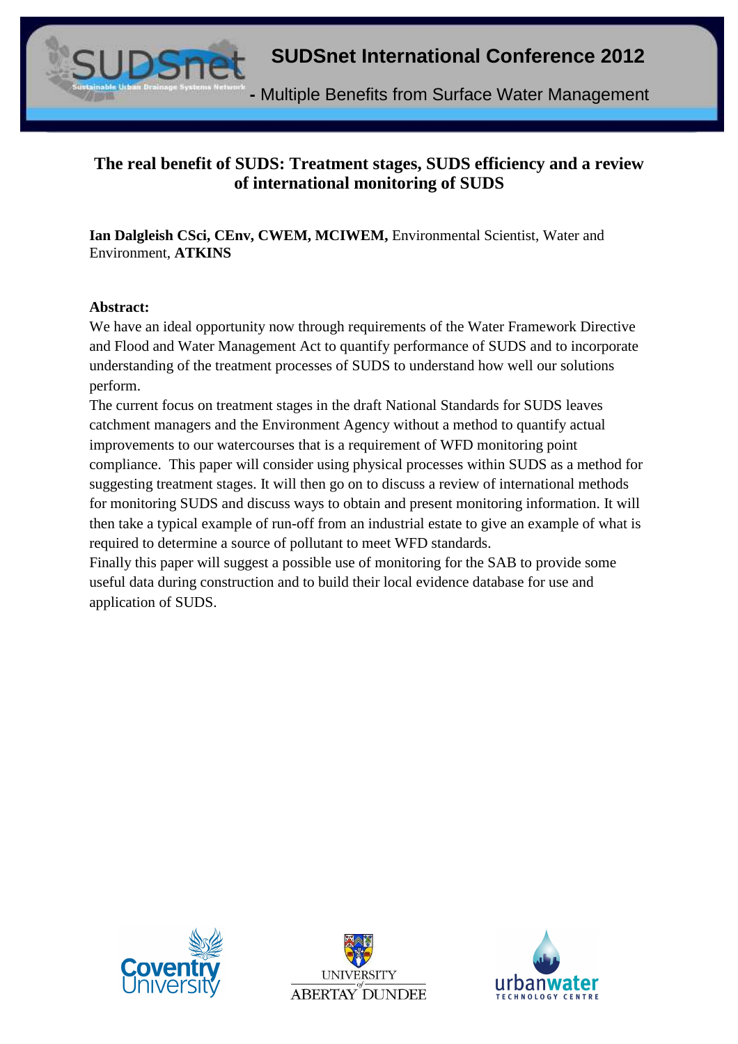# The real benefit of SUDS: Treatment stages, SUDS efficiency and a review of international monitoring of SUDS

**Ian Dalgleish CSci, CEnv, CWEM, MCIWEM,** Environmental Scientist, Water and Environment, **ATKINS**

**Abstract:**

We have an ideal opportunity now through requirements of the Water Framework Directive and Flood and Water Management Act to quantify performance of SUDS and to incorporate understanding of the treatment processes of SUDS to understand how well our solutions perform.

The current focus on treatment stages in the draft National Standards for SUDS leaves catchment managers and the Environment Agency without a method to quantify actual improvements to our watercourses that is a requirement of WFD monitoring point compliance. This paper will consider using physical processes within SUDS as a method for suggesting treatment stages. It will then go on to discuss a review of international methods for monitoring SUDS and discuss ways to obtain and present monitoring information. It will then take a typical example of run-off from an industrial estate to give an example of what is required to determine a source of pollutant to meet WFD standards.

Finally this paper will suggest a possible use of monitoring for the SAB to provide some useful data during construction and to build their local evidence database for use and application of SUDS.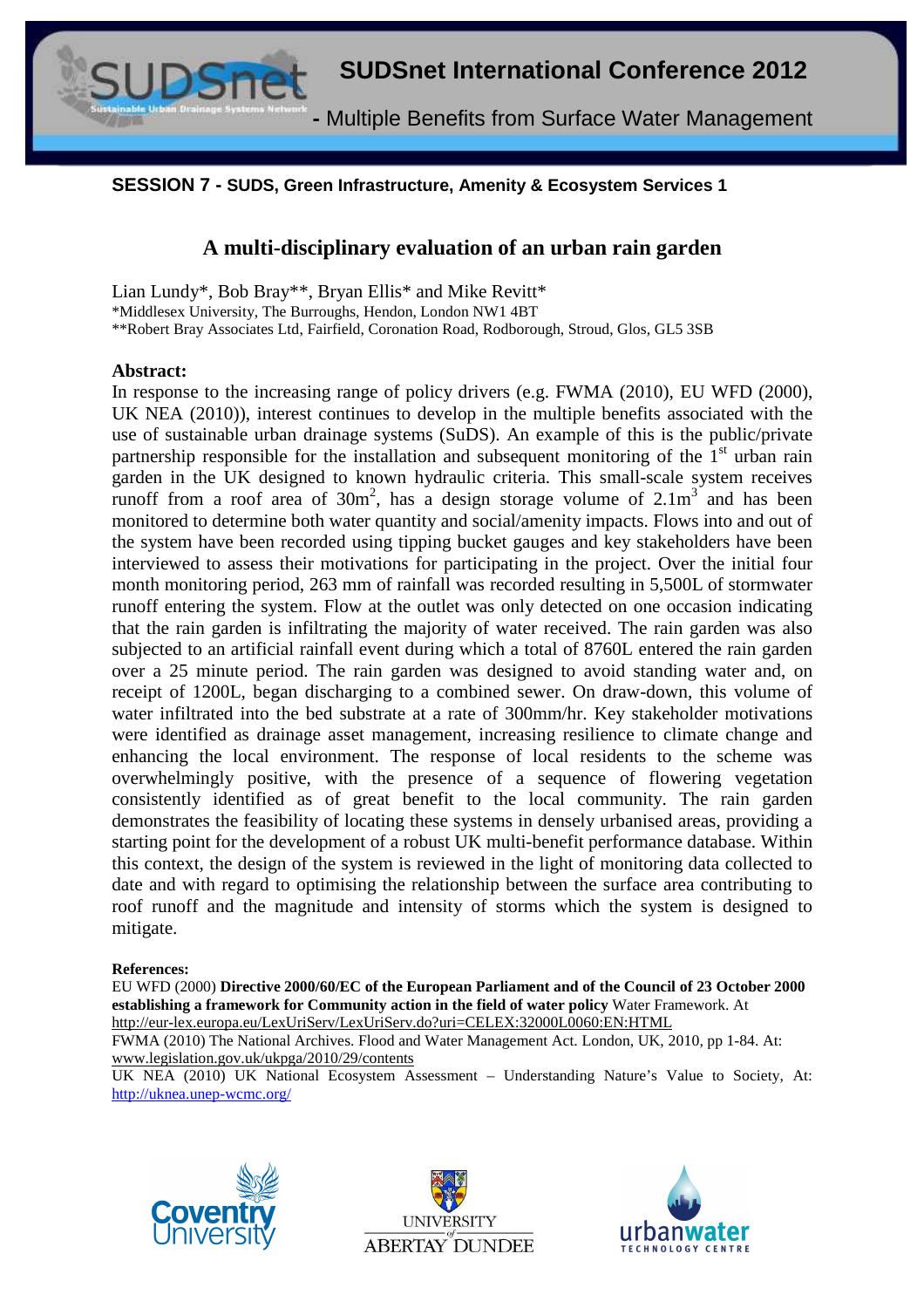**SESSION 7 - SUDS, Green Infrastructure, Amenity & Ecosystem Services 1**

# A multi-disciplinary evaluation of an urban rain garden

Lian Lundy*, Bob Bray**, Bryan Ellis* and Mike Revitt*
*Middlesex University, The Burroughs, Hendon, London NW1 4BT
**Robert Bray Associates Ltd, Fairfield, Coronation Road, Rodborough, Stroud, Glos, GL5 3SB

## Abstract:

In response to the increasing range of policy drivers (e.g. FWMA (2010), EU WFD (2000), UK NEA (2010)), interest continues to develop in the multiple benefits associated with the use of sustainable urban drainage systems (SuDS). An example of this is the public/private partnership responsible for the installation and subsequent monitoring of the 1st urban rain garden in the UK designed to known hydraulic criteria. This small-scale system receives runoff from a roof area of 30m$^2$, has a design storage volume of 2.1m$^3$ and has been monitored to determine both water quantity and social/amenity impacts. Flows into and out of the system have been recorded using tipping bucket gauges and key stakeholders have been interviewed to assess their motivations for participating in the project. Over the initial four month monitoring period, 263 mm of rainfall was recorded resulting in 5,500L of stormwater runoff entering the system. Flow at the outlet was only detected on one occasion indicating that the rain garden is infiltrating the majority of water received. The rain garden was also subjected to an artificial rainfall event during which a total of 8760L entered the rain garden over a 25 minute period. The rain garden was designed to avoid standing water and, on receipt of 1200L, began discharging to a combined sewer. On draw-down, this volume of water infiltrated into the bed substrate at a rate of 300mm/hr. Key stakeholder motivations were identified as drainage asset management, increasing resilience to climate change and enhancing the local environment. The response of local residents to the scheme was overwhelmingly positive, with the presence of a sequence of flowering vegetation consistently identified as of great benefit to the local community. The rain garden demonstrates the feasibility of locating these systems in densely urbanised areas, providing a starting point for the development of a robust UK multi-benefit performance database. Within this context, the design of the system is reviewed in the light of monitoring data collected to date and with regard to optimising the relationship between the surface area contributing to roof runoff and the magnitude and intensity of storms which the system is designed to mitigate.

**References:**

EU WFD (2000) **Directive 2000/60/EC of the European Parliament and of the Council of 23 October 2000 establishing a framework for Community action in the field of water policy** Water Framework. At http://eur-lex.europa.eu/LexUriServ/LexUriServ.do?uri=CELEX:32000L0060:EN:HTML

FWMA (2010) The National Archives. Flood and Water Management Act. London, UK, 2010, pp 1-84. At: www.legislation.gov.uk/ukpga/2010/29/contents

UK NEA (2010) UK National Ecosystem Assessment – Understanding Nature's Value to Society, At: http://uknea.unep-wcmc.org/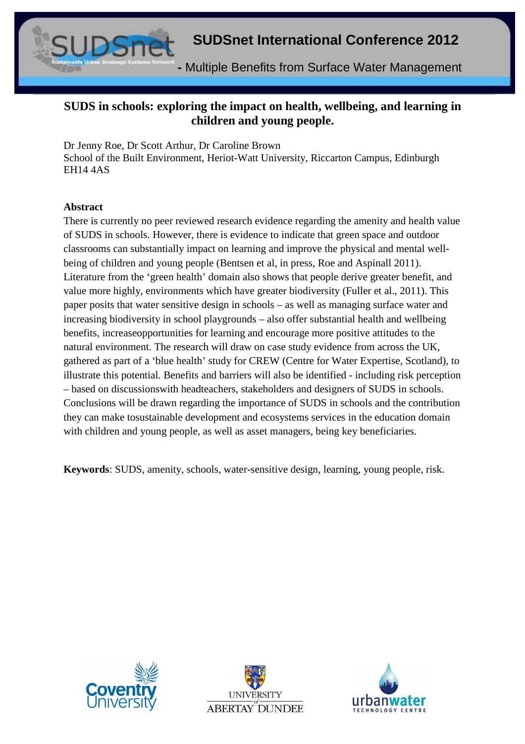# SUDSnet International Conference 2012

**- Multiple Benefits from Surface Water Management**

## SUDS in schools: exploring the impact on health, wellbeing, and learning in children and young people.

Dr Jenny Roe, Dr Scott Arthur, Dr Caroline Brown
School of the Built Environment, Heriot-Watt University, Riccarton Campus, Edinburgh EH14 4AS

### Abstract

There is currently no peer reviewed research evidence regarding the amenity and health value of SUDS in schools. However, there is evidence to indicate that green space and outdoor classrooms can substantially impact on learning and improve the physical and mental well-being of children and young people (Bentsen et al, in press, Roe and Aspinall 2011). Literature from the 'green health' domain also shows that people derive greater benefit, and value more highly, environments which have greater biodiversity (Fuller et al., 2011). This paper posits that water sensitive design in schools – as well as managing surface water and increasing biodiversity in school playgrounds – also offer substantial health and wellbeing benefits, increaseopportunities for learning and encourage more positive attitudes to the natural environment. The research will draw on case study evidence from across the UK, gathered as part of a 'blue health' study for CREW (Centre for Water Expertise, Scotland), to illustrate this potential. Benefits and barriers will also be identified - including risk perception – based on discussionswith headteachers, stakeholders and designers of SUDS in schools. Conclusions will be drawn regarding the importance of SUDS in schools and the contribution they can make tosustainable development and ecosystems services in the education domain with children and young people, as well as asset managers, being key beneficiaries.

**Keywords**: SUDS, amenity, schools, water-sensitive design, learning, young people, risk.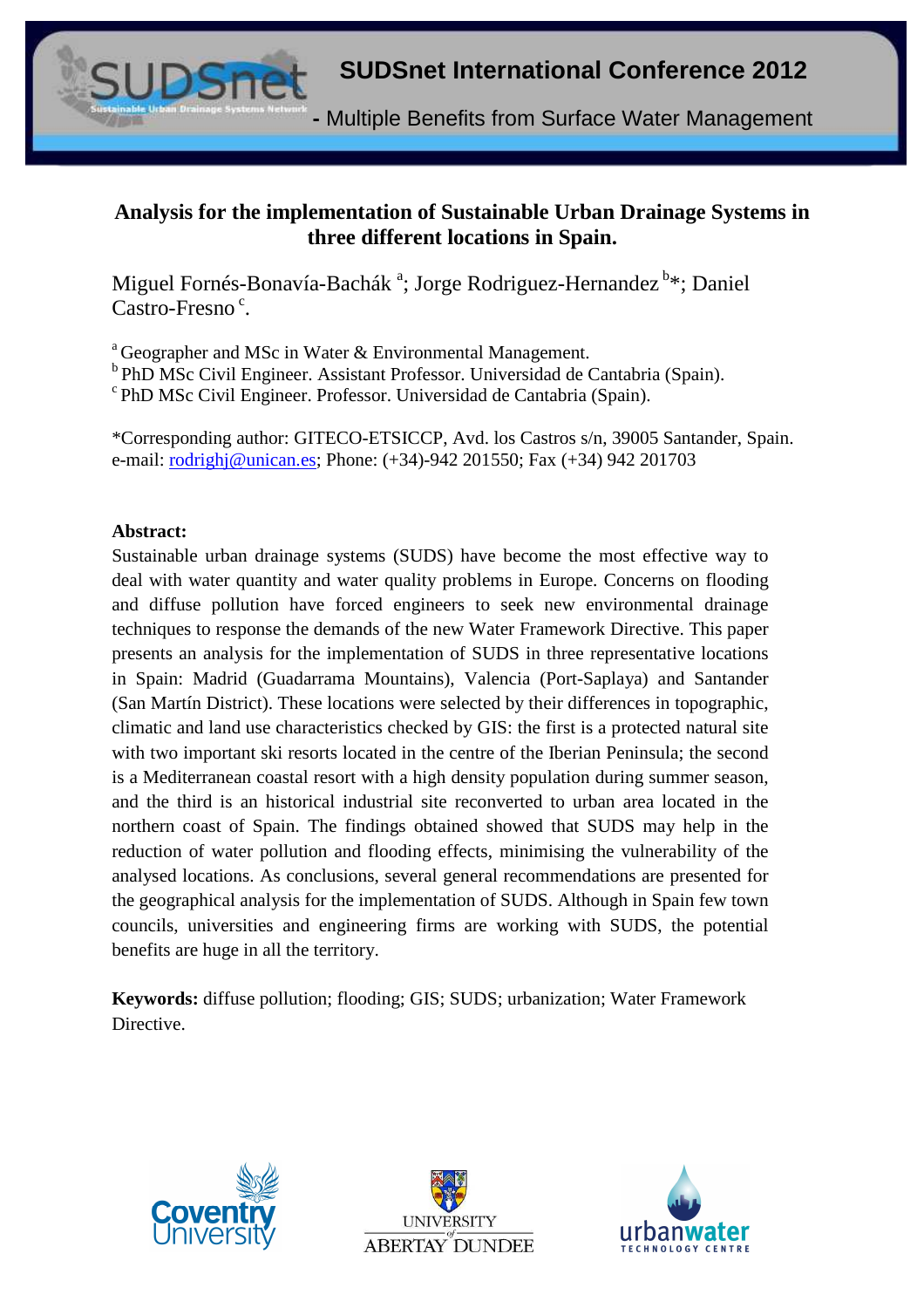# Analysis for the implementation of Sustainable Urban Drainage Systems in three different locations in Spain.

Miguel Fornés-Bonavía-Bachák [a]; Jorge Rodriguez-Hernandez [b]*; Daniel Castro-Fresno [c].

[a] Geographer and MSc in Water & Environmental Management.
[b] PhD MSc Civil Engineer. Assistant Professor. Universidad de Cantabria (Spain).
[c] PhD MSc Civil Engineer. Professor. Universidad de Cantabria (Spain).

*Corresponding author: GITECO-ETSICCP, Avd. los Castros s/n, 39005 Santander, Spain.
e-mail: rodrighj@unican.es; Phone: (+34)-942 201550; Fax (+34) 942 201703

**Abstract:**

Sustainable urban drainage systems (SUDS) have become the most effective way to deal with water quantity and water quality problems in Europe. Concerns on flooding and diffuse pollution have forced engineers to seek new environmental drainage techniques to response the demands of the new Water Framework Directive. This paper presents an analysis for the implementation of SUDS in three representative locations in Spain: Madrid (Guadarrama Mountains), Valencia (Port-Saplaya) and Santander (San Martín District). These locations were selected by their differences in topographic, climatic and land use characteristics checked by GIS: the first is a protected natural site with two important ski resorts located in the centre of the Iberian Peninsula; the second is a Mediterranean coastal resort with a high density population during summer season, and the third is an historical industrial site reconverted to urban area located in the northern coast of Spain. The findings obtained showed that SUDS may help in the reduction of water pollution and flooding effects, minimising the vulnerability of the analysed locations. As conclusions, several general recommendations are presented for the geographical analysis for the implementation of SUDS. Although in Spain few town councils, universities and engineering firms are working with SUDS, the potential benefits are huge in all the territory.

**Keywords:** diffuse pollution; flooding; GIS; SUDS; urbanization; Water Framework Directive.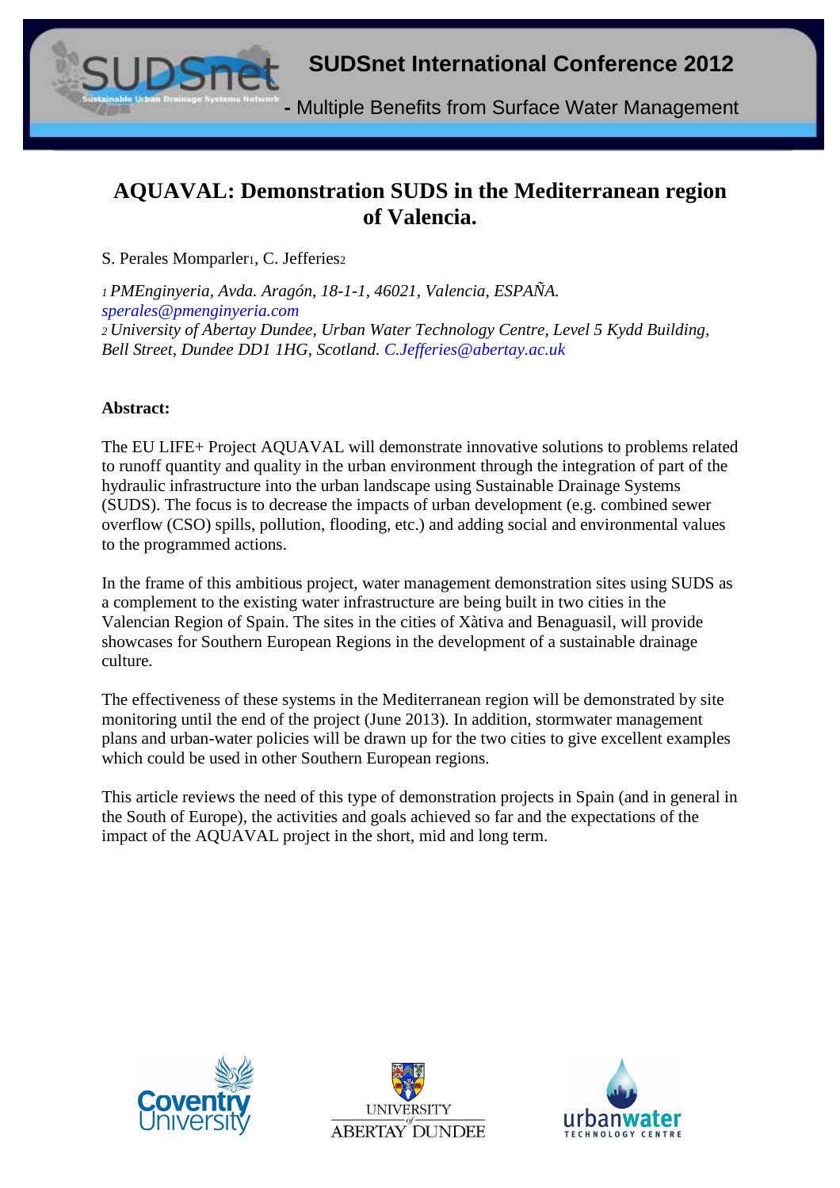# AQUAVAL: Demonstration SUDS in the Mediterranean region of Valencia.

S. Perales Momparler[1], C. Jefferies[2]

[1] *PMEnginyeria, Avda. Aragón, 18-1-1, 46021, Valencia, ESPAÑA.* *sperales@pmenginyeria.com*
[2] *University of Abertay Dundee, Urban Water Technology Centre, Level 5 Kydd Building, Bell Street, Dundee DD1 1HG, Scotland.* *C.Jefferies@abertay.ac.uk*

**Abstract:**

The EU LIFE+ Project AQUAVAL will demonstrate innovative solutions to problems related to runoff quantity and quality in the urban environment through the integration of part of the hydraulic infrastructure into the urban landscape using Sustainable Drainage Systems (SUDS). The focus is to decrease the impacts of urban development (e.g. combined sewer overflow (CSO) spills, pollution, flooding, etc.) and adding social and environmental values to the programmed actions.

In the frame of this ambitious project, water management demonstration sites using SUDS as a complement to the existing water infrastructure are being built in two cities in the Valencian Region of Spain. The sites in the cities of Xàtiva and Benaguasil, will provide showcases for Southern European Regions in the development of a sustainable drainage culture.

The effectiveness of these systems in the Mediterranean region will be demonstrated by site monitoring until the end of the project (June 2013). In addition, stormwater management plans and urban-water policies will be drawn up for the two cities to give excellent examples which could be used in other Southern European regions.

This article reviews the need of this type of demonstration projects in Spain (and in general in the South of Europe), the activities and goals achieved so far and the expectations of the impact of the AQUAVAL project in the short, mid and long term.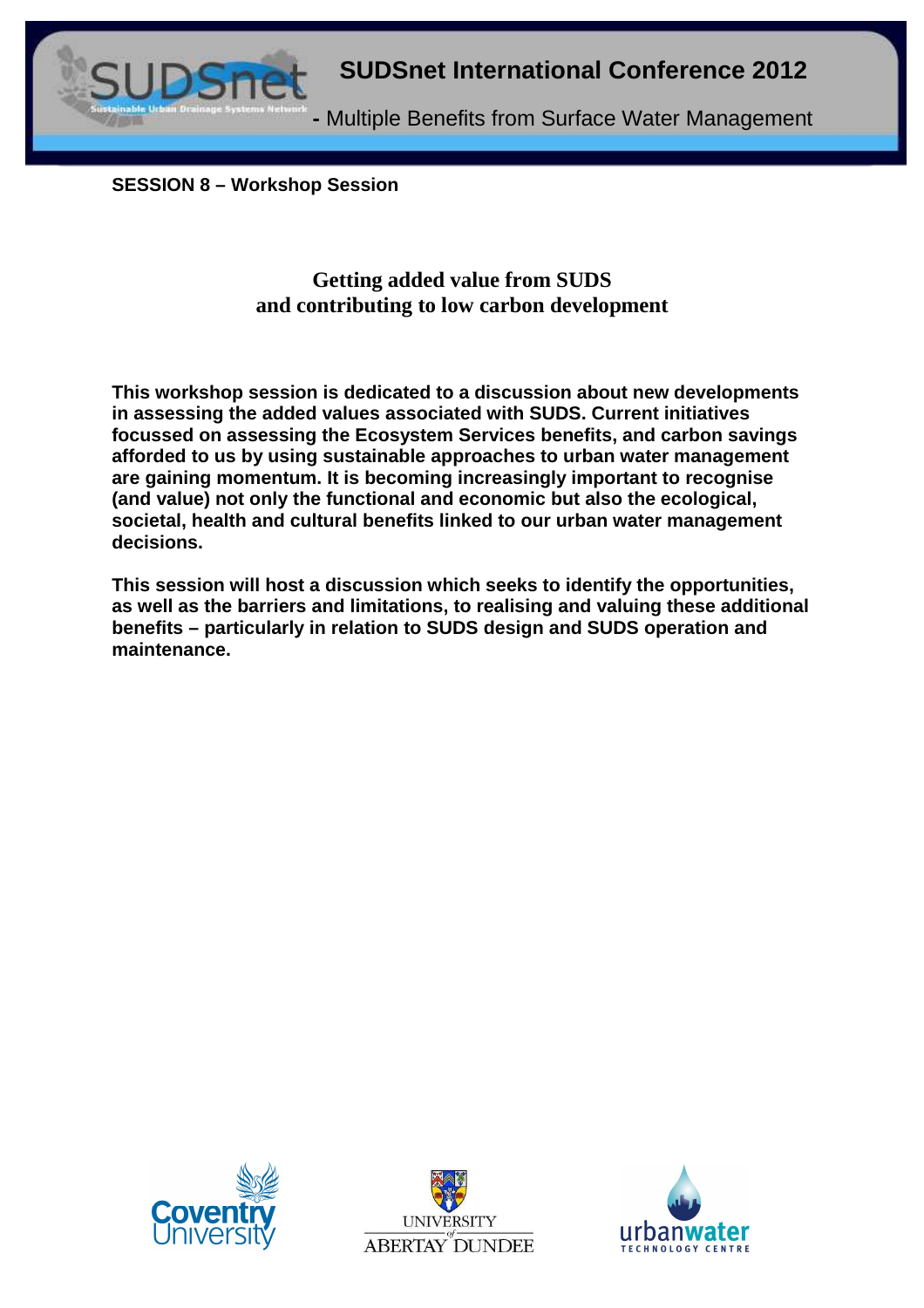**SESSION 8 – Workshop Session**

## Getting added value from SUDS and contributing to low carbon development

**This workshop session is dedicated to a discussion about new developments in assessing the added values associated with SUDS. Current initiatives focussed on assessing the Ecosystem Services benefits, and carbon savings afforded to us by using sustainable approaches to urban water management are gaining momentum. It is becoming increasingly important to recognise (and value) not only the functional and economic but also the ecological, societal, health and cultural benefits linked to our urban water management decisions.**

**This session will host a discussion which seeks to identify the opportunities, as well as the barriers and limitations, to realising and valuing these additional benefits – particularly in relation to SUDS design and SUDS operation and maintenance.**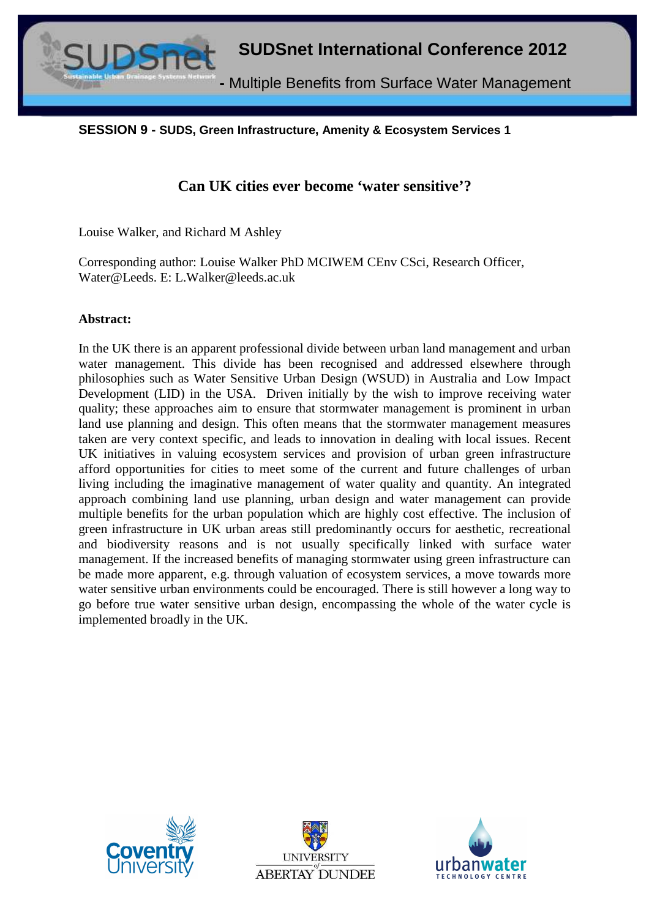**SESSION 9 - SUDS, Green Infrastructure, Amenity & Ecosystem Services 1**

## Can UK cities ever become 'water sensitive'?

Louise Walker, and Richard M Ashley

Corresponding author: Louise Walker PhD MCIWEM CEnv CSci, Research Officer, Water@Leeds. E: L.Walker@leeds.ac.uk

**Abstract:**

In the UK there is an apparent professional divide between urban land management and urban water management. This divide has been recognised and addressed elsewhere through philosophies such as Water Sensitive Urban Design (WSUD) in Australia and Low Impact Development (LID) in the USA. Driven initially by the wish to improve receiving water quality; these approaches aim to ensure that stormwater management is prominent in urban land use planning and design. This often means that the stormwater management measures taken are very context specific, and leads to innovation in dealing with local issues. Recent UK initiatives in valuing ecosystem services and provision of urban green infrastructure afford opportunities for cities to meet some of the current and future challenges of urban living including the imaginative management of water quality and quantity. An integrated approach combining land use planning, urban design and water management can provide multiple benefits for the urban population which are highly cost effective. The inclusion of green infrastructure in UK urban areas still predominantly occurs for aesthetic, recreational and biodiversity reasons and is not usually specifically linked with surface water management. If the increased benefits of managing stormwater using green infrastructure can be made more apparent, e.g. through valuation of ecosystem services, a move towards more water sensitive urban environments could be encouraged. There is still however a long way to go before true water sensitive urban design, encompassing the whole of the water cycle is implemented broadly in the UK.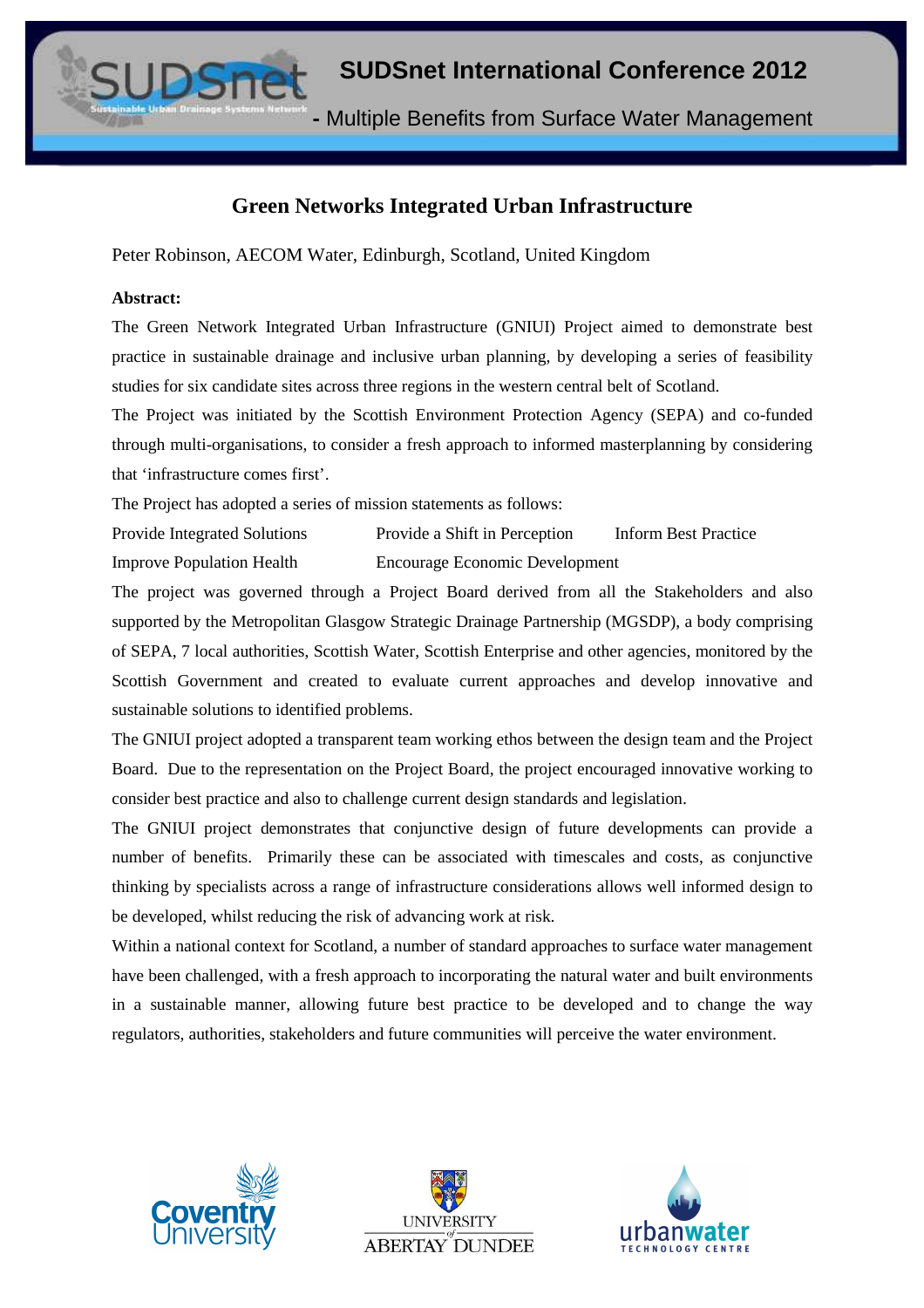# Green Networks Integrated Urban Infrastructure

Peter Robinson, AECOM Water, Edinburgh, Scotland, United Kingdom

**Abstract:**

The Green Network Integrated Urban Infrastructure (GNIUI) Project aimed to demonstrate best practice in sustainable drainage and inclusive urban planning, by developing a series of feasibility studies for six candidate sites across three regions in the western central belt of Scotland.

The Project was initiated by the Scottish Environment Protection Agency (SEPA) and co-funded through multi-organisations, to consider a fresh approach to informed masterplanning by considering that 'infrastructure comes first'.

The Project has adopted a series of mission statements as follows:

- Provide Integrated Solutions
- Provide a Shift in Perception
- Inform Best Practice
- Improve Population Health
- Encourage Economic Development

The project was governed through a Project Board derived from all the Stakeholders and also supported by the Metropolitan Glasgow Strategic Drainage Partnership (MGSDP), a body comprising of SEPA, 7 local authorities, Scottish Water, Scottish Enterprise and other agencies, monitored by the Scottish Government and created to evaluate current approaches and develop innovative and sustainable solutions to identified problems.

The GNIUI project adopted a transparent team working ethos between the design team and the Project Board. Due to the representation on the Project Board, the project encouraged innovative working to consider best practice and also to challenge current design standards and legislation.

The GNIUI project demonstrates that conjunctive design of future developments can provide a number of benefits. Primarily these can be associated with timescales and costs, as conjunctive thinking by specialists across a range of infrastructure considerations allows well informed design to be developed, whilst reducing the risk of advancing work at risk.

Within a national context for Scotland, a number of standard approaches to surface water management have been challenged, with a fresh approach to incorporating the natural water and built environments in a sustainable manner, allowing future best practice to be developed and to change the way regulators, authorities, stakeholders and future communities will perceive the water environment.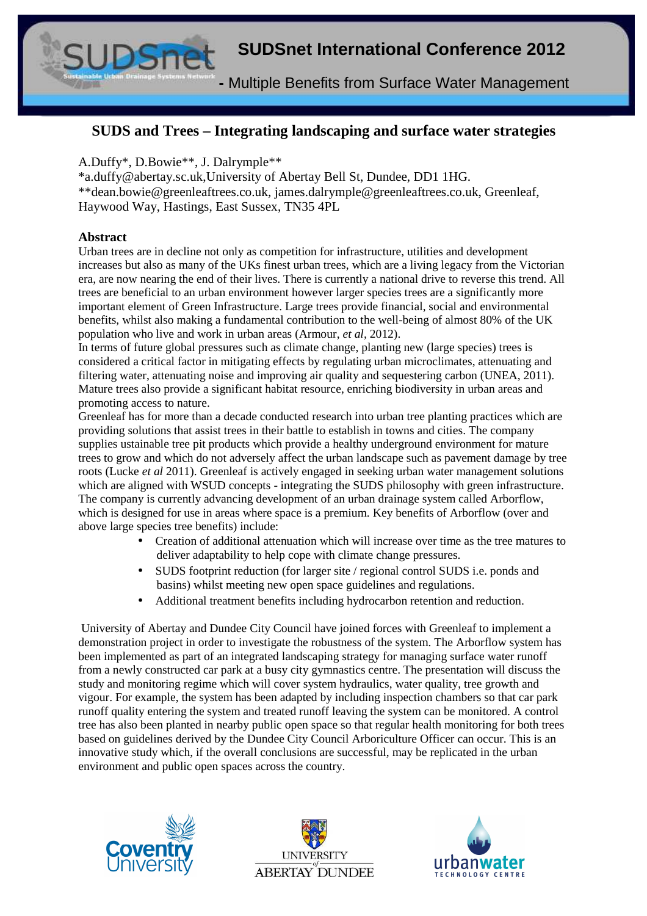# SUDS and Trees – Integrating landscaping and surface water strategies

A.Duffy*, D.Bowie**, J. Dalrymple**

*a.duffy@abertay.sc.uk,University of Abertay Bell St, Dundee, DD1 1HG.

**dean.bowie@greenleaftrees.co.uk, james.dalrymple@greenleaftrees.co.uk, Greenleaf, Haywood Way, Hastings, East Sussex, TN35 4PL

## Abstract

Urban trees are in decline not only as competition for infrastructure, utilities and development increases but also as many of the UKs finest urban trees, which are a living legacy from the Victorian era, are now nearing the end of their lives. There is currently a national drive to reverse this trend. All trees are beneficial to an urban environment however larger species trees are a significantly more important element of Green Infrastructure. Large trees provide financial, social and environmental benefits, whilst also making a fundamental contribution to the well-being of almost 80% of the UK population who live and work in urban areas (Armour, *et al,* 2012).

In terms of future global pressures such as climate change, planting new (large species) trees is considered a critical factor in mitigating effects by regulating urban microclimates, attenuating and filtering water, attenuating noise and improving air quality and sequestering carbon (UNEA, 2011). Mature trees also provide a significant habitat resource, enriching biodiversity in urban areas and promoting access to nature.

Greenleaf has for more than a decade conducted research into urban tree planting practices which are providing solutions that assist trees in their battle to establish in towns and cities. The company supplies ustainable tree pit products which provide a healthy underground environment for mature trees to grow and which do not adversely affect the urban landscape such as pavement damage by tree roots (Lucke *et al* 2011). Greenleaf is actively engaged in seeking urban water management solutions which are aligned with WSUD concepts - integrating the SUDS philosophy with green infrastructure. The company is currently advancing development of an urban drainage system called Arborflow, which is designed for use in areas where space is a premium. Key benefits of Arborflow (over and above large species tree benefits) include:

- Creation of additional attenuation which will increase over time as the tree matures to deliver adaptability to help cope with climate change pressures.
- SUDS footprint reduction (for larger site / regional control SUDS i.e. ponds and basins) whilst meeting new open space guidelines and regulations.
- Additional treatment benefits including hydrocarbon retention and reduction.

University of Abertay and Dundee City Council have joined forces with Greenleaf to implement a demonstration project in order to investigate the robustness of the system. The Arborflow system has been implemented as part of an integrated landscaping strategy for managing surface water runoff from a newly constructed car park at a busy city gymnastics centre. The presentation will discuss the study and monitoring regime which will cover system hydraulics, water quality, tree growth and vigour. For example, the system has been adapted by including inspection chambers so that car park runoff quality entering the system and treated runoff leaving the system can be monitored. A control tree has also been planted in nearby public open space so that regular health monitoring for both trees based on guidelines derived by the Dundee City Council Arboriculture Officer can occur. This is an innovative study which, if the overall conclusions are successful, may be replicated in the urban environment and public open spaces across the country.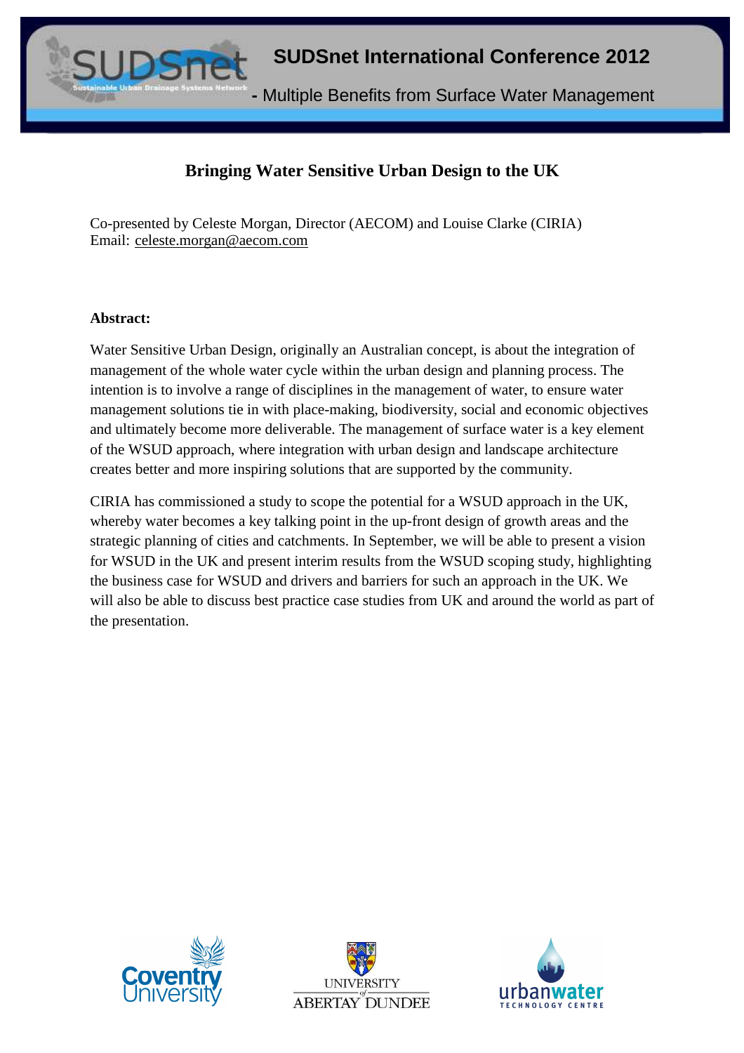# Bringing Water Sensitive Urban Design to the UK

Co-presented by Celeste Morgan, Director (AECOM) and Louise Clarke (CIRIA)
Email: celeste.morgan@aecom.com

**Abstract:**

Water Sensitive Urban Design, originally an Australian concept, is about the integration of management of the whole water cycle within the urban design and planning process. The intention is to involve a range of disciplines in the management of water, to ensure water management solutions tie in with place-making, biodiversity, social and economic objectives and ultimately become more deliverable. The management of surface water is a key element of the WSUD approach, where integration with urban design and landscape architecture creates better and more inspiring solutions that are supported by the community.

CIRIA has commissioned a study to scope the potential for a WSUD approach in the UK, whereby water becomes a key talking point in the up-front design of growth areas and the strategic planning of cities and catchments. In September, we will be able to present a vision for WSUD in the UK and present interim results from the WSUD scoping study, highlighting the business case for WSUD and drivers and barriers for such an approach in the UK. We will also be able to discuss best practice case studies from UK and around the world as part of the presentation.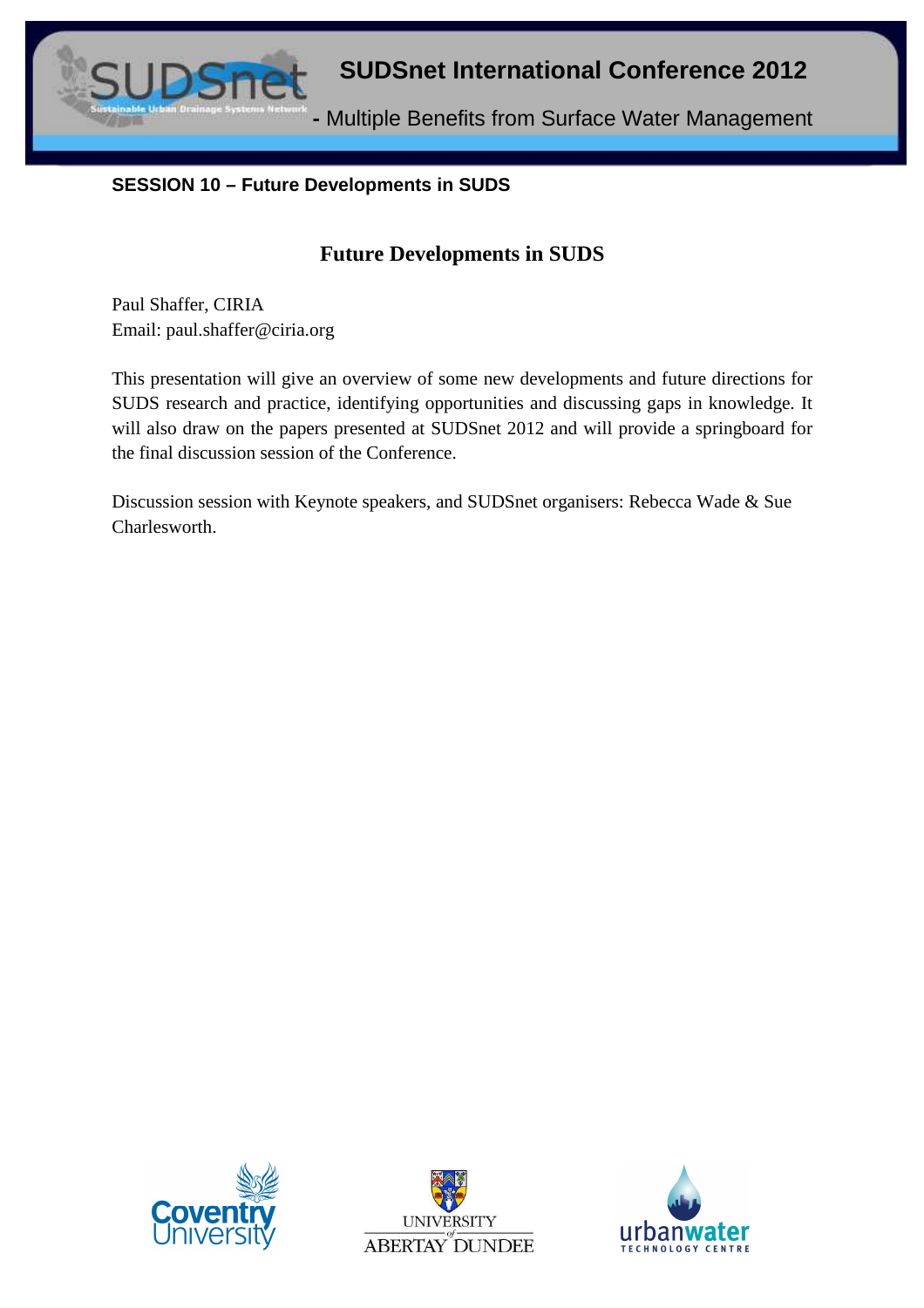**SESSION 10 – Future Developments in SUDS**

# Future Developments in SUDS

Paul Shaffer, CIRIA
Email: paul.shaffer@ciria.org

This presentation will give an overview of some new developments and future directions for SUDS research and practice, identifying opportunities and discussing gaps in knowledge. It will also draw on the papers presented at SUDSnet 2012 and will provide a springboard for the final discussion session of the Conference.

Discussion session with Keynote speakers, and SUDSnet organisers: Rebecca Wade & Sue Charlesworth.